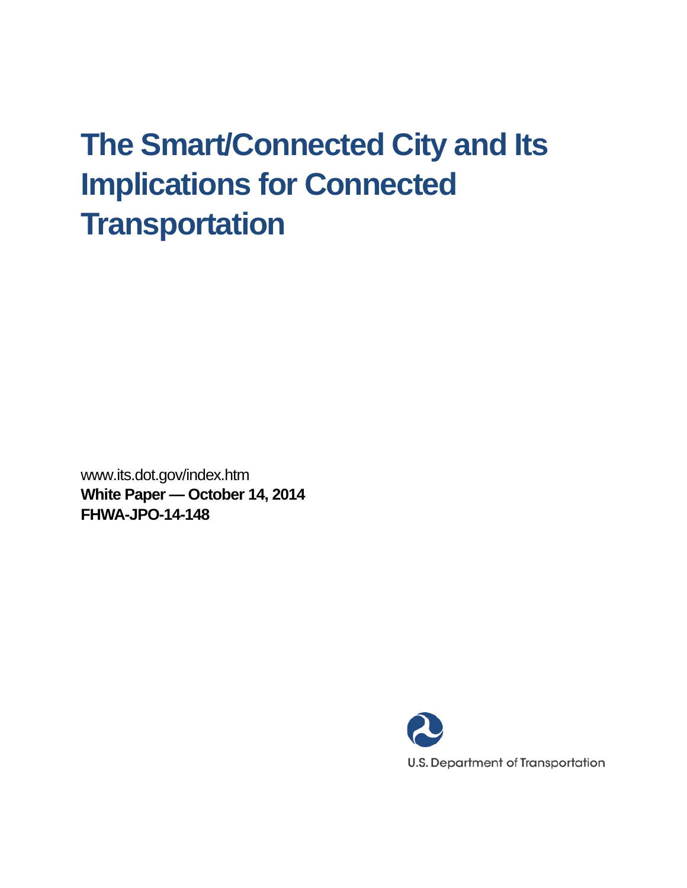# The Smart/Connected City and Its Implications for Connected Transportation

www.its.dot.gov/index.htm

**White Paper — October 14, 2014**

**FHWA-JPO-14-148**

U.S. Department of Transportation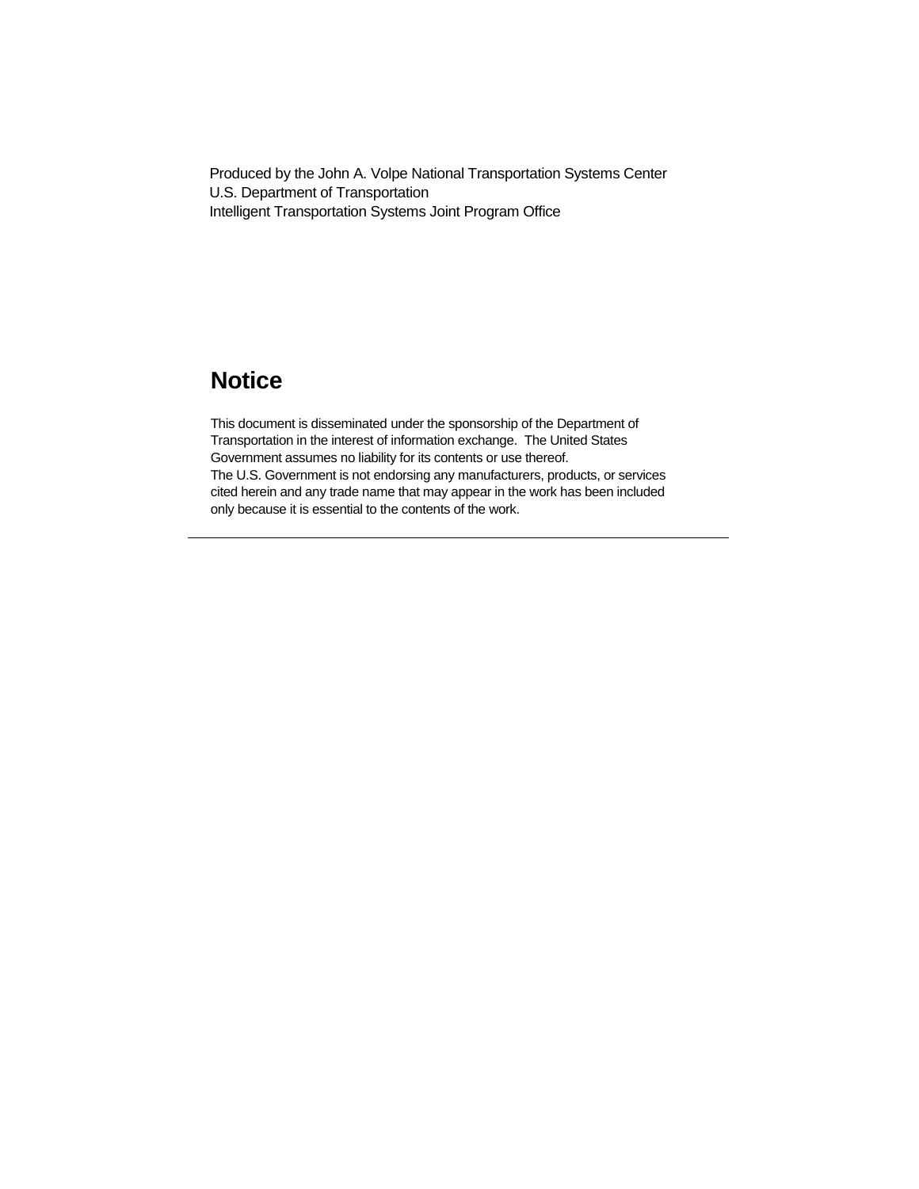Produced by the John A. Volpe National Transportation Systems Center
U.S. Department of Transportation
Intelligent Transportation Systems Joint Program Office

## Notice

This document is disseminated under the sponsorship of the Department of Transportation in the interest of information exchange. The United States Government assumes no liability for its contents or use thereof.
The U.S. Government is not endorsing any manufacturers, products, or services cited herein and any trade name that may appear in the work has been included only because it is essential to the contents of the work.

---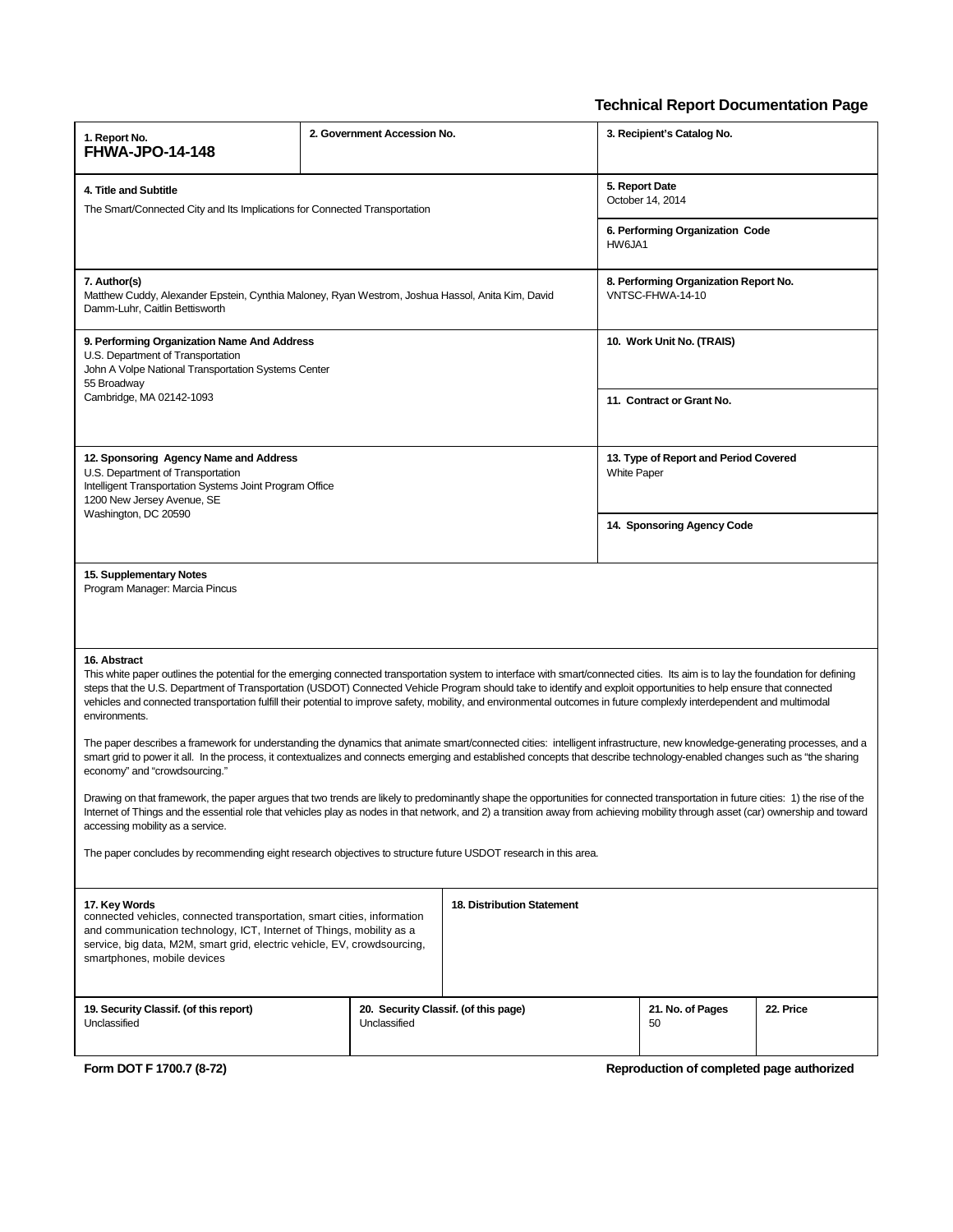## Technical Report Documentation Page

| **1. Report No.** FHWA-JPO-14-148 | **2. Government Accession No.** | **3. Recipient's Catalog No.** |
|---|---|---|
| **4. Title and Subtitle** The Smart/Connected City and Its Implications for Connected Transportation | | **5. Report Date** October 14, 2014 |
| | | **6. Performing Organization Code** HW6JA1 |
| **7. Author(s)** Matthew Cuddy, Alexander Epstein, Cynthia Maloney, Ryan Westrom, Joshua Hassol, Anita Kim, David Damm-Luhr, Caitlin Bettisworth | | **8. Performing Organization Report No.** VNTSC-FHWA-14-10 |
| **9. Performing Organization Name And Address** U.S. Department of Transportation John A Volpe National Transportation Systems Center 55 Broadway Cambridge, MA 02142-1093 | | **10. Work Unit No. (TRAIS)** |
| | | **11. Contract or Grant No.** |
| **12. Sponsoring Agency Name and Address** U.S. Department of Transportation Intelligent Transportation Systems Joint Program Office 1200 New Jersey Avenue, SE Washington, DC 20590 | | **13. Type of Report and Period Covered** White Paper |
| | | **14. Sponsoring Agency Code** |

**15. Supplementary Notes**

Program Manager: Marcia Pincus

**16. Abstract**

This white paper outlines the potential for the emerging connected transportation system to interface with smart/connected cities. Its aim is to lay the foundation for defining steps that the U.S. Department of Transportation (USDOT) Connected Vehicle Program should take to identify and exploit opportunities to help ensure that connected vehicles and connected transportation fulfill their potential to improve safety, mobility, and environmental outcomes in future complexly interdependent and multimodal environments.

The paper describes a framework for understanding the dynamics that animate smart/connected cities: intelligent infrastructure, new knowledge-generating processes, and a smart grid to power it all. In the process, it contextualizes and connects emerging and established concepts that describe technology-enabled changes such as "the sharing economy" and "crowdsourcing."

Drawing on that framework, the paper argues that two trends are likely to predominantly shape the opportunities for connected transportation in future cities: 1) the rise of the Internet of Things and the essential role that vehicles play as nodes in that network, and 2) a transition away from achieving mobility through asset (car) ownership and toward accessing mobility as a service.

The paper concludes by recommending eight research objectives to structure future USDOT research in this area.

| **17. Key Words** connected vehicles, connected transportation, smart cities, information and communication technology, ICT, Internet of Things, mobility as a service, big data, M2M, smart grid, electric vehicle, EV, crowdsourcing, smartphones, mobile devices | **18. Distribution Statement** | | |
|---|---|---|---|
| **19. Security Classif. (of this report)** Unclassified | **20. Security Classif. (of this page)** Unclassified | **21. No. of Pages** 50 | **22. Price** |

**Form DOT F 1700.7 (8-72)** **Reproduction of completed page authorized**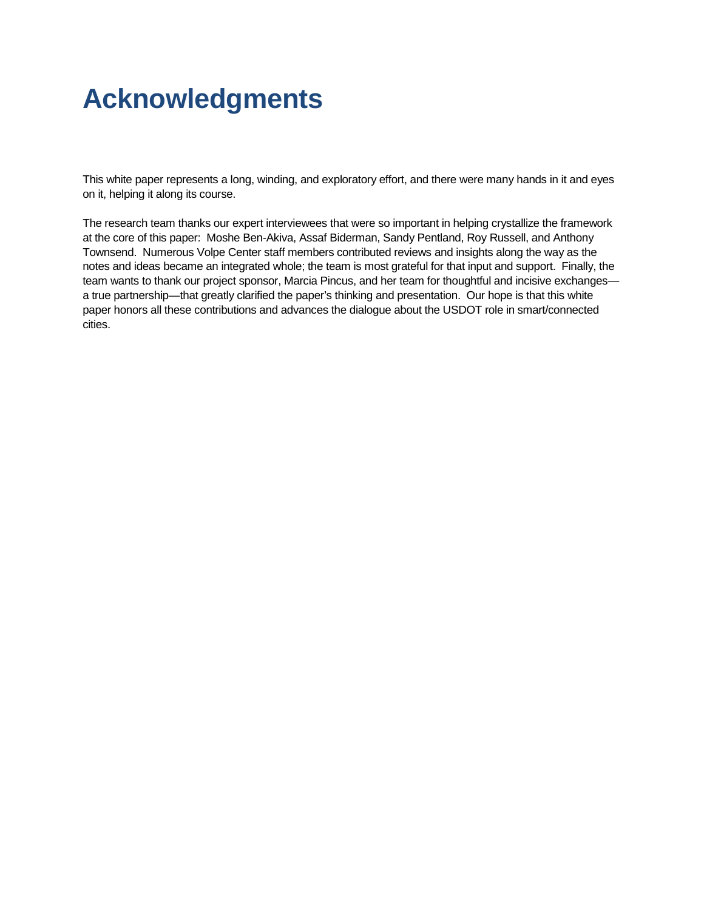# Acknowledgments

This white paper represents a long, winding, and exploratory effort, and there were many hands in it and eyes on it, helping it along its course.

The research team thanks our expert interviewees that were so important in helping crystallize the framework at the core of this paper: Moshe Ben-Akiva, Assaf Biderman, Sandy Pentland, Roy Russell, and Anthony Townsend. Numerous Volpe Center staff members contributed reviews and insights along the way as the notes and ideas became an integrated whole; the team is most grateful for that input and support. Finally, the team wants to thank our project sponsor, Marcia Pincus, and her team for thoughtful and incisive exchanges—a true partnership—that greatly clarified the paper's thinking and presentation. Our hope is that this white paper honors all these contributions and advances the dialogue about the USDOT role in smart/connected cities.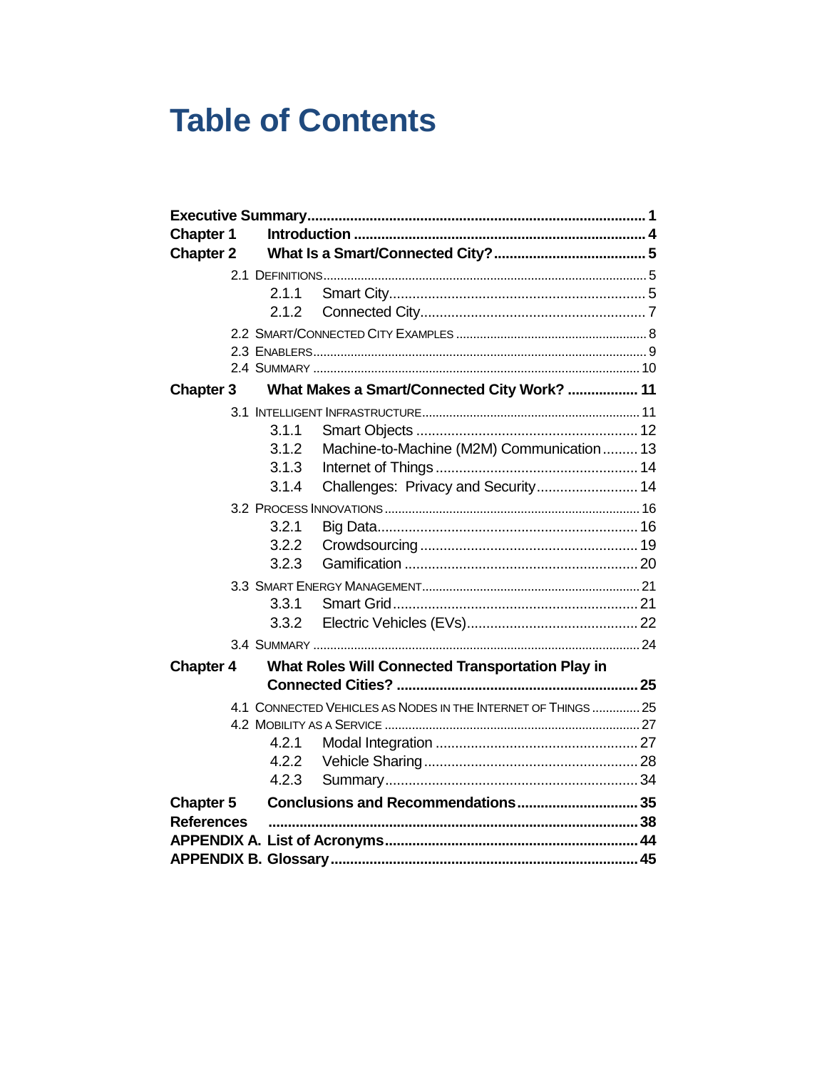# Table of Contents

**Executive Summary** ..... **1**
**Chapter 1 Introduction** ..... **4**
**Chapter 2 What Is a Smart/Connected City?** ..... **5**

- 2.1 Definitions ..... 5
  - 2.1.1 Smart City ..... 5
  - 2.1.2 Connected City ..... 7
- 2.2 Smart/Connected City Examples ..... 8
- 2.3 Enablers ..... 9
- 2.4 Summary ..... 10

**Chapter 3 What Makes a Smart/Connected City Work?** ..... **11**

- 3.1 Intelligent Infrastructure ..... 11
  - 3.1.1 Smart Objects ..... 12
  - 3.1.2 Machine-to-Machine (M2M) Communication ..... 13
  - 3.1.3 Internet of Things ..... 14
  - 3.1.4 Challenges: Privacy and Security ..... 14
- 3.2 Process Innovations ..... 16
  - 3.2.1 Big Data ..... 16
  - 3.2.2 Crowdsourcing ..... 19
  - 3.2.3 Gamification ..... 20
- 3.3 Smart Energy Management ..... 21
  - 3.3.1 Smart Grid ..... 21
  - 3.3.2 Electric Vehicles (EVs) ..... 22
- 3.4 Summary ..... 24

**Chapter 4 What Roles Will Connected Transportation Play in Connected Cities?** ..... **25**

- 4.1 Connected Vehicles as Nodes in the Internet of Things ..... 25
- 4.2 Mobility as a Service ..... 27
  - 4.2.1 Modal Integration ..... 27
  - 4.2.2 Vehicle Sharing ..... 28
  - 4.2.3 Summary ..... 34

**Chapter 5 Conclusions and Recommendations** ..... **35**
**References** ..... **38**
**APPENDIX A. List of Acronyms** ..... **44**
**APPENDIX B. Glossary** ..... **45**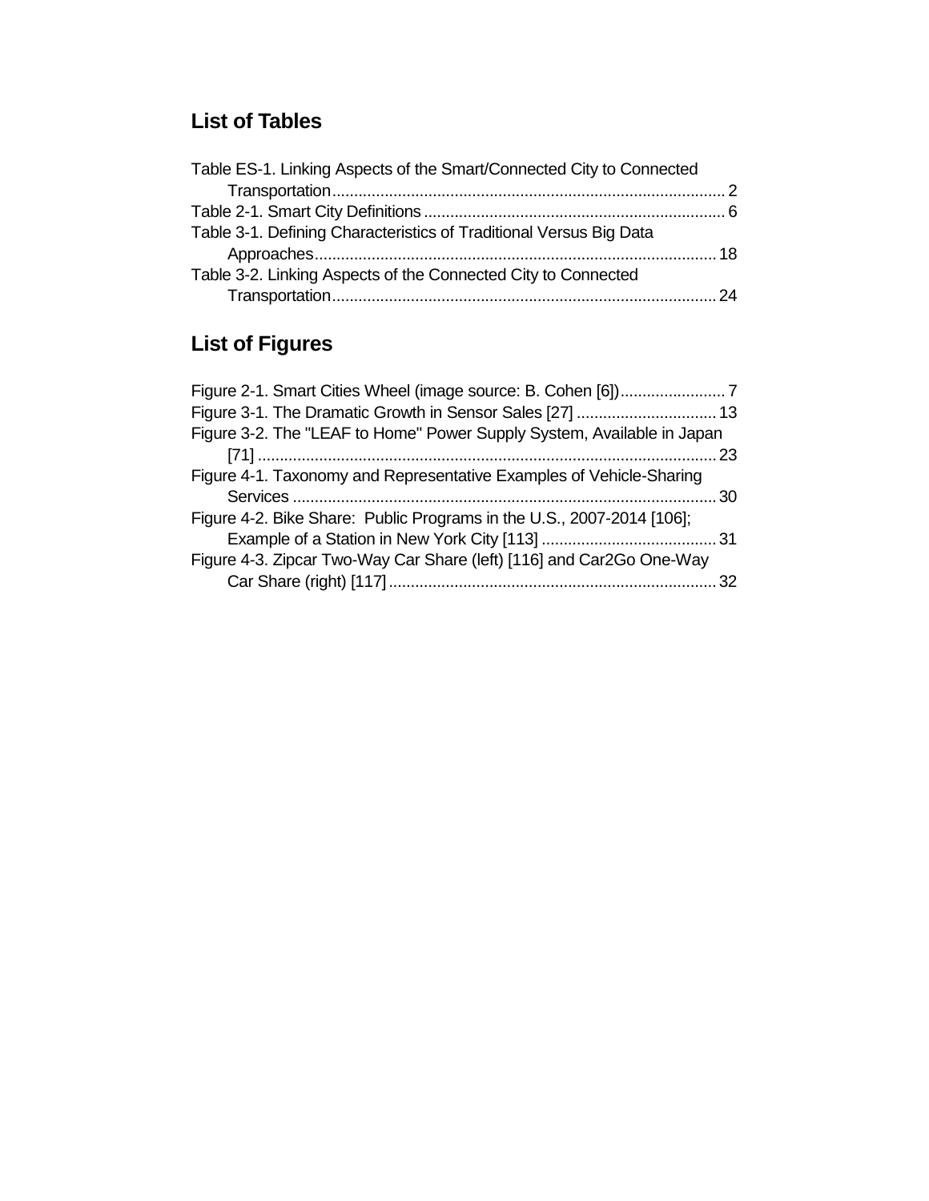## List of Tables

Table ES-1. Linking Aspects of the Smart/Connected City to Connected Transportation ........................................................................................ 2

Table 2-1. Smart City Definitions ................................................................... 6

Table 3-1. Defining Characteristics of Traditional Versus Big Data Approaches .......................................................................................... 18

Table 3-2. Linking Aspects of the Connected City to Connected Transportation ...................................................................................... 24

## List of Figures

Figure 2-1. Smart Cities Wheel (image source: B. Cohen [6]) ........................ 7

Figure 3-1. The Dramatic Growth in Sensor Sales [27] ................................ 13

Figure 3-2. The "LEAF to Home" Power Supply System, Available in Japan [71] ........................................................................................................ 23

Figure 4-1. Taxonomy and Representative Examples of Vehicle-Sharing Services ................................................................................................ 30

Figure 4-2. Bike Share: Public Programs in the U.S., 2007-2014 [106]; Example of a Station in New York City [113] ........................................ 31

Figure 4-3. Zipcar Two-Way Car Share (left) [116] and Car2Go One-Way Car Share (right) [117] .......................................................................... 32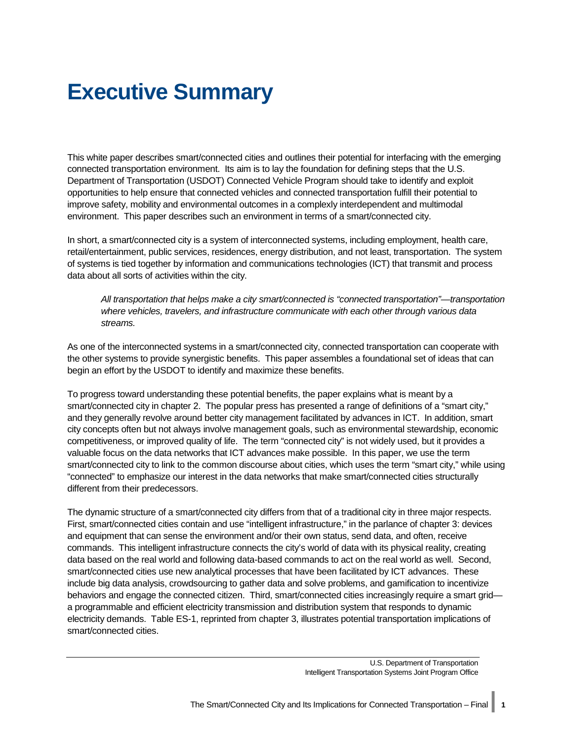# Executive Summary

This white paper describes smart/connected cities and outlines their potential for interfacing with the emerging connected transportation environment. Its aim is to lay the foundation for defining steps that the U.S. Department of Transportation (USDOT) Connected Vehicle Program should take to identify and exploit opportunities to help ensure that connected vehicles and connected transportation fulfill their potential to improve safety, mobility and environmental outcomes in a complexly interdependent and multimodal environment. This paper describes such an environment in terms of a smart/connected city.

In short, a smart/connected city is a system of interconnected systems, including employment, health care, retail/entertainment, public services, residences, energy distribution, and not least, transportation. The system of systems is tied together by information and communications technologies (ICT) that transmit and process data about all sorts of activities within the city.

> *All transportation that helps make a city smart/connected is "connected transportation"—transportation where vehicles, travelers, and infrastructure communicate with each other through various data streams.*

As one of the interconnected systems in a smart/connected city, connected transportation can cooperate with the other systems to provide synergistic benefits. This paper assembles a foundational set of ideas that can begin an effort by the USDOT to identify and maximize these benefits.

To progress toward understanding these potential benefits, the paper explains what is meant by a smart/connected city in chapter 2. The popular press has presented a range of definitions of a "smart city," and they generally revolve around better city management facilitated by advances in ICT. In addition, smart city concepts often but not always involve management goals, such as environmental stewardship, economic competitiveness, or improved quality of life. The term "connected city" is not widely used, but it provides a valuable focus on the data networks that ICT advances make possible. In this paper, we use the term smart/connected city to link to the common discourse about cities, which uses the term "smart city," while using "connected" to emphasize our interest in the data networks that make smart/connected cities structurally different from their predecessors.

The dynamic structure of a smart/connected city differs from that of a traditional city in three major respects. First, smart/connected cities contain and use "intelligent infrastructure," in the parlance of chapter 3: devices and equipment that can sense the environment and/or their own status, send data, and often, receive commands. This intelligent infrastructure connects the city's world of data with its physical reality, creating data based on the real world and following data-based commands to act on the real world as well. Second, smart/connected cities use new analytical processes that have been facilitated by ICT advances. These include big data analysis, crowdsourcing to gather data and solve problems, and gamification to incentivize behaviors and engage the connected citizen. Third, smart/connected cities increasingly require a smart grid—a programmable and efficient electricity transmission and distribution system that responds to dynamic electricity demands. Table ES-1, reprinted from chapter 3, illustrates potential transportation implications of smart/connected cities.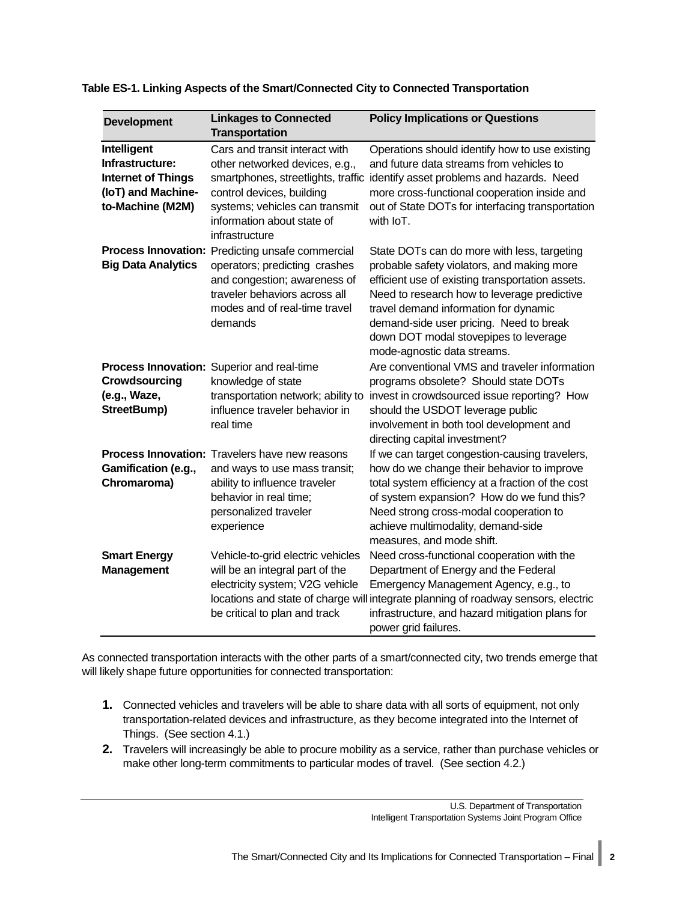**Table ES-1. Linking Aspects of the Smart/Connected City to Connected Transportation**

| Development | Linkages to Connected Transportation | Policy Implications or Questions |
|---|---|---|
| **Intelligent Infrastructure: Internet of Things (IoT) and Machine-to-Machine (M2M)** | Cars and transit interact with other networked devices, e.g., smartphones, streetlights, traffic control devices, building systems; vehicles can transmit information about state of infrastructure | Operations should identify how to use existing and future data streams from vehicles to identify asset problems and hazards. Need more cross-functional cooperation inside and out of State DOTs for interfacing transportation with IoT. |
| **Process Innovation: Big Data Analytics** | Predicting unsafe commercial operators; predicting crashes and congestion; awareness of traveler behaviors across all modes and of real-time travel demands | State DOTs can do more with less, targeting probable safety violators, and making more efficient use of existing transportation assets. Need to research how to leverage predictive travel demand information for dynamic demand-side user pricing. Need to break down DOT modal stovepipes to leverage mode-agnostic data streams. |
| **Process Innovation: Crowdsourcing (e.g., Waze, StreetBump)** | Superior and real-time knowledge of state transportation network; ability to influence traveler behavior in real time | Are conventional VMS and traveler information programs obsolete? Should state DOTs invest in crowdsourced issue reporting? How should the USDOT leverage public involvement in both tool development and directing capital investment? |
| **Process Innovation: Gamification (e.g., Chromaroma)** | Travelers have new reasons and ways to use mass transit; ability to influence traveler behavior in real time; personalized traveler experience | If we can target congestion-causing travelers, how do we change their behavior to improve total system efficiency at a fraction of the cost of system expansion? How do we fund this? Need strong cross-modal cooperation to achieve multimodality, demand-side measures, and mode shift. |
| **Smart Energy Management** | Vehicle-to-grid electric vehicles will be an integral part of the electricity system; V2G vehicle locations and state of charge will be critical to plan and track | Need cross-functional cooperation with the Department of Energy and the Federal Emergency Management Agency, e.g., to integrate planning of roadway sensors, electric infrastructure, and hazard mitigation plans for power grid failures. |

As connected transportation interacts with the other parts of a smart/connected city, two trends emerge that will likely shape future opportunities for connected transportation:

1. Connected vehicles and travelers will be able to share data with all sorts of equipment, not only transportation-related devices and infrastructure, as they become integrated into the Internet of Things. (See section 4.1.)
2. Travelers will increasingly be able to procure mobility as a service, rather than purchase vehicles or make other long-term commitments to particular modes of travel. (See section 4.2.)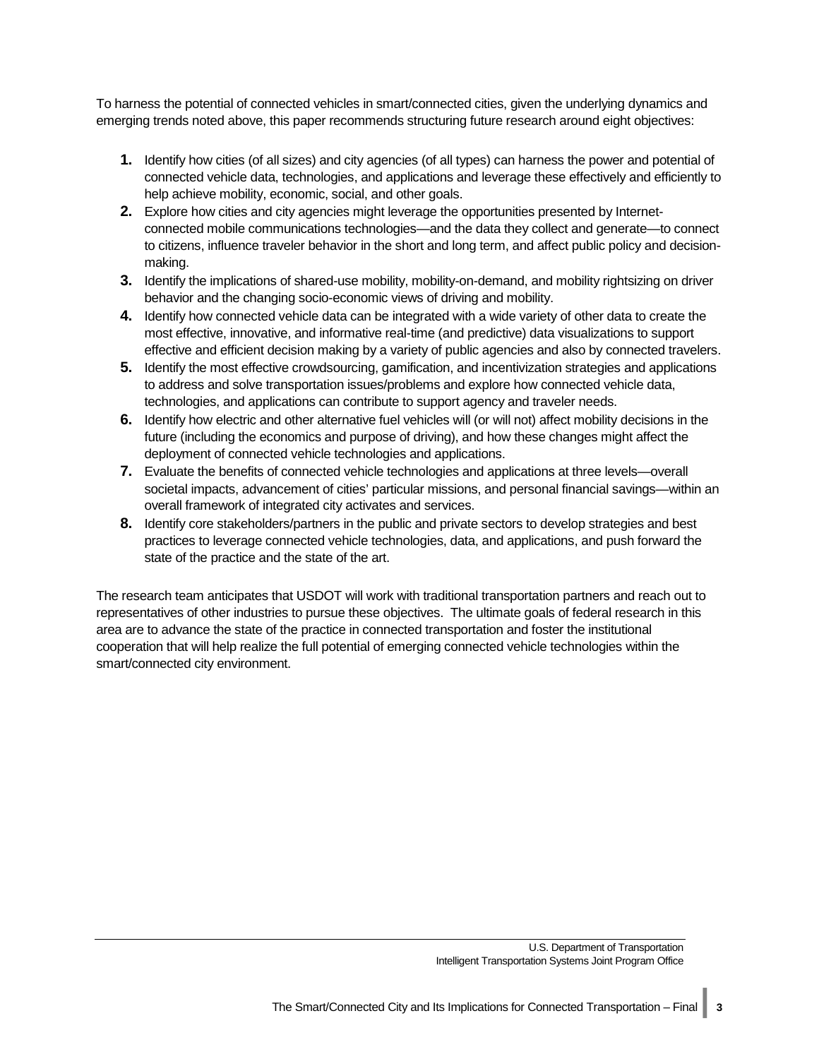To harness the potential of connected vehicles in smart/connected cities, given the underlying dynamics and emerging trends noted above, this paper recommends structuring future research around eight objectives:

1. Identify how cities (of all sizes) and city agencies (of all types) can harness the power and potential of connected vehicle data, technologies, and applications and leverage these effectively and efficiently to help achieve mobility, economic, social, and other goals.
2. Explore how cities and city agencies might leverage the opportunities presented by Internet-connected mobile communications technologies—and the data they collect and generate—to connect to citizens, influence traveler behavior in the short and long term, and affect public policy and decision-making.
3. Identify the implications of shared-use mobility, mobility-on-demand, and mobility rightsizing on driver behavior and the changing socio-economic views of driving and mobility.
4. Identify how connected vehicle data can be integrated with a wide variety of other data to create the most effective, innovative, and informative real-time (and predictive) data visualizations to support effective and efficient decision making by a variety of public agencies and also by connected travelers.
5. Identify the most effective crowdsourcing, gamification, and incentivization strategies and applications to address and solve transportation issues/problems and explore how connected vehicle data, technologies, and applications can contribute to support agency and traveler needs.
6. Identify how electric and other alternative fuel vehicles will (or will not) affect mobility decisions in the future (including the economics and purpose of driving), and how these changes might affect the deployment of connected vehicle technologies and applications.
7. Evaluate the benefits of connected vehicle technologies and applications at three levels—overall societal impacts, advancement of cities' particular missions, and personal financial savings—within an overall framework of integrated city activates and services.
8. Identify core stakeholders/partners in the public and private sectors to develop strategies and best practices to leverage connected vehicle technologies, data, and applications, and push forward the state of the practice and the state of the art.

The research team anticipates that USDOT will work with traditional transportation partners and reach out to representatives of other industries to pursue these objectives. The ultimate goals of federal research in this area are to advance the state of the practice in connected transportation and foster the institutional cooperation that will help realize the full potential of emerging connected vehicle technologies within the smart/connected city environment.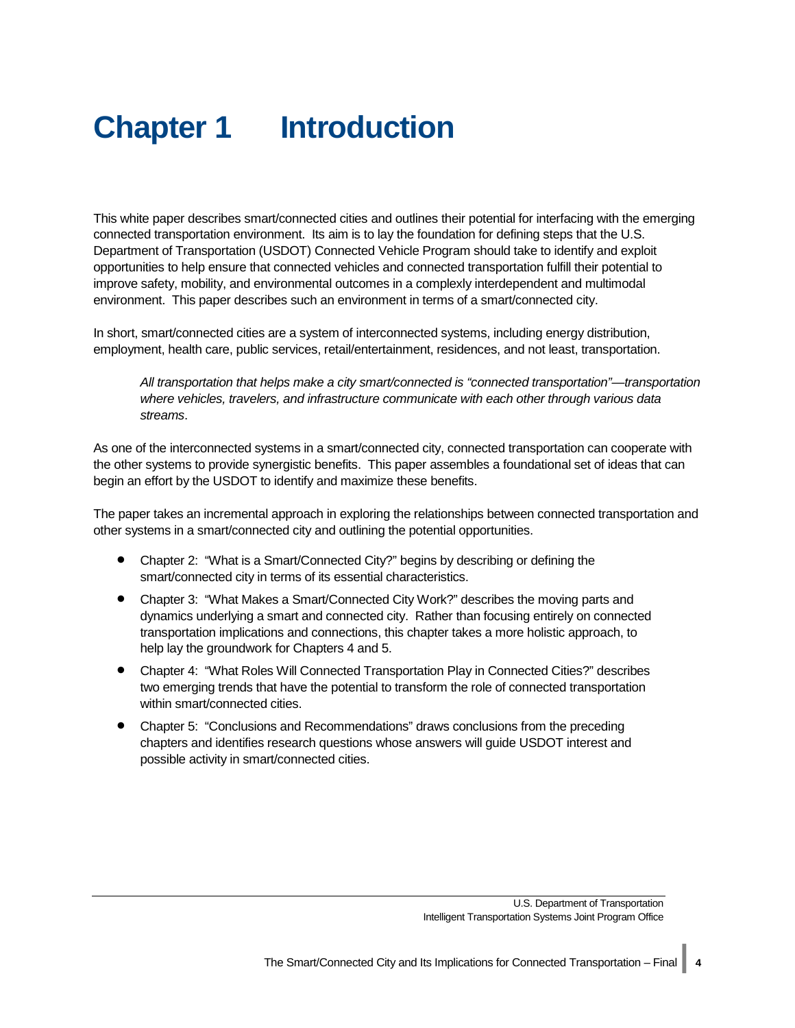# Chapter 1 Introduction

This white paper describes smart/connected cities and outlines their potential for interfacing with the emerging connected transportation environment. Its aim is to lay the foundation for defining steps that the U.S. Department of Transportation (USDOT) Connected Vehicle Program should take to identify and exploit opportunities to help ensure that connected vehicles and connected transportation fulfill their potential to improve safety, mobility, and environmental outcomes in a complexly interdependent and multimodal environment. This paper describes such an environment in terms of a smart/connected city.

In short, smart/connected cities are a system of interconnected systems, including energy distribution, employment, health care, public services, retail/entertainment, residences, and not least, transportation.

> *All transportation that helps make a city smart/connected is "connected transportation"—transportation where vehicles, travelers, and infrastructure communicate with each other through various data streams*.

As one of the interconnected systems in a smart/connected city, connected transportation can cooperate with the other systems to provide synergistic benefits. This paper assembles a foundational set of ideas that can begin an effort by the USDOT to identify and maximize these benefits.

The paper takes an incremental approach in exploring the relationships between connected transportation and other systems in a smart/connected city and outlining the potential opportunities.

- Chapter 2: "What is a Smart/Connected City?" begins by describing or defining the smart/connected city in terms of its essential characteristics.
- Chapter 3: "What Makes a Smart/Connected City Work?" describes the moving parts and dynamics underlying a smart and connected city. Rather than focusing entirely on connected transportation implications and connections, this chapter takes a more holistic approach, to help lay the groundwork for Chapters 4 and 5.
- Chapter 4: "What Roles Will Connected Transportation Play in Connected Cities?" describes two emerging trends that have the potential to transform the role of connected transportation within smart/connected cities.
- Chapter 5: "Conclusions and Recommendations" draws conclusions from the preceding chapters and identifies research questions whose answers will guide USDOT interest and possible activity in smart/connected cities.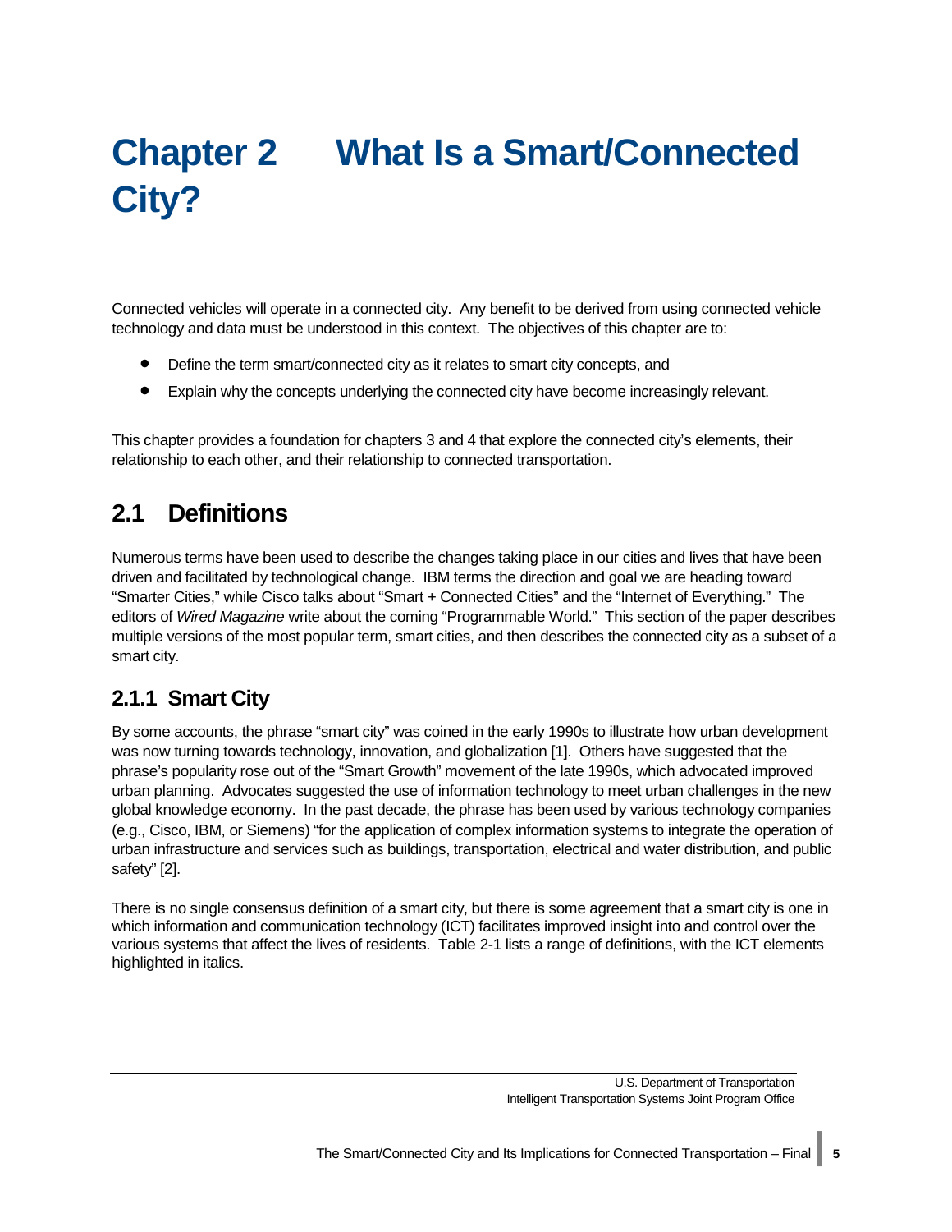# Chapter 2 What Is a Smart/Connected City?

Connected vehicles will operate in a connected city. Any benefit to be derived from using connected vehicle technology and data must be understood in this context. The objectives of this chapter are to:

- Define the term smart/connected city as it relates to smart city concepts, and
- Explain why the concepts underlying the connected city have become increasingly relevant.

This chapter provides a foundation for chapters 3 and 4 that explore the connected city's elements, their relationship to each other, and their relationship to connected transportation.

## 2.1 Definitions

Numerous terms have been used to describe the changes taking place in our cities and lives that have been driven and facilitated by technological change. IBM terms the direction and goal we are heading toward "Smarter Cities," while Cisco talks about "Smart + Connected Cities" and the "Internet of Everything." The editors of *Wired Magazine* write about the coming "Programmable World." This section of the paper describes multiple versions of the most popular term, smart cities, and then describes the connected city as a subset of a smart city.

### 2.1.1 Smart City

By some accounts, the phrase "smart city" was coined in the early 1990s to illustrate how urban development was now turning towards technology, innovation, and globalization [1]. Others have suggested that the phrase's popularity rose out of the "Smart Growth" movement of the late 1990s, which advocated improved urban planning. Advocates suggested the use of information technology to meet urban challenges in the new global knowledge economy. In the past decade, the phrase has been used by various technology companies (e.g., Cisco, IBM, or Siemens) "for the application of complex information systems to integrate the operation of urban infrastructure and services such as buildings, transportation, electrical and water distribution, and public safety" [2].

There is no single consensus definition of a smart city, but there is some agreement that a smart city is one in which information and communication technology (ICT) facilitates improved insight into and control over the various systems that affect the lives of residents. Table 2-1 lists a range of definitions, with the ICT elements highlighted in italics.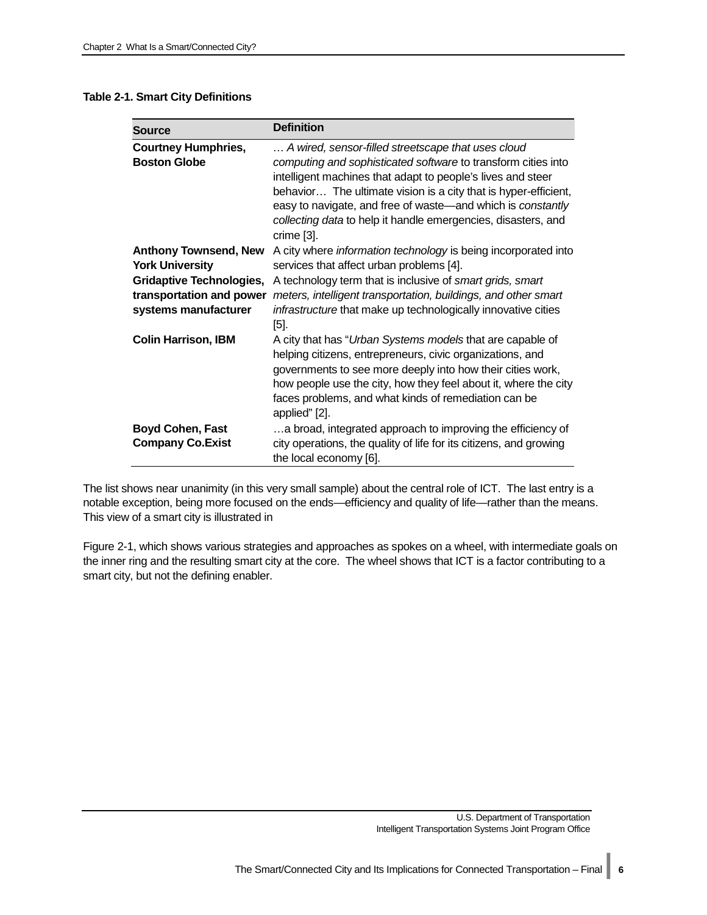**Table 2-1. Smart City Definitions**

| Source | Definition |
| --- | --- |
| **Courtney Humphries, Boston Globe** | … *A wired, sensor-filled streetscape that uses cloud computing and sophisticated software* to transform cities into intelligent machines that adapt to people's lives and steer behavior… The ultimate vision is a city that is hyper-efficient, easy to navigate, and free of waste—and which is *constantly collecting data* to help it handle emergencies, disasters, and crime [3]. |
| **Anthony Townsend, New York University** | A city where *information technology* is being incorporated into services that affect urban problems [4]. |
| **Gridaptive Technologies, transportation and power systems manufacturer** | A technology term that is inclusive of *smart grids, smart meters, intelligent transportation, buildings, and other smart infrastructure* that make up technologically innovative cities [5]. |
| **Colin Harrison, IBM** | A city that has "*Urban Systems models* that are capable of helping citizens, entrepreneurs, civic organizations, and governments to see more deeply into how their cities work, how people use the city, how they feel about it, where the city faces problems, and what kinds of remediation can be applied" [2]. |
| **Boyd Cohen, Fast Company Co.Exist** | …a broad, integrated approach to improving the efficiency of city operations, the quality of life for its citizens, and growing the local economy [6]. |

The list shows near unanimity (in this very small sample) about the central role of ICT. The last entry is a notable exception, being more focused on the ends—efficiency and quality of life—rather than the means. This view of a smart city is illustrated in

Figure 2-1, which shows various strategies and approaches as spokes on a wheel, with intermediate goals on the inner ring and the resulting smart city at the core. The wheel shows that ICT is a factor contributing to a smart city, but not the defining enabler.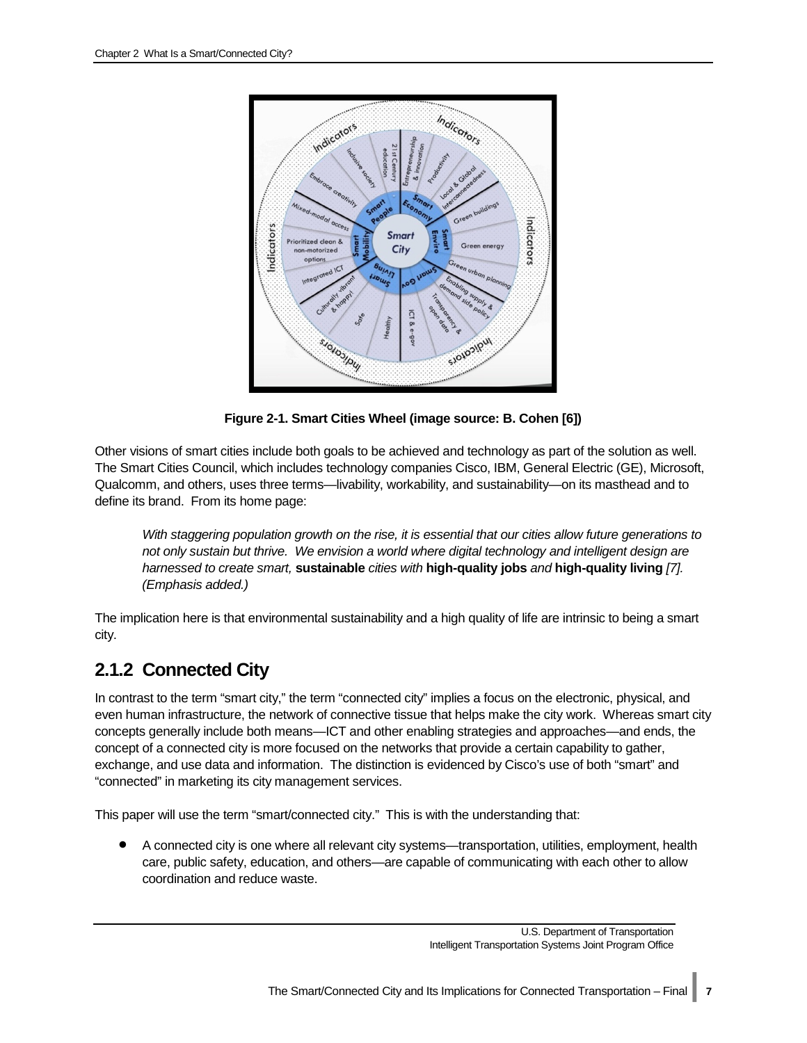Figure 2-1. Smart Cities Wheel (image source: B. Cohen [6])

Other visions of smart cities include both goals to be achieved and technology as part of the solution as well. The Smart Cities Council, which includes technology companies Cisco, IBM, General Electric (GE), Microsoft, Qualcomm, and others, uses three terms—livability, workability, and sustainability—on its masthead and to define its brand. From its home page:

> *With staggering population growth on the rise, it is essential that our cities allow future generations to not only sustain but thrive. We envision a world where digital technology and intelligent design are harnessed to create smart,* **sustainable** *cities with* **high-quality jobs** *and* **high-quality living** *[7]. (Emphasis added.)*

The implication here is that environmental sustainability and a high quality of life are intrinsic to being a smart city.

## 2.1.2 Connected City

In contrast to the term "smart city," the term "connected city" implies a focus on the electronic, physical, and even human infrastructure, the network of connective tissue that helps make the city work. Whereas smart city concepts generally include both means—ICT and other enabling strategies and approaches—and ends, the concept of a connected city is more focused on the networks that provide a certain capability to gather, exchange, and use data and information. The distinction is evidenced by Cisco's use of both "smart" and "connected" in marketing its city management services.

This paper will use the term "smart/connected city." This is with the understanding that:

- A connected city is one where all relevant city systems—transportation, utilities, employment, health care, public safety, education, and others—are capable of communicating with each other to allow coordination and reduce waste.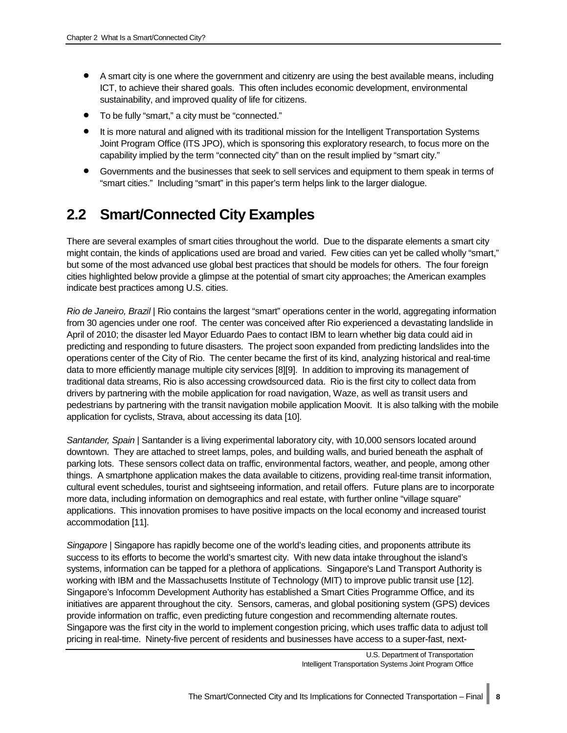- A smart city is one where the government and citizenry are using the best available means, including ICT, to achieve their shared goals. This often includes economic development, environmental sustainability, and improved quality of life for citizens.
- To be fully "smart," a city must be "connected."
- It is more natural and aligned with its traditional mission for the Intelligent Transportation Systems Joint Program Office (ITS JPO), which is sponsoring this exploratory research, to focus more on the capability implied by the term "connected city" than on the result implied by "smart city."
- Governments and the businesses that seek to sell services and equipment to them speak in terms of "smart cities." Including "smart" in this paper's term helps link to the larger dialogue.

## 2.2 Smart/Connected City Examples

There are several examples of smart cities throughout the world. Due to the disparate elements a smart city might contain, the kinds of applications used are broad and varied. Few cities can yet be called wholly "smart," but some of the most advanced use global best practices that should be models for others. The four foreign cities highlighted below provide a glimpse at the potential of smart city approaches; the American examples indicate best practices among U.S. cities.

*Rio de Janeiro, Brazil* | Rio contains the largest "smart" operations center in the world, aggregating information from 30 agencies under one roof. The center was conceived after Rio experienced a devastating landslide in April of 2010; the disaster led Mayor Eduardo Paes to contact IBM to learn whether big data could aid in predicting and responding to future disasters. The project soon expanded from predicting landslides into the operations center of the City of Rio. The center became the first of its kind, analyzing historical and real-time data to more efficiently manage multiple city services [8][9]. In addition to improving its management of traditional data streams, Rio is also accessing crowdsourced data. Rio is the first city to collect data from drivers by partnering with the mobile application for road navigation, Waze, as well as transit users and pedestrians by partnering with the transit navigation mobile application Moovit. It is also talking with the mobile application for cyclists, Strava, about accessing its data [10].

*Santander, Spain* | Santander is a living experimental laboratory city, with 10,000 sensors located around downtown. They are attached to street lamps, poles, and building walls, and buried beneath the asphalt of parking lots. These sensors collect data on traffic, environmental factors, weather, and people, among other things. A smartphone application makes the data available to citizens, providing real-time transit information, cultural event schedules, tourist and sightseeing information, and retail offers. Future plans are to incorporate more data, including information on demographics and real estate, with further online "village square" applications. This innovation promises to have positive impacts on the local economy and increased tourist accommodation [11].

*Singapore* | Singapore has rapidly become one of the world's leading cities, and proponents attribute its success to its efforts to become the world's smartest city. With new data intake throughout the island's systems, information can be tapped for a plethora of applications. Singapore's Land Transport Authority is working with IBM and the Massachusetts Institute of Technology (MIT) to improve public transit use [12]. Singapore's Infocomm Development Authority has established a Smart Cities Programme Office, and its initiatives are apparent throughout the city. Sensors, cameras, and global positioning system (GPS) devices provide information on traffic, even predicting future congestion and recommending alternate routes. Singapore was the first city in the world to implement congestion pricing, which uses traffic data to adjust toll pricing in real-time. Ninety-five percent of residents and businesses have access to a super-fast, next-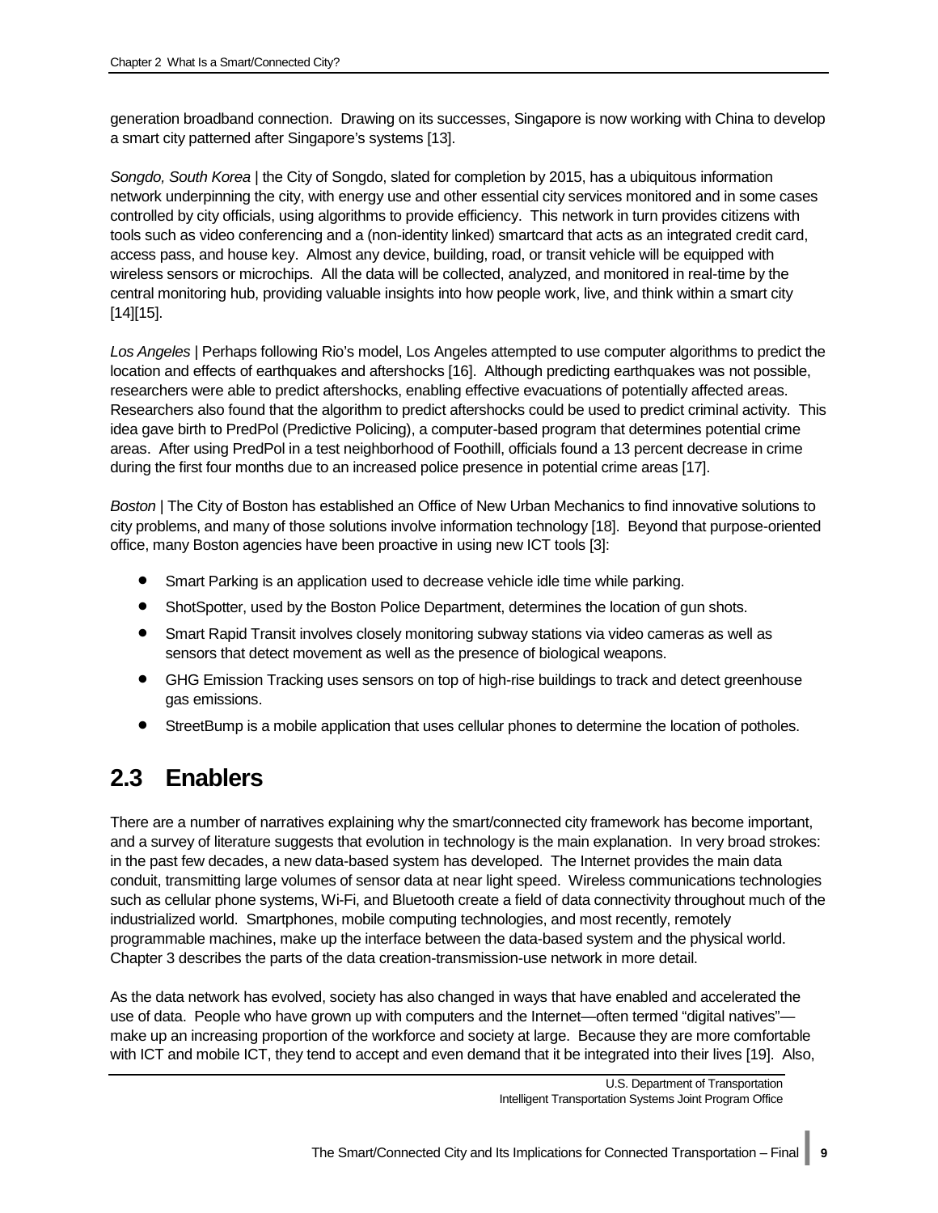generation broadband connection. Drawing on its successes, Singapore is now working with China to develop a smart city patterned after Singapore's systems [13].

*Songdo, South Korea* | the City of Songdo, slated for completion by 2015, has a ubiquitous information network underpinning the city, with energy use and other essential city services monitored and in some cases controlled by city officials, using algorithms to provide efficiency. This network in turn provides citizens with tools such as video conferencing and a (non-identity linked) smartcard that acts as an integrated credit card, access pass, and house key. Almost any device, building, road, or transit vehicle will be equipped with wireless sensors or microchips. All the data will be collected, analyzed, and monitored in real-time by the central monitoring hub, providing valuable insights into how people work, live, and think within a smart city [14][15].

*Los Angeles* | Perhaps following Rio's model, Los Angeles attempted to use computer algorithms to predict the location and effects of earthquakes and aftershocks [16]. Although predicting earthquakes was not possible, researchers were able to predict aftershocks, enabling effective evacuations of potentially affected areas. Researchers also found that the algorithm to predict aftershocks could be used to predict criminal activity. This idea gave birth to PredPol (Predictive Policing), a computer-based program that determines potential crime areas. After using PredPol in a test neighborhood of Foothill, officials found a 13 percent decrease in crime during the first four months due to an increased police presence in potential crime areas [17].

*Boston* | The City of Boston has established an Office of New Urban Mechanics to find innovative solutions to city problems, and many of those solutions involve information technology [18]. Beyond that purpose-oriented office, many Boston agencies have been proactive in using new ICT tools [3]:

- Smart Parking is an application used to decrease vehicle idle time while parking.
- ShotSpotter, used by the Boston Police Department, determines the location of gun shots.
- Smart Rapid Transit involves closely monitoring subway stations via video cameras as well as sensors that detect movement as well as the presence of biological weapons.
- GHG Emission Tracking uses sensors on top of high-rise buildings to track and detect greenhouse gas emissions.
- StreetBump is a mobile application that uses cellular phones to determine the location of potholes.

## 2.3 Enablers

There are a number of narratives explaining why the smart/connected city framework has become important, and a survey of literature suggests that evolution in technology is the main explanation. In very broad strokes: in the past few decades, a new data-based system has developed. The Internet provides the main data conduit, transmitting large volumes of sensor data at near light speed. Wireless communications technologies such as cellular phone systems, Wi-Fi, and Bluetooth create a field of data connectivity throughout much of the industrialized world. Smartphones, mobile computing technologies, and most recently, remotely programmable machines, make up the interface between the data-based system and the physical world. Chapter 3 describes the parts of the data creation-transmission-use network in more detail.

As the data network has evolved, society has also changed in ways that have enabled and accelerated the use of data. People who have grown up with computers and the Internet—often termed "digital natives"—make up an increasing proportion of the workforce and society at large. Because they are more comfortable with ICT and mobile ICT, they tend to accept and even demand that it be integrated into their lives [19]. Also,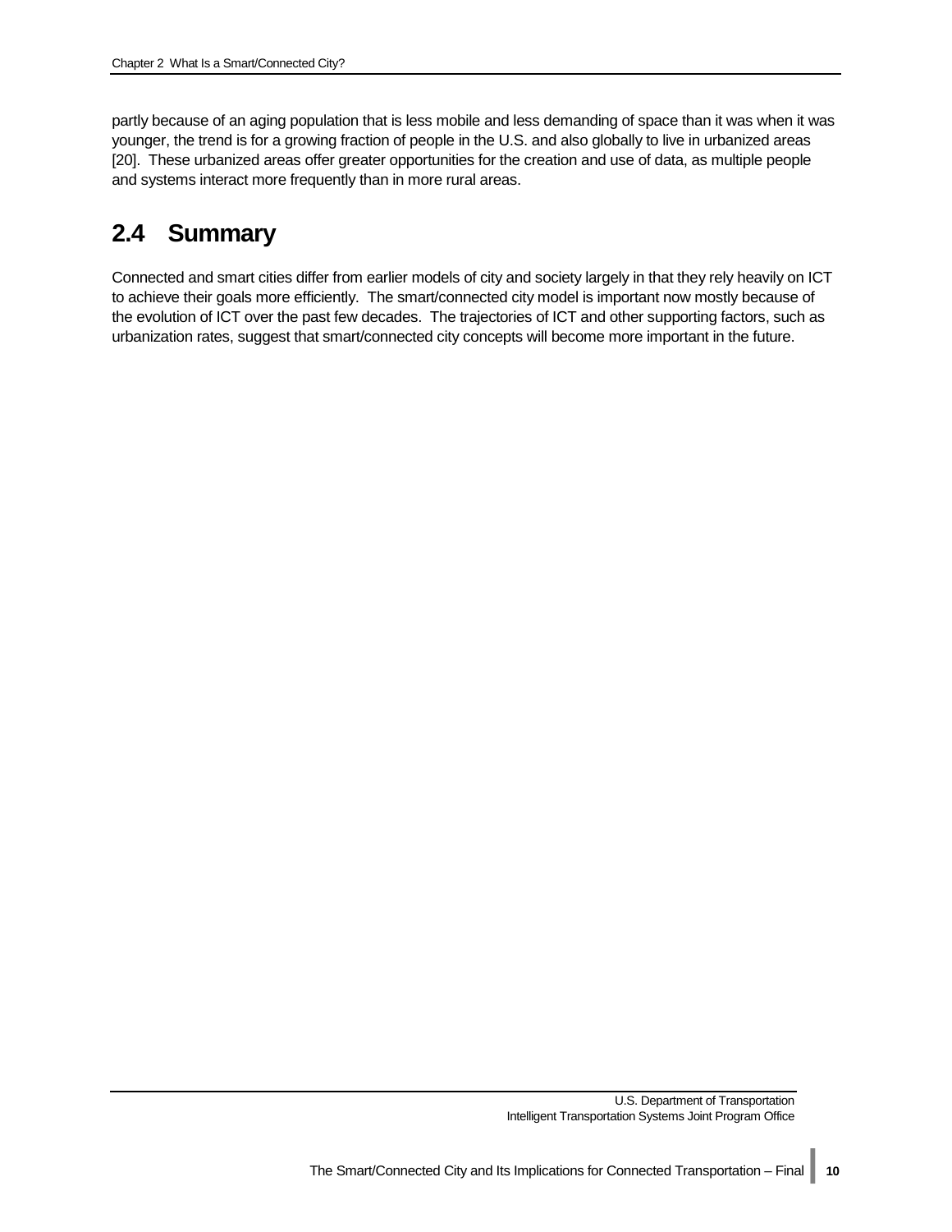partly because of an aging population that is less mobile and less demanding of space than it was when it was younger, the trend is for a growing fraction of people in the U.S. and also globally to live in urbanized areas [20]. These urbanized areas offer greater opportunities for the creation and use of data, as multiple people and systems interact more frequently than in more rural areas.

## 2.4 Summary

Connected and smart cities differ from earlier models of city and society largely in that they rely heavily on ICT to achieve their goals more efficiently. The smart/connected city model is important now mostly because of the evolution of ICT over the past few decades. The trajectories of ICT and other supporting factors, such as urbanization rates, suggest that smart/connected city concepts will become more important in the future.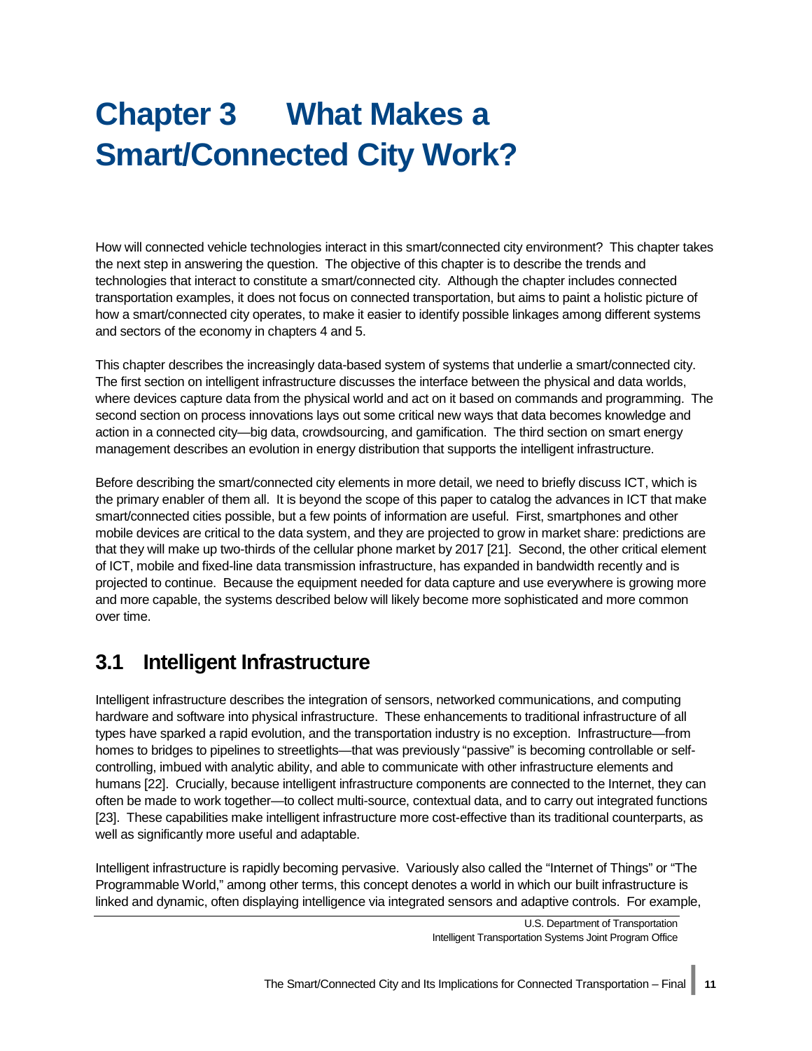# Chapter 3 What Makes a Smart/Connected City Work?

How will connected vehicle technologies interact in this smart/connected city environment? This chapter takes the next step in answering the question. The objective of this chapter is to describe the trends and technologies that interact to constitute a smart/connected city. Although the chapter includes connected transportation examples, it does not focus on connected transportation, but aims to paint a holistic picture of how a smart/connected city operates, to make it easier to identify possible linkages among different systems and sectors of the economy in chapters 4 and 5.

This chapter describes the increasingly data-based system of systems that underlie a smart/connected city. The first section on intelligent infrastructure discusses the interface between the physical and data worlds, where devices capture data from the physical world and act on it based on commands and programming. The second section on process innovations lays out some critical new ways that data becomes knowledge and action in a connected city—big data, crowdsourcing, and gamification. The third section on smart energy management describes an evolution in energy distribution that supports the intelligent infrastructure.

Before describing the smart/connected city elements in more detail, we need to briefly discuss ICT, which is the primary enabler of them all. It is beyond the scope of this paper to catalog the advances in ICT that make smart/connected cities possible, but a few points of information are useful. First, smartphones and other mobile devices are critical to the data system, and they are projected to grow in market share: predictions are that they will make up two-thirds of the cellular phone market by 2017 [21]. Second, the other critical element of ICT, mobile and fixed-line data transmission infrastructure, has expanded in bandwidth recently and is projected to continue. Because the equipment needed for data capture and use everywhere is growing more and more capable, the systems described below will likely become more sophisticated and more common over time.

## 3.1 Intelligent Infrastructure

Intelligent infrastructure describes the integration of sensors, networked communications, and computing hardware and software into physical infrastructure. These enhancements to traditional infrastructure of all types have sparked a rapid evolution, and the transportation industry is no exception. Infrastructure—from homes to bridges to pipelines to streetlights—that was previously "passive" is becoming controllable or self-controlling, imbued with analytic ability, and able to communicate with other infrastructure elements and humans [22]. Crucially, because intelligent infrastructure components are connected to the Internet, they can often be made to work together—to collect multi-source, contextual data, and to carry out integrated functions [23]. These capabilities make intelligent infrastructure more cost-effective than its traditional counterparts, as well as significantly more useful and adaptable.

Intelligent infrastructure is rapidly becoming pervasive. Variously also called the "Internet of Things" or "The Programmable World," among other terms, this concept denotes a world in which our built infrastructure is linked and dynamic, often displaying intelligence via integrated sensors and adaptive controls. For example,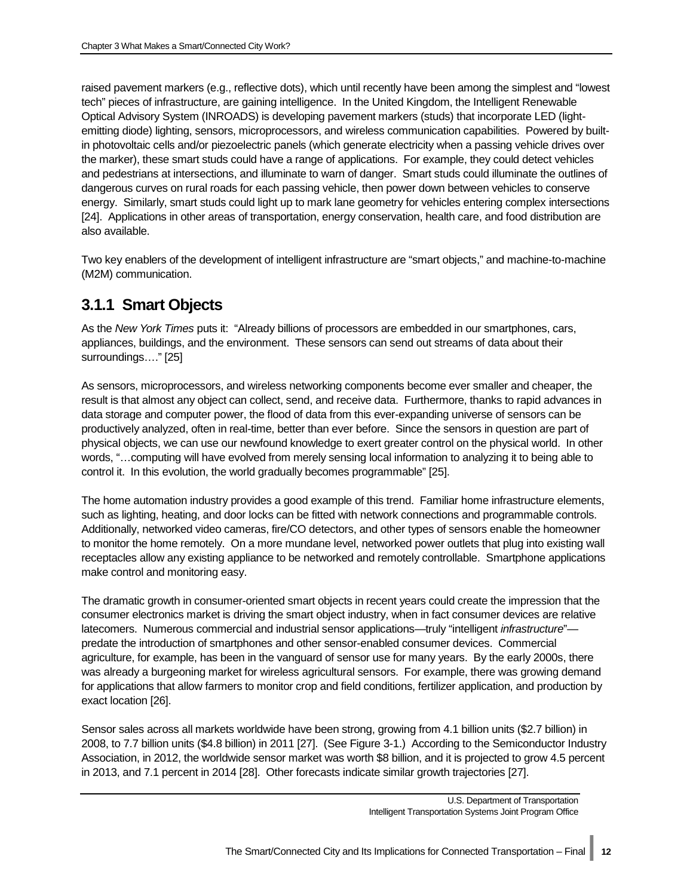raised pavement markers (e.g., reflective dots), which until recently have been among the simplest and "lowest tech" pieces of infrastructure, are gaining intelligence. In the United Kingdom, the Intelligent Renewable Optical Advisory System (INROADS) is developing pavement markers (studs) that incorporate LED (light-emitting diode) lighting, sensors, microprocessors, and wireless communication capabilities. Powered by built-in photovoltaic cells and/or piezoelectric panels (which generate electricity when a passing vehicle drives over the marker), these smart studs could have a range of applications. For example, they could detect vehicles and pedestrians at intersections, and illuminate to warn of danger. Smart studs could illuminate the outlines of dangerous curves on rural roads for each passing vehicle, then power down between vehicles to conserve energy. Similarly, smart studs could light up to mark lane geometry for vehicles entering complex intersections [24]. Applications in other areas of transportation, energy conservation, health care, and food distribution are also available.

Two key enablers of the development of intelligent infrastructure are "smart objects," and machine-to-machine (M2M) communication.

### 3.1.1 Smart Objects

As the *New York Times* puts it: "Already billions of processors are embedded in our smartphones, cars, appliances, buildings, and the environment. These sensors can send out streams of data about their surroundings…." [25]

As sensors, microprocessors, and wireless networking components become ever smaller and cheaper, the result is that almost any object can collect, send, and receive data. Furthermore, thanks to rapid advances in data storage and computer power, the flood of data from this ever-expanding universe of sensors can be productively analyzed, often in real-time, better than ever before. Since the sensors in question are part of physical objects, we can use our newfound knowledge to exert greater control on the physical world. In other words, "…computing will have evolved from merely sensing local information to analyzing it to being able to control it. In this evolution, the world gradually becomes programmable" [25].

The home automation industry provides a good example of this trend. Familiar home infrastructure elements, such as lighting, heating, and door locks can be fitted with network connections and programmable controls. Additionally, networked video cameras, fire/CO detectors, and other types of sensors enable the homeowner to monitor the home remotely. On a more mundane level, networked power outlets that plug into existing wall receptacles allow any existing appliance to be networked and remotely controllable. Smartphone applications make control and monitoring easy.

The dramatic growth in consumer-oriented smart objects in recent years could create the impression that the consumer electronics market is driving the smart object industry, when in fact consumer devices are relative latecomers. Numerous commercial and industrial sensor applications—truly "intelligent *infrastructure*"—predate the introduction of smartphones and other sensor-enabled consumer devices. Commercial agriculture, for example, has been in the vanguard of sensor use for many years. By the early 2000s, there was already a burgeoning market for wireless agricultural sensors. For example, there was growing demand for applications that allow farmers to monitor crop and field conditions, fertilizer application, and production by exact location [26].

Sensor sales across all markets worldwide have been strong, growing from 4.1 billion units ($2.7 billion) in 2008, to 7.7 billion units ($4.8 billion) in 2011 [27]. (See Figure 3-1.) According to the Semiconductor Industry Association, in 2012, the worldwide sensor market was worth $8 billion, and it is projected to grow 4.5 percent in 2013, and 7.1 percent in 2014 [28]. Other forecasts indicate similar growth trajectories [27].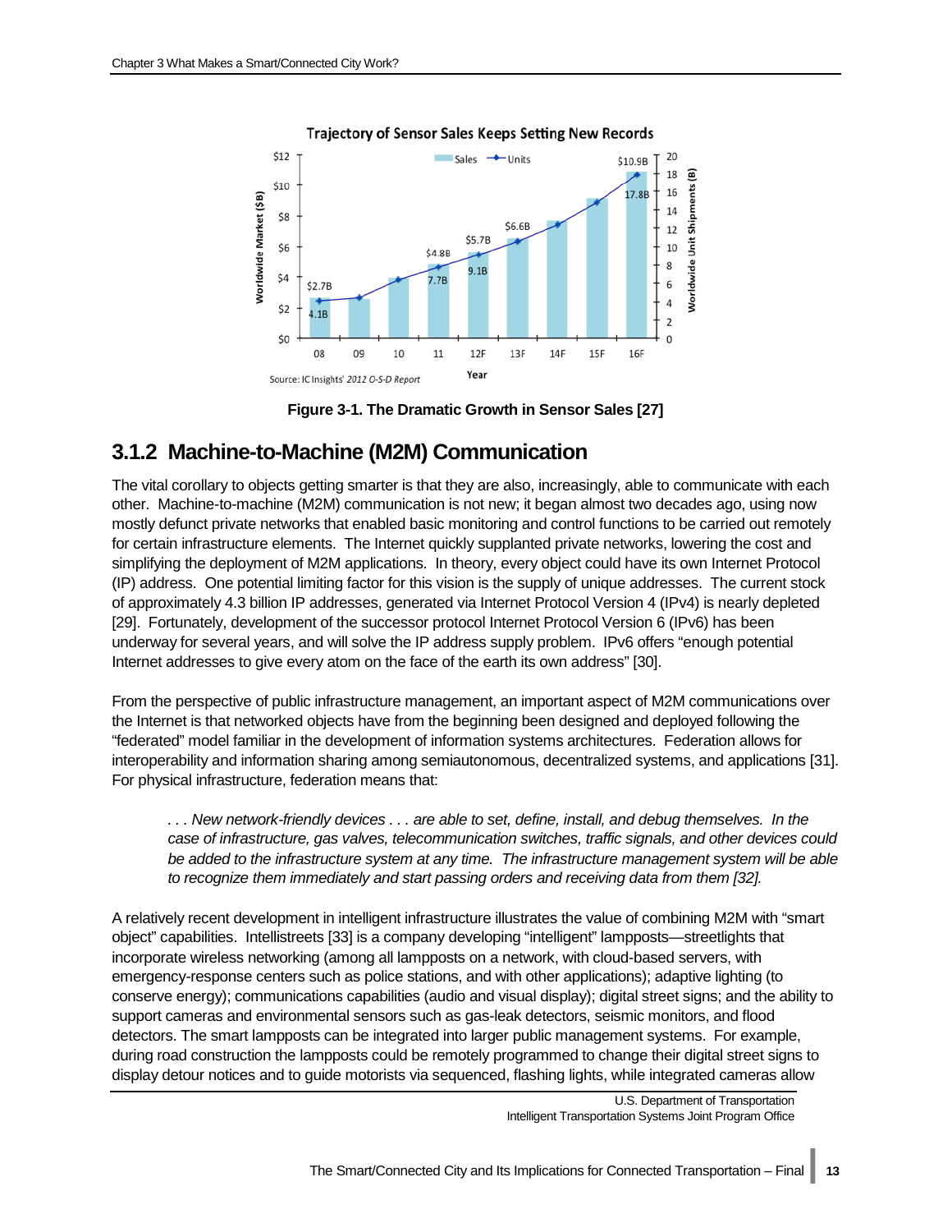Figure 3-1. The Dramatic Growth in Sensor Sales [27]

## 3.1.2 Machine-to-Machine (M2M) Communication

The vital corollary to objects getting smarter is that they are also, increasingly, able to communicate with each other. Machine-to-machine (M2M) communication is not new; it began almost two decades ago, using now mostly defunct private networks that enabled basic monitoring and control functions to be carried out remotely for certain infrastructure elements. The Internet quickly supplanted private networks, lowering the cost and simplifying the deployment of M2M applications. In theory, every object could have its own Internet Protocol (IP) address. One potential limiting factor for this vision is the supply of unique addresses. The current stock of approximately 4.3 billion IP addresses, generated via Internet Protocol Version 4 (IPv4) is nearly depleted [29]. Fortunately, development of the successor protocol Internet Protocol Version 6 (IPv6) has been underway for several years, and will solve the IP address supply problem. IPv6 offers "enough potential Internet addresses to give every atom on the face of the earth its own address" [30].

From the perspective of public infrastructure management, an important aspect of M2M communications over the Internet is that networked objects have from the beginning been designed and deployed following the "federated" model familiar in the development of information systems architectures. Federation allows for interoperability and information sharing among semiautonomous, decentralized systems, and applications [31]. For physical infrastructure, federation means that:

> *. . . New network-friendly devices . . . are able to set, define, install, and debug themselves. In the case of infrastructure, gas valves, telecommunication switches, traffic signals, and other devices could be added to the infrastructure system at any time. The infrastructure management system will be able to recognize them immediately and start passing orders and receiving data from them [32].*

A relatively recent development in intelligent infrastructure illustrates the value of combining M2M with "smart object" capabilities. Intellistreets [33] is a company developing "intelligent" lampposts—streetlights that incorporate wireless networking (among all lampposts on a network, with cloud-based servers, with emergency-response centers such as police stations, and with other applications); adaptive lighting (to conserve energy); communications capabilities (audio and visual display); digital street signs; and the ability to support cameras and environmental sensors such as gas-leak detectors, seismic monitors, and flood detectors. The smart lampposts can be integrated into larger public management systems. For example, during road construction the lampposts could be remotely programmed to change their digital street signs to display detour notices and to guide motorists via sequenced, flashing lights, while integrated cameras allow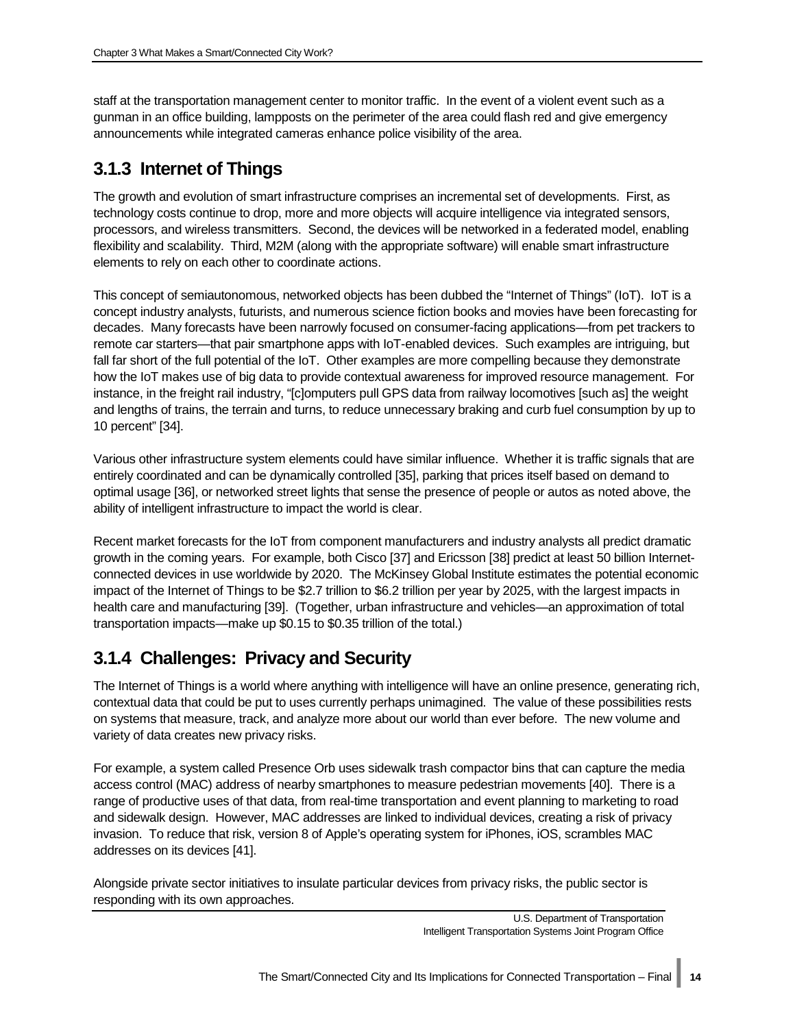staff at the transportation management center to monitor traffic. In the event of a violent event such as a gunman in an office building, lampposts on the perimeter of the area could flash red and give emergency announcements while integrated cameras enhance police visibility of the area.

## 3.1.3 Internet of Things

The growth and evolution of smart infrastructure comprises an incremental set of developments. First, as technology costs continue to drop, more and more objects will acquire intelligence via integrated sensors, processors, and wireless transmitters. Second, the devices will be networked in a federated model, enabling flexibility and scalability. Third, M2M (along with the appropriate software) will enable smart infrastructure elements to rely on each other to coordinate actions.

This concept of semiautonomous, networked objects has been dubbed the "Internet of Things" (IoT). IoT is a concept industry analysts, futurists, and numerous science fiction books and movies have been forecasting for decades. Many forecasts have been narrowly focused on consumer-facing applications—from pet trackers to remote car starters—that pair smartphone apps with IoT-enabled devices. Such examples are intriguing, but fall far short of the full potential of the IoT. Other examples are more compelling because they demonstrate how the IoT makes use of big data to provide contextual awareness for improved resource management. For instance, in the freight rail industry, "[c]omputers pull GPS data from railway locomotives [such as] the weight and lengths of trains, the terrain and turns, to reduce unnecessary braking and curb fuel consumption by up to 10 percent" [34].

Various other infrastructure system elements could have similar influence. Whether it is traffic signals that are entirely coordinated and can be dynamically controlled [35], parking that prices itself based on demand to optimal usage [36], or networked street lights that sense the presence of people or autos as noted above, the ability of intelligent infrastructure to impact the world is clear.

Recent market forecasts for the IoT from component manufacturers and industry analysts all predict dramatic growth in the coming years. For example, both Cisco [37] and Ericsson [38] predict at least 50 billion Internet-connected devices in use worldwide by 2020. The McKinsey Global Institute estimates the potential economic impact of the Internet of Things to be $2.7 trillion to $6.2 trillion per year by 2025, with the largest impacts in health care and manufacturing [39]. (Together, urban infrastructure and vehicles—an approximation of total transportation impacts—make up $0.15 to $0.35 trillion of the total.)

## 3.1.4 Challenges: Privacy and Security

The Internet of Things is a world where anything with intelligence will have an online presence, generating rich, contextual data that could be put to uses currently perhaps unimagined. The value of these possibilities rests on systems that measure, track, and analyze more about our world than ever before. The new volume and variety of data creates new privacy risks.

For example, a system called Presence Orb uses sidewalk trash compactor bins that can capture the media access control (MAC) address of nearby smartphones to measure pedestrian movements [40]. There is a range of productive uses of that data, from real-time transportation and event planning to marketing to road and sidewalk design. However, MAC addresses are linked to individual devices, creating a risk of privacy invasion. To reduce that risk, version 8 of Apple's operating system for iPhones, iOS, scrambles MAC addresses on its devices [41].

Alongside private sector initiatives to insulate particular devices from privacy risks, the public sector is responding with its own approaches.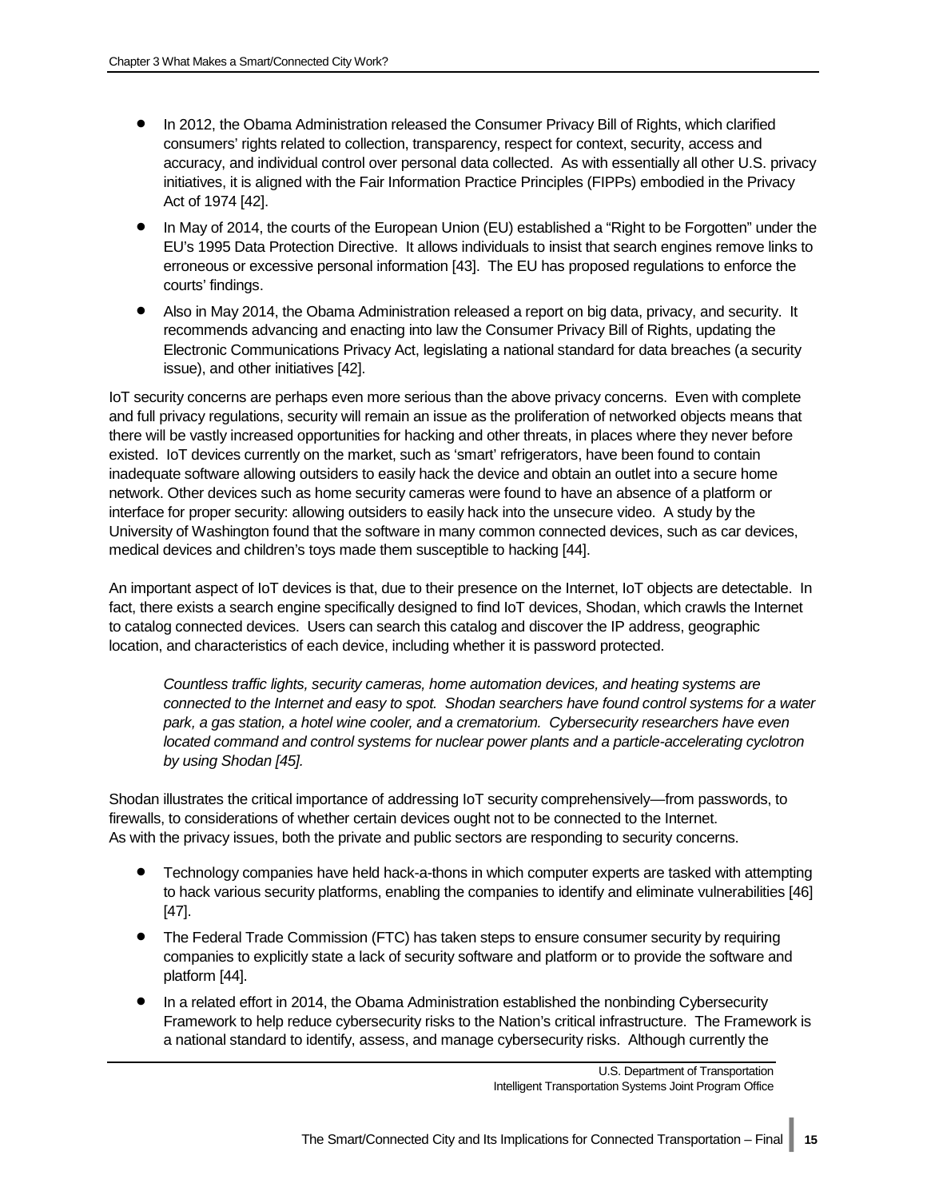- In 2012, the Obama Administration released the Consumer Privacy Bill of Rights, which clarified consumers' rights related to collection, transparency, respect for context, security, access and accuracy, and individual control over personal data collected. As with essentially all other U.S. privacy initiatives, it is aligned with the Fair Information Practice Principles (FIPPs) embodied in the Privacy Act of 1974 [42].
- In May of 2014, the courts of the European Union (EU) established a "Right to be Forgotten" under the EU's 1995 Data Protection Directive. It allows individuals to insist that search engines remove links to erroneous or excessive personal information [43]. The EU has proposed regulations to enforce the courts' findings.
- Also in May 2014, the Obama Administration released a report on big data, privacy, and security. It recommends advancing and enacting into law the Consumer Privacy Bill of Rights, updating the Electronic Communications Privacy Act, legislating a national standard for data breaches (a security issue), and other initiatives [42].

IoT security concerns are perhaps even more serious than the above privacy concerns. Even with complete and full privacy regulations, security will remain an issue as the proliferation of networked objects means that there will be vastly increased opportunities for hacking and other threats, in places where they never before existed. IoT devices currently on the market, such as 'smart' refrigerators, have been found to contain inadequate software allowing outsiders to easily hack the device and obtain an outlet into a secure home network. Other devices such as home security cameras were found to have an absence of a platform or interface for proper security: allowing outsiders to easily hack into the unsecure video. A study by the University of Washington found that the software in many common connected devices, such as car devices, medical devices and children's toys made them susceptible to hacking [44].

An important aspect of IoT devices is that, due to their presence on the Internet, IoT objects are detectable. In fact, there exists a search engine specifically designed to find IoT devices, Shodan, which crawls the Internet to catalog connected devices. Users can search this catalog and discover the IP address, geographic location, and characteristics of each device, including whether it is password protected.

> *Countless traffic lights, security cameras, home automation devices, and heating systems are connected to the Internet and easy to spot. Shodan searchers have found control systems for a water park, a gas station, a hotel wine cooler, and a crematorium. Cybersecurity researchers have even located command and control systems for nuclear power plants and a particle-accelerating cyclotron by using Shodan [45].*

Shodan illustrates the critical importance of addressing IoT security comprehensively—from passwords, to firewalls, to considerations of whether certain devices ought not to be connected to the Internet. As with the privacy issues, both the private and public sectors are responding to security concerns.

- Technology companies have held hack-a-thons in which computer experts are tasked with attempting to hack various security platforms, enabling the companies to identify and eliminate vulnerabilities [46] [47].
- The Federal Trade Commission (FTC) has taken steps to ensure consumer security by requiring companies to explicitly state a lack of security software and platform or to provide the software and platform [44].
- In a related effort in 2014, the Obama Administration established the nonbinding Cybersecurity Framework to help reduce cybersecurity risks to the Nation's critical infrastructure. The Framework is a national standard to identify, assess, and manage cybersecurity risks. Although currently the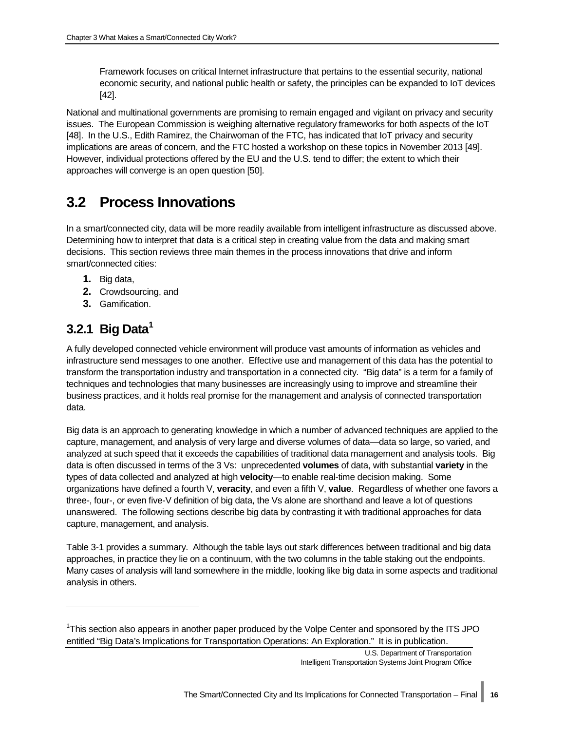Framework focuses on critical Internet infrastructure that pertains to the essential security, national economic security, and national public health or safety, the principles can be expanded to IoT devices [42].

National and multinational governments are promising to remain engaged and vigilant on privacy and security issues. The European Commission is weighing alternative regulatory frameworks for both aspects of the IoT [48]. In the U.S., Edith Ramirez, the Chairwoman of the FTC, has indicated that IoT privacy and security implications are areas of concern, and the FTC hosted a workshop on these topics in November 2013 [49]. However, individual protections offered by the EU and the U.S. tend to differ; the extent to which their approaches will converge is an open question [50].

## 3.2 Process Innovations

In a smart/connected city, data will be more readily available from intelligent infrastructure as discussed above. Determining how to interpret that data is a critical step in creating value from the data and making smart decisions. This section reviews three main themes in the process innovations that drive and inform smart/connected cities:

1. Big data,
2. Crowdsourcing, and
3. Gamification.

### 3.2.1 Big Data[1]

A fully developed connected vehicle environment will produce vast amounts of information as vehicles and infrastructure send messages to one another. Effective use and management of this data has the potential to transform the transportation industry and transportation in a connected city. "Big data" is a term for a family of techniques and technologies that many businesses are increasingly using to improve and streamline their business practices, and it holds real promise for the management and analysis of connected transportation data.

Big data is an approach to generating knowledge in which a number of advanced techniques are applied to the capture, management, and analysis of very large and diverse volumes of data—data so large, so varied, and analyzed at such speed that it exceeds the capabilities of traditional data management and analysis tools. Big data is often discussed in terms of the 3 Vs: unprecedented **volumes** of data, with substantial **variety** in the types of data collected and analyzed at high **velocity**—to enable real-time decision making. Some organizations have defined a fourth V, **veracity**, and even a fifth V, **value**. Regardless of whether one favors a three-, four-, or even five-V definition of big data, the Vs alone are shorthand and leave a lot of questions unanswered. The following sections describe big data by contrasting it with traditional approaches for data capture, management, and analysis.

Table 3-1 provides a summary. Although the table lays out stark differences between traditional and big data approaches, in practice they lie on a continuum, with the two columns in the table staking out the endpoints. Many cases of analysis will land somewhere in the middle, looking like big data in some aspects and traditional analysis in others.

---

[1] This section also appears in another paper produced by the Volpe Center and sponsored by the ITS JPO entitled "Big Data's Implications for Transportation Operations: An Exploration." It is in publication.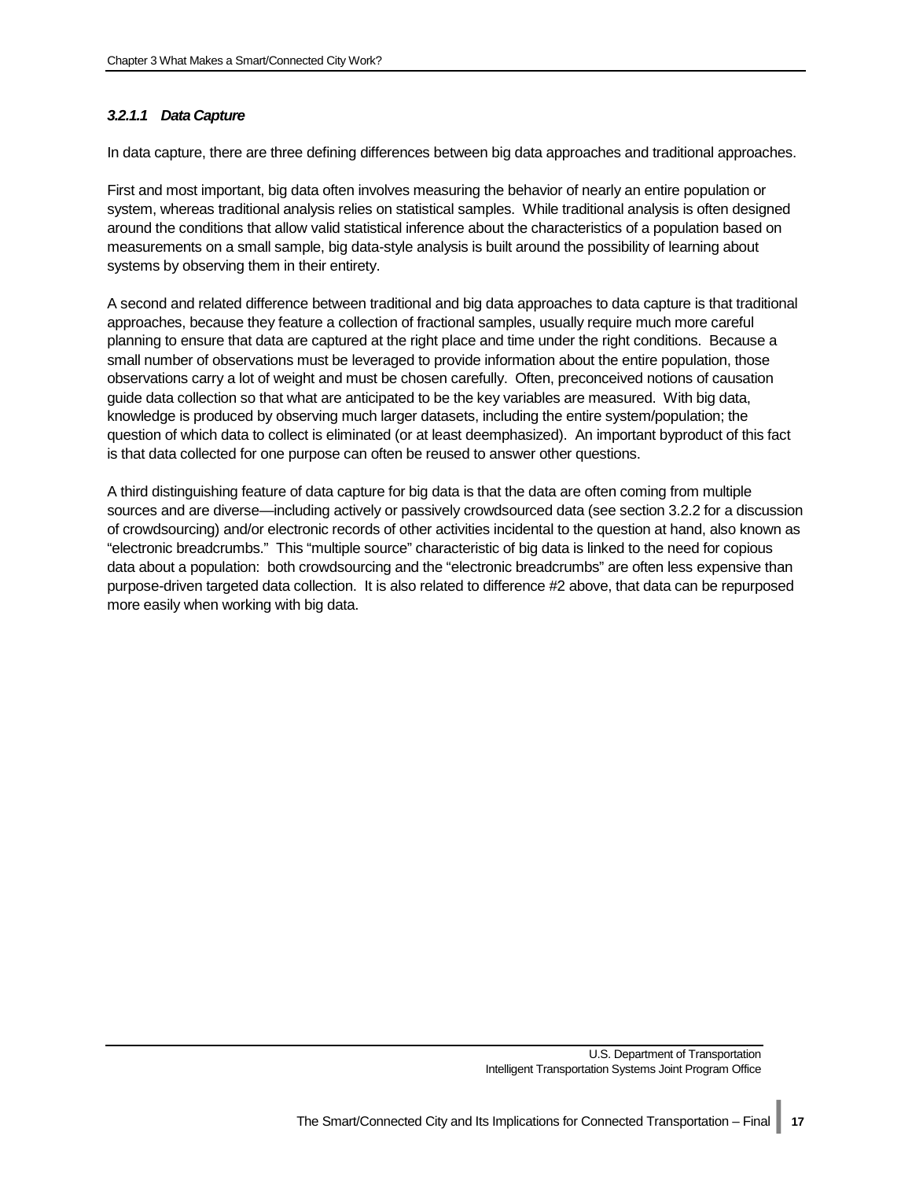#### *3.2.1.1 Data Capture*

In data capture, there are three defining differences between big data approaches and traditional approaches.

First and most important, big data often involves measuring the behavior of nearly an entire population or system, whereas traditional analysis relies on statistical samples. While traditional analysis is often designed around the conditions that allow valid statistical inference about the characteristics of a population based on measurements on a small sample, big data-style analysis is built around the possibility of learning about systems by observing them in their entirety.

A second and related difference between traditional and big data approaches to data capture is that traditional approaches, because they feature a collection of fractional samples, usually require much more careful planning to ensure that data are captured at the right place and time under the right conditions. Because a small number of observations must be leveraged to provide information about the entire population, those observations carry a lot of weight and must be chosen carefully. Often, preconceived notions of causation guide data collection so that what are anticipated to be the key variables are measured. With big data, knowledge is produced by observing much larger datasets, including the entire system/population; the question of which data to collect is eliminated (or at least deemphasized). An important byproduct of this fact is that data collected for one purpose can often be reused to answer other questions.

A third distinguishing feature of data capture for big data is that the data are often coming from multiple sources and are diverse—including actively or passively crowdsourced data (see section 3.2.2 for a discussion of crowdsourcing) and/or electronic records of other activities incidental to the question at hand, also known as "electronic breadcrumbs." This "multiple source" characteristic of big data is linked to the need for copious data about a population: both crowdsourcing and the "electronic breadcrumbs" are often less expensive than purpose-driven targeted data collection. It is also related to difference #2 above, that data can be repurposed more easily when working with big data.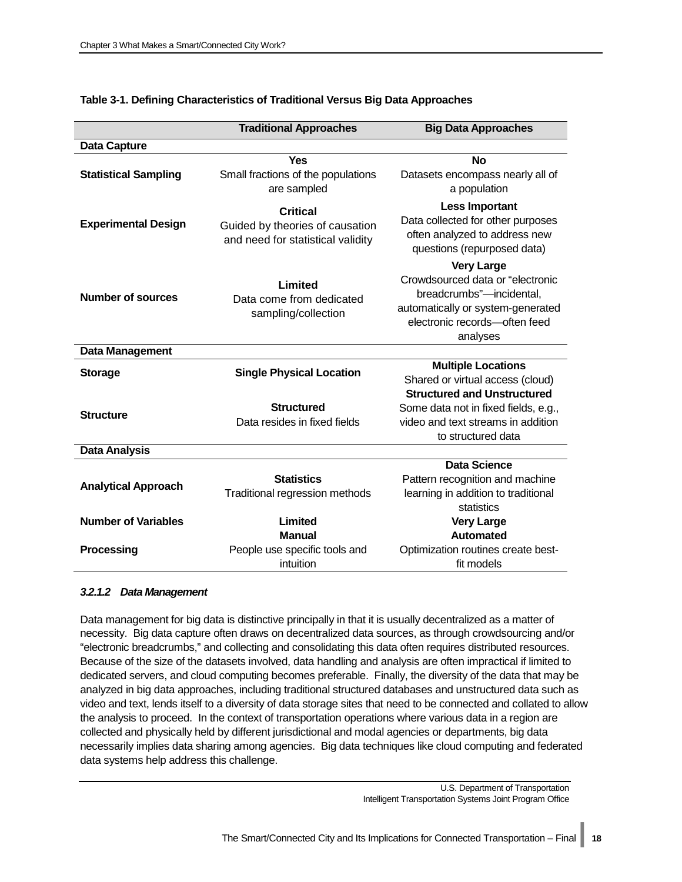**Table 3-1. Defining Characteristics of Traditional Versus Big Data Approaches**

| | Traditional Approaches | Big Data Approaches |
|---|---|---|
| **Data Capture** | | |
| **Statistical Sampling** | **Yes** Small fractions of the populations are sampled | **No** Datasets encompass nearly all of a population |
| **Experimental Design** | **Critical** Guided by theories of causation and need for statistical validity | **Less Important** Data collected for other purposes often analyzed to address new questions (repurposed data) |
| **Number of sources** | **Limited** Data come from dedicated sampling/collection | **Very Large** Crowdsourced data or "electronic breadcrumbs"—incidental, automatically or system-generated electronic records—often feed analyses |
| **Data Management** | | |
| **Storage** | **Single Physical Location** | **Multiple Locations** Shared or virtual access (cloud) |
| **Structure** | **Structured** Data resides in fixed fields | **Structured and Unstructured** Some data not in fixed fields, e.g., video and text streams in addition to structured data |
| **Data Analysis** | | |
| **Analytical Approach** | **Statistics** Traditional regression methods | **Data Science** Pattern recognition and machine learning in addition to traditional statistics |
| **Number of Variables** | **Limited** | **Very Large** |
| **Processing** | **Manual** People use specific tools and intuition | **Automated** Optimization routines create best-fit models |

#### *3.2.1.2 Data Management*

Data management for big data is distinctive principally in that it is usually decentralized as a matter of necessity. Big data capture often draws on decentralized data sources, as through crowdsourcing and/or "electronic breadcrumbs," and collecting and consolidating this data often requires distributed resources. Because of the size of the datasets involved, data handling and analysis are often impractical if limited to dedicated servers, and cloud computing becomes preferable. Finally, the diversity of the data that may be analyzed in big data approaches, including traditional structured databases and unstructured data such as video and text, lends itself to a diversity of data storage sites that need to be connected and collated to allow the analysis to proceed. In the context of transportation operations where various data in a region are collected and physically held by different jurisdictional and modal agencies or departments, big data necessarily implies data sharing among agencies. Big data techniques like cloud computing and federated data systems help address this challenge.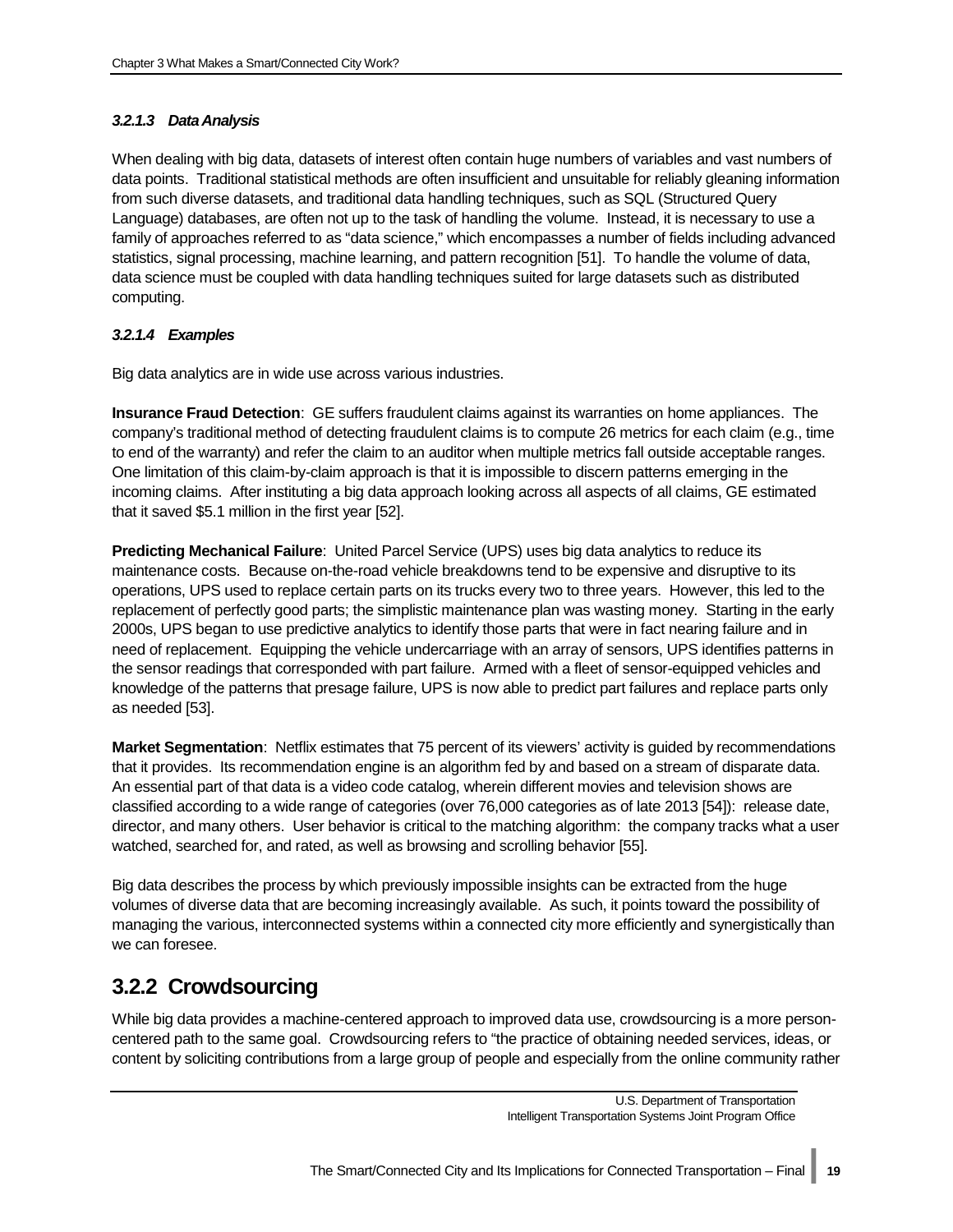#### 3.2.1.3 *Data Analysis*

When dealing with big data, datasets of interest often contain huge numbers of variables and vast numbers of data points. Traditional statistical methods are often insufficient and unsuitable for reliably gleaning information from such diverse datasets, and traditional data handling techniques, such as SQL (Structured Query Language) databases, are often not up to the task of handling the volume. Instead, it is necessary to use a family of approaches referred to as "data science," which encompasses a number of fields including advanced statistics, signal processing, machine learning, and pattern recognition [51]. To handle the volume of data, data science must be coupled with data handling techniques suited for large datasets such as distributed computing.

#### 3.2.1.4 *Examples*

Big data analytics are in wide use across various industries.

**Insurance Fraud Detection**: GE suffers fraudulent claims against its warranties on home appliances. The company's traditional method of detecting fraudulent claims is to compute 26 metrics for each claim (e.g., time to end of the warranty) and refer the claim to an auditor when multiple metrics fall outside acceptable ranges. One limitation of this claim-by-claim approach is that it is impossible to discern patterns emerging in the incoming claims. After instituting a big data approach looking across all aspects of all claims, GE estimated that it saved $5.1 million in the first year [52].

**Predicting Mechanical Failure**: United Parcel Service (UPS) uses big data analytics to reduce its maintenance costs. Because on-the-road vehicle breakdowns tend to be expensive and disruptive to its operations, UPS used to replace certain parts on its trucks every two to three years. However, this led to the replacement of perfectly good parts; the simplistic maintenance plan was wasting money. Starting in the early 2000s, UPS began to use predictive analytics to identify those parts that were in fact nearing failure and in need of replacement. Equipping the vehicle undercarriage with an array of sensors, UPS identifies patterns in the sensor readings that corresponded with part failure. Armed with a fleet of sensor-equipped vehicles and knowledge of the patterns that presage failure, UPS is now able to predict part failures and replace parts only as needed [53].

**Market Segmentation**: Netflix estimates that 75 percent of its viewers' activity is guided by recommendations that it provides. Its recommendation engine is an algorithm fed by and based on a stream of disparate data. An essential part of that data is a video code catalog, wherein different movies and television shows are classified according to a wide range of categories (over 76,000 categories as of late 2013 [54]): release date, director, and many others. User behavior is critical to the matching algorithm: the company tracks what a user watched, searched for, and rated, as well as browsing and scrolling behavior [55].

Big data describes the process by which previously impossible insights can be extracted from the huge volumes of diverse data that are becoming increasingly available. As such, it points toward the possibility of managing the various, interconnected systems within a connected city more efficiently and synergistically than we can foresee.

## 3.2.2 Crowdsourcing

While big data provides a machine-centered approach to improved data use, crowdsourcing is a more person-centered path to the same goal. Crowdsourcing refers to "the practice of obtaining needed services, ideas, or content by soliciting contributions from a large group of people and especially from the online community rather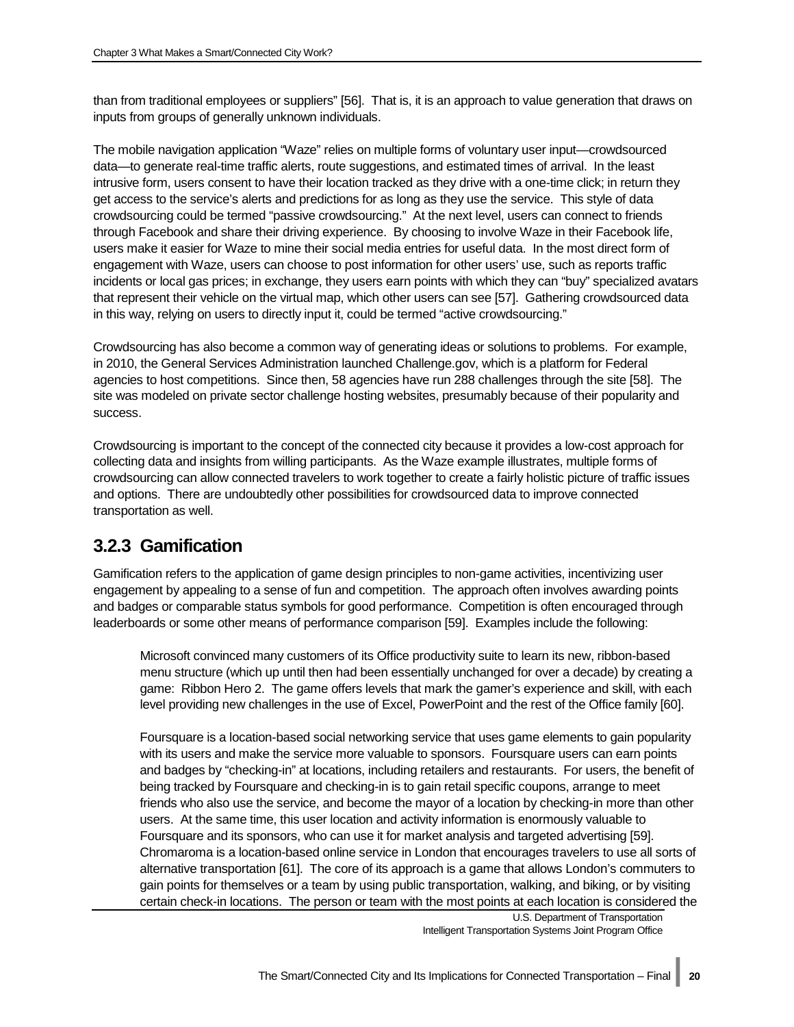than from traditional employees or suppliers" [56]. That is, it is an approach to value generation that draws on inputs from groups of generally unknown individuals.

The mobile navigation application "Waze" relies on multiple forms of voluntary user input—crowdsourced data—to generate real-time traffic alerts, route suggestions, and estimated times of arrival. In the least intrusive form, users consent to have their location tracked as they drive with a one-time click; in return they get access to the service's alerts and predictions for as long as they use the service. This style of data crowdsourcing could be termed "passive crowdsourcing." At the next level, users can connect to friends through Facebook and share their driving experience. By choosing to involve Waze in their Facebook life, users make it easier for Waze to mine their social media entries for useful data. In the most direct form of engagement with Waze, users can choose to post information for other users' use, such as reports traffic incidents or local gas prices; in exchange, they users earn points with which they can "buy" specialized avatars that represent their vehicle on the virtual map, which other users can see [57]. Gathering crowdsourced data in this way, relying on users to directly input it, could be termed "active crowdsourcing."

Crowdsourcing has also become a common way of generating ideas or solutions to problems. For example, in 2010, the General Services Administration launched Challenge.gov, which is a platform for Federal agencies to host competitions. Since then, 58 agencies have run 288 challenges through the site [58]. The site was modeled on private sector challenge hosting websites, presumably because of their popularity and success.

Crowdsourcing is important to the concept of the connected city because it provides a low-cost approach for collecting data and insights from willing participants. As the Waze example illustrates, multiple forms of crowdsourcing can allow connected travelers to work together to create a fairly holistic picture of traffic issues and options. There are undoubtedly other possibilities for crowdsourced data to improve connected transportation as well.

### 3.2.3 Gamification

Gamification refers to the application of game design principles to non-game activities, incentivizing user engagement by appealing to a sense of fun and competition. The approach often involves awarding points and badges or comparable status symbols for good performance. Competition is often encouraged through leaderboards or some other means of performance comparison [59]. Examples include the following:

> Microsoft convinced many customers of its Office productivity suite to learn its new, ribbon-based menu structure (which up until then had been essentially unchanged for over a decade) by creating a game: Ribbon Hero 2. The game offers levels that mark the gamer's experience and skill, with each level providing new challenges in the use of Excel, PowerPoint and the rest of the Office family [60].
>
> Foursquare is a location-based social networking service that uses game elements to gain popularity with its users and make the service more valuable to sponsors. Foursquare users can earn points and badges by "checking-in" at locations, including retailers and restaurants. For users, the benefit of being tracked by Foursquare and checking-in is to gain retail specific coupons, arrange to meet friends who also use the service, and become the mayor of a location by checking-in more than other users. At the same time, this user location and activity information is enormously valuable to Foursquare and its sponsors, who can use it for market analysis and targeted advertising [59].
> Chromaroma is a location-based online service in London that encourages travelers to use all sorts of alternative transportation [61]. The core of its approach is a game that allows London's commuters to gain points for themselves or a team by using public transportation, walking, and biking, or by visiting certain check-in locations. The person or team with the most points at each location is considered the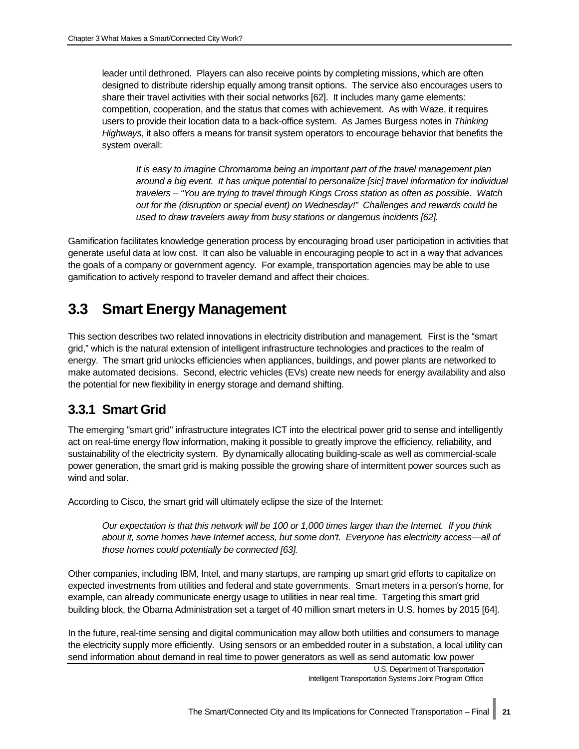leader until dethroned. Players can also receive points by completing missions, which are often designed to distribute ridership equally among transit options. The service also encourages users to share their travel activities with their social networks [62]. It includes many game elements: competition, cooperation, and the status that comes with achievement. As with Waze, it requires users to provide their location data to a back-office system. As James Burgess notes in *Thinking Highways*, it also offers a means for transit system operators to encourage behavior that benefits the system overall:

> *It is easy to imagine Chromaroma being an important part of the travel management plan around a big event. It has unique potential to personalize [sic] travel information for individual travelers – "You are trying to travel through Kings Cross station as often as possible. Watch out for the (disruption or special event) on Wednesday!" Challenges and rewards could be used to draw travelers away from busy stations or dangerous incidents [62].*

Gamification facilitates knowledge generation process by encouraging broad user participation in activities that generate useful data at low cost. It can also be valuable in encouraging people to act in a way that advances the goals of a company or government agency. For example, transportation agencies may be able to use gamification to actively respond to traveler demand and affect their choices.

## 3.3 Smart Energy Management

This section describes two related innovations in electricity distribution and management. First is the "smart grid," which is the natural extension of intelligent infrastructure technologies and practices to the realm of energy. The smart grid unlocks efficiencies when appliances, buildings, and power plants are networked to make automated decisions. Second, electric vehicles (EVs) create new needs for energy availability and also the potential for new flexibility in energy storage and demand shifting.

### 3.3.1 Smart Grid

The emerging "smart grid" infrastructure integrates ICT into the electrical power grid to sense and intelligently act on real-time energy flow information, making it possible to greatly improve the efficiency, reliability, and sustainability of the electricity system. By dynamically allocating building-scale as well as commercial-scale power generation, the smart grid is making possible the growing share of intermittent power sources such as wind and solar.

According to Cisco, the smart grid will ultimately eclipse the size of the Internet:

> *Our expectation is that this network will be 100 or 1,000 times larger than the Internet. If you think about it, some homes have Internet access, but some don't. Everyone has electricity access—all of those homes could potentially be connected [63].*

Other companies, including IBM, Intel, and many startups, are ramping up smart grid efforts to capitalize on expected investments from utilities and federal and state governments. Smart meters in a person's home, for example, can already communicate energy usage to utilities in near real time. Targeting this smart grid building block, the Obama Administration set a target of 40 million smart meters in U.S. homes by 2015 [64].

In the future, real-time sensing and digital communication may allow both utilities and consumers to manage the electricity supply more efficiently. Using sensors or an embedded router in a substation, a local utility can send information about demand in real time to power generators as well as send automatic low power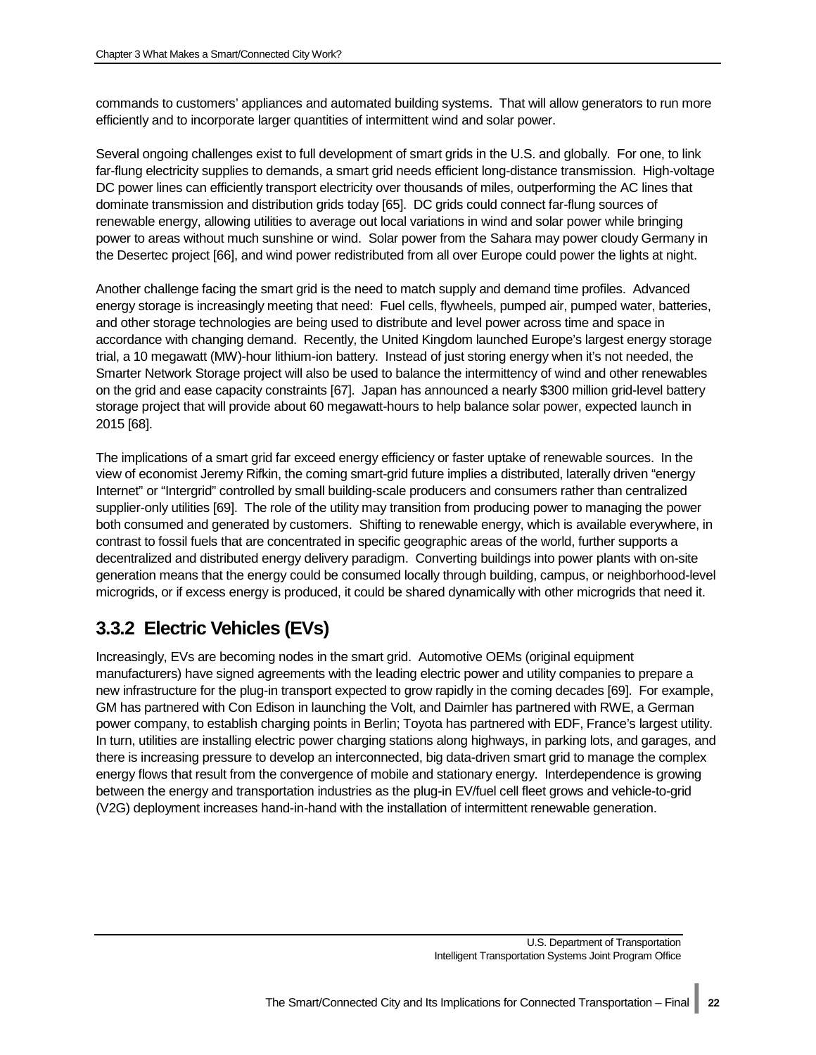commands to customers' appliances and automated building systems. That will allow generators to run more efficiently and to incorporate larger quantities of intermittent wind and solar power.

Several ongoing challenges exist to full development of smart grids in the U.S. and globally. For one, to link far-flung electricity supplies to demands, a smart grid needs efficient long-distance transmission. High-voltage DC power lines can efficiently transport electricity over thousands of miles, outperforming the AC lines that dominate transmission and distribution grids today [65]. DC grids could connect far-flung sources of renewable energy, allowing utilities to average out local variations in wind and solar power while bringing power to areas without much sunshine or wind. Solar power from the Sahara may power cloudy Germany in the Desertec project [66], and wind power redistributed from all over Europe could power the lights at night.

Another challenge facing the smart grid is the need to match supply and demand time profiles. Advanced energy storage is increasingly meeting that need: Fuel cells, flywheels, pumped air, pumped water, batteries, and other storage technologies are being used to distribute and level power across time and space in accordance with changing demand. Recently, the United Kingdom launched Europe's largest energy storage trial, a 10 megawatt (MW)-hour lithium-ion battery. Instead of just storing energy when it's not needed, the Smarter Network Storage project will also be used to balance the intermittency of wind and other renewables on the grid and ease capacity constraints [67]. Japan has announced a nearly $300 million grid-level battery storage project that will provide about 60 megawatt-hours to help balance solar power, expected launch in 2015 [68].

The implications of a smart grid far exceed energy efficiency or faster uptake of renewable sources. In the view of economist Jeremy Rifkin, the coming smart-grid future implies a distributed, laterally driven "energy Internet" or "Intergrid" controlled by small building-scale producers and consumers rather than centralized supplier-only utilities [69]. The role of the utility may transition from producing power to managing the power both consumed and generated by customers. Shifting to renewable energy, which is available everywhere, in contrast to fossil fuels that are concentrated in specific geographic areas of the world, further supports a decentralized and distributed energy delivery paradigm. Converting buildings into power plants with on-site generation means that the energy could be consumed locally through building, campus, or neighborhood-level microgrids, or if excess energy is produced, it could be shared dynamically with other microgrids that need it.

### 3.3.2 Electric Vehicles (EVs)

Increasingly, EVs are becoming nodes in the smart grid. Automotive OEMs (original equipment manufacturers) have signed agreements with the leading electric power and utility companies to prepare a new infrastructure for the plug-in transport expected to grow rapidly in the coming decades [69]. For example, GM has partnered with Con Edison in launching the Volt, and Daimler has partnered with RWE, a German power company, to establish charging points in Berlin; Toyota has partnered with EDF, France's largest utility. In turn, utilities are installing electric power charging stations along highways, in parking lots, and garages, and there is increasing pressure to develop an interconnected, big data-driven smart grid to manage the complex energy flows that result from the convergence of mobile and stationary energy. Interdependence is growing between the energy and transportation industries as the plug-in EV/fuel cell fleet grows and vehicle-to-grid (V2G) deployment increases hand-in-hand with the installation of intermittent renewable generation.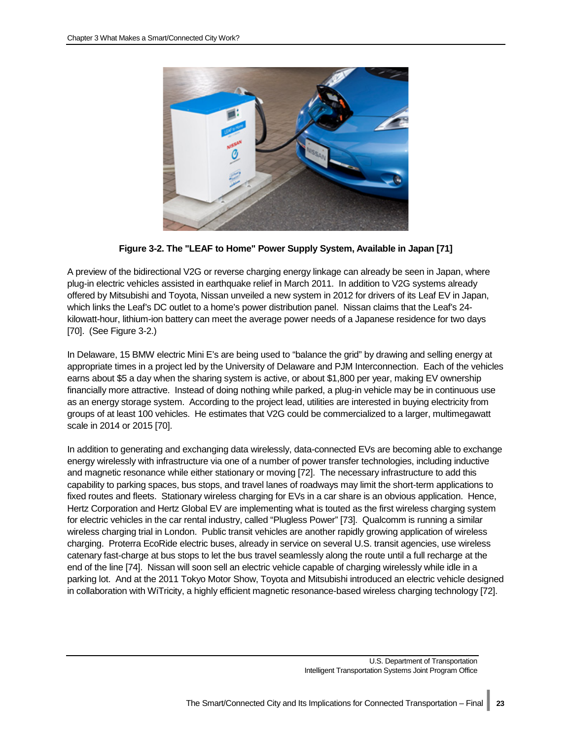**Figure 3-2. The "LEAF to Home" Power Supply System, Available in Japan [71]**

A preview of the bidirectional V2G or reverse charging energy linkage can already be seen in Japan, where plug-in electric vehicles assisted in earthquake relief in March 2011. In addition to V2G systems already offered by Mitsubishi and Toyota, Nissan unveiled a new system in 2012 for drivers of its Leaf EV in Japan, which links the Leaf's DC outlet to a home's power distribution panel. Nissan claims that the Leaf's 24-kilowatt-hour, lithium-ion battery can meet the average power needs of a Japanese residence for two days [70]. (See Figure 3-2.)

In Delaware, 15 BMW electric Mini E's are being used to "balance the grid" by drawing and selling energy at appropriate times in a project led by the University of Delaware and PJM Interconnection. Each of the vehicles earns about $5 a day when the sharing system is active, or about $1,800 per year, making EV ownership financially more attractive. Instead of doing nothing while parked, a plug-in vehicle may be in continuous use as an energy storage system. According to the project lead, utilities are interested in buying electricity from groups of at least 100 vehicles. He estimates that V2G could be commercialized to a larger, multimegawatt scale in 2014 or 2015 [70].

In addition to generating and exchanging data wirelessly, data-connected EVs are becoming able to exchange energy wirelessly with infrastructure via one of a number of power transfer technologies, including inductive and magnetic resonance while either stationary or moving [72]. The necessary infrastructure to add this capability to parking spaces, bus stops, and travel lanes of roadways may limit the short-term applications to fixed routes and fleets. Stationary wireless charging for EVs in a car share is an obvious application. Hence, Hertz Corporation and Hertz Global EV are implementing what is touted as the first wireless charging system for electric vehicles in the car rental industry, called "Plugless Power" [73]. Qualcomm is running a similar wireless charging trial in London. Public transit vehicles are another rapidly growing application of wireless charging. Proterra EcoRide electric buses, already in service on several U.S. transit agencies, use wireless catenary fast-charge at bus stops to let the bus travel seamlessly along the route until a full recharge at the end of the line [74]. Nissan will soon sell an electric vehicle capable of charging wirelessly while idle in a parking lot. And at the 2011 Tokyo Motor Show, Toyota and Mitsubishi introduced an electric vehicle designed in collaboration with WiTricity, a highly efficient magnetic resonance-based wireless charging technology [72].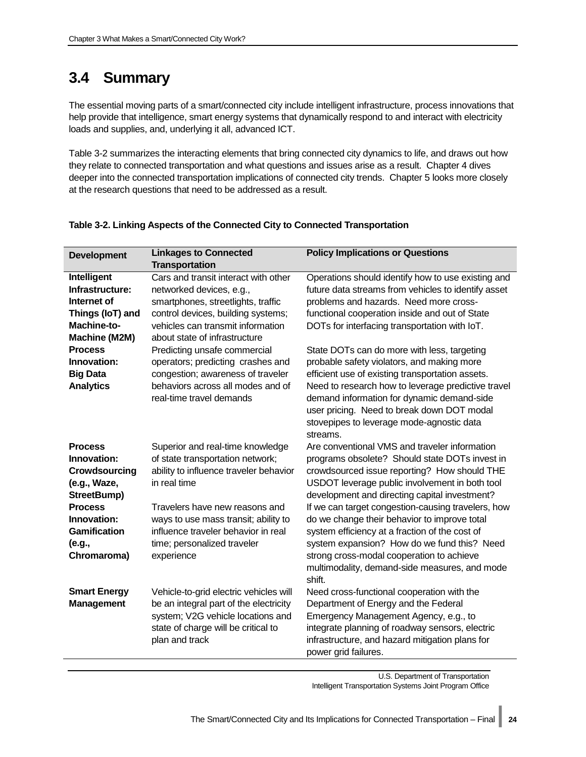## 3.4 Summary

The essential moving parts of a smart/connected city include intelligent infrastructure, process innovations that help provide that intelligence, smart energy systems that dynamically respond to and interact with electricity loads and supplies, and, underlying it all, advanced ICT.

Table 3-2 summarizes the interacting elements that bring connected city dynamics to life, and draws out how they relate to connected transportation and what questions and issues arise as a result. Chapter 4 dives deeper into the connected transportation implications of connected city trends. Chapter 5 looks more closely at the research questions that need to be addressed as a result.

**Table 3-2. Linking Aspects of the Connected City to Connected Transportation**

| Development | Linkages to Connected Transportation | Policy Implications or Questions |
|---|---|---|
| **Intelligent Infrastructure: Internet of Things (IoT) and Machine-to-Machine (M2M)** | Cars and transit interact with other networked devices, e.g., smartphones, streetlights, traffic control devices, building systems; vehicles can transmit information about state of infrastructure | Operations should identify how to use existing and future data streams from vehicles to identify asset problems and hazards. Need more cross-functional cooperation inside and out of State DOTs for interfacing transportation with IoT. |
| **Process Innovation: Big Data Analytics** | Predicting unsafe commercial operators; predicting crashes and congestion; awareness of traveler behaviors across all modes and of real-time travel demands | State DOTs can do more with less, targeting probable safety violators, and making more efficient use of existing transportation assets. Need to research how to leverage predictive travel demand information for dynamic demand-side user pricing. Need to break down DOT modal stovepipes to leverage mode-agnostic data streams. |
| **Process Innovation: Crowdsourcing (e.g., Waze, StreetBump)** | Superior and real-time knowledge of state transportation network; ability to influence traveler behavior in real time | Are conventional VMS and traveler information programs obsolete? Should state DOTs invest in crowdsourced issue reporting? How should THE USDOT leverage public involvement in both tool development and directing capital investment? |
| **Process Innovation: Gamification (e.g., Chromaroma)** | Travelers have new reasons and ways to use mass transit; ability to influence traveler behavior in real time; personalized traveler experience | If we can target congestion-causing travelers, how do we change their behavior to improve total system efficiency at a fraction of the cost of system expansion? How do we fund this? Need strong cross-modal cooperation to achieve multimodality, demand-side measures, and mode shift. |
| **Smart Energy Management** | Vehicle-to-grid electric vehicles will be an integral part of the electricity system; V2G vehicle locations and state of charge will be critical to plan and track | Need cross-functional cooperation with the Department of Energy and the Federal Emergency Management Agency, e.g., to integrate planning of roadway sensors, electric infrastructure, and hazard mitigation plans for power grid failures. |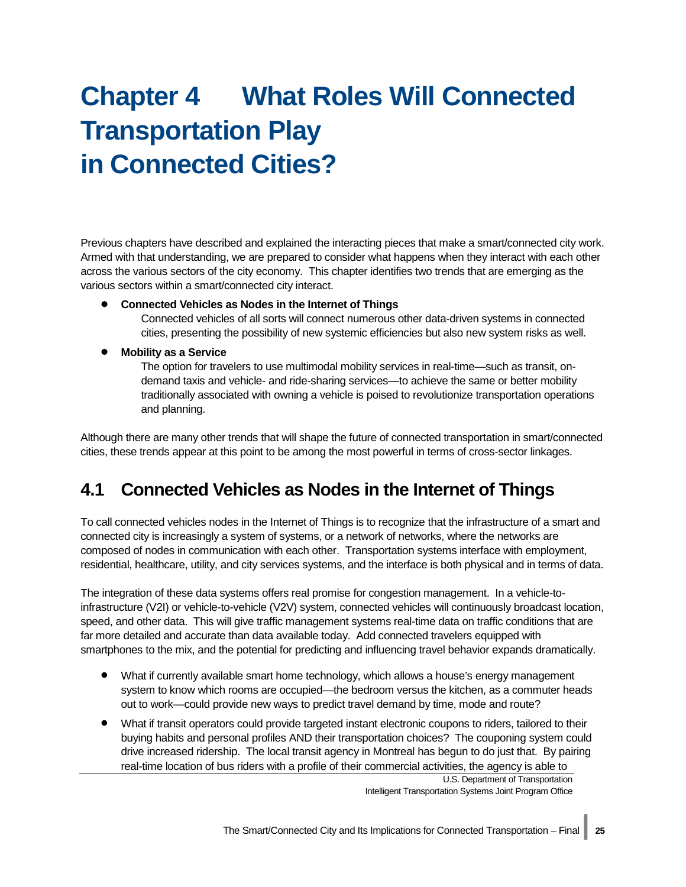# Chapter 4 What Roles Will Connected Transportation Play in Connected Cities?

Previous chapters have described and explained the interacting pieces that make a smart/connected city work. Armed with that understanding, we are prepared to consider what happens when they interact with each other across the various sectors of the city economy. This chapter identifies two trends that are emerging as the various sectors within a smart/connected city interact.

- **Connected Vehicles as Nodes in the Internet of Things**
  Connected vehicles of all sorts will connect numerous other data-driven systems in connected cities, presenting the possibility of new systemic efficiencies but also new system risks as well.
- **Mobility as a Service**
  The option for travelers to use multimodal mobility services in real-time—such as transit, on-demand taxis and vehicle- and ride-sharing services—to achieve the same or better mobility traditionally associated with owning a vehicle is poised to revolutionize transportation operations and planning.

Although there are many other trends that will shape the future of connected transportation in smart/connected cities, these trends appear at this point to be among the most powerful in terms of cross-sector linkages.

## 4.1 Connected Vehicles as Nodes in the Internet of Things

To call connected vehicles nodes in the Internet of Things is to recognize that the infrastructure of a smart and connected city is increasingly a system of systems, or a network of networks, where the networks are composed of nodes in communication with each other. Transportation systems interface with employment, residential, healthcare, utility, and city services systems, and the interface is both physical and in terms of data.

The integration of these data systems offers real promise for congestion management. In a vehicle-to-infrastructure (V2I) or vehicle-to-vehicle (V2V) system, connected vehicles will continuously broadcast location, speed, and other data. This will give traffic management systems real-time data on traffic conditions that are far more detailed and accurate than data available today. Add connected travelers equipped with smartphones to the mix, and the potential for predicting and influencing travel behavior expands dramatically.

- What if currently available smart home technology, which allows a house's energy management system to know which rooms are occupied—the bedroom versus the kitchen, as a commuter heads out to work—could provide new ways to predict travel demand by time, mode and route?
- What if transit operators could provide targeted instant electronic coupons to riders, tailored to their buying habits and personal profiles AND their transportation choices? The couponing system could drive increased ridership. The local transit agency in Montreal has begun to do just that. By pairing real-time location of bus riders with a profile of their commercial activities, the agency is able to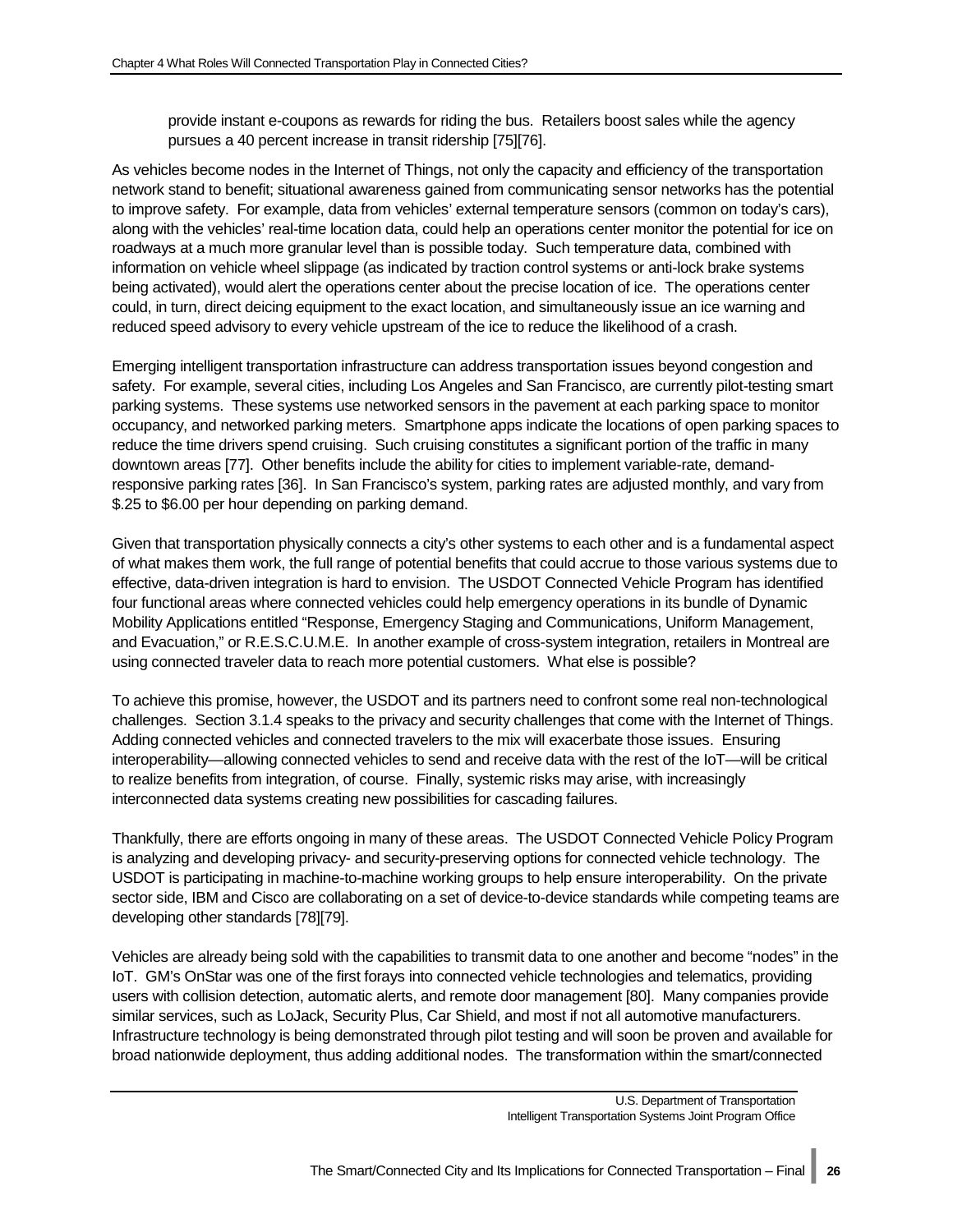provide instant e-coupons as rewards for riding the bus. Retailers boost sales while the agency pursues a 40 percent increase in transit ridership [75][76].

As vehicles become nodes in the Internet of Things, not only the capacity and efficiency of the transportation network stand to benefit; situational awareness gained from communicating sensor networks has the potential to improve safety. For example, data from vehicles' external temperature sensors (common on today's cars), along with the vehicles' real-time location data, could help an operations center monitor the potential for ice on roadways at a much more granular level than is possible today. Such temperature data, combined with information on vehicle wheel slippage (as indicated by traction control systems or anti-lock brake systems being activated), would alert the operations center about the precise location of ice. The operations center could, in turn, direct deicing equipment to the exact location, and simultaneously issue an ice warning and reduced speed advisory to every vehicle upstream of the ice to reduce the likelihood of a crash.

Emerging intelligent transportation infrastructure can address transportation issues beyond congestion and safety. For example, several cities, including Los Angeles and San Francisco, are currently pilot-testing smart parking systems. These systems use networked sensors in the pavement at each parking space to monitor occupancy, and networked parking meters. Smartphone apps indicate the locations of open parking spaces to reduce the time drivers spend cruising. Such cruising constitutes a significant portion of the traffic in many downtown areas [77]. Other benefits include the ability for cities to implement variable-rate, demand-responsive parking rates [36]. In San Francisco's system, parking rates are adjusted monthly, and vary from $.25 to $6.00 per hour depending on parking demand.

Given that transportation physically connects a city's other systems to each other and is a fundamental aspect of what makes them work, the full range of potential benefits that could accrue to those various systems due to effective, data-driven integration is hard to envision. The USDOT Connected Vehicle Program has identified four functional areas where connected vehicles could help emergency operations in its bundle of Dynamic Mobility Applications entitled "Response, Emergency Staging and Communications, Uniform Management, and Evacuation," or R.E.S.C.U.M.E. In another example of cross-system integration, retailers in Montreal are using connected traveler data to reach more potential customers. What else is possible?

To achieve this promise, however, the USDOT and its partners need to confront some real non-technological challenges. Section 3.1.4 speaks to the privacy and security challenges that come with the Internet of Things. Adding connected vehicles and connected travelers to the mix will exacerbate those issues. Ensuring interoperability—allowing connected vehicles to send and receive data with the rest of the IoT—will be critical to realize benefits from integration, of course. Finally, systemic risks may arise, with increasingly interconnected data systems creating new possibilities for cascading failures.

Thankfully, there are efforts ongoing in many of these areas. The USDOT Connected Vehicle Policy Program is analyzing and developing privacy- and security-preserving options for connected vehicle technology. The USDOT is participating in machine-to-machine working groups to help ensure interoperability. On the private sector side, IBM and Cisco are collaborating on a set of device-to-device standards while competing teams are developing other standards [78][79].

Vehicles are already being sold with the capabilities to transmit data to one another and become "nodes" in the IoT. GM's OnStar was one of the first forays into connected vehicle technologies and telematics, providing users with collision detection, automatic alerts, and remote door management [80]. Many companies provide similar services, such as LoJack, Security Plus, Car Shield, and most if not all automotive manufacturers. Infrastructure technology is being demonstrated through pilot testing and will soon be proven and available for broad nationwide deployment, thus adding additional nodes. The transformation within the smart/connected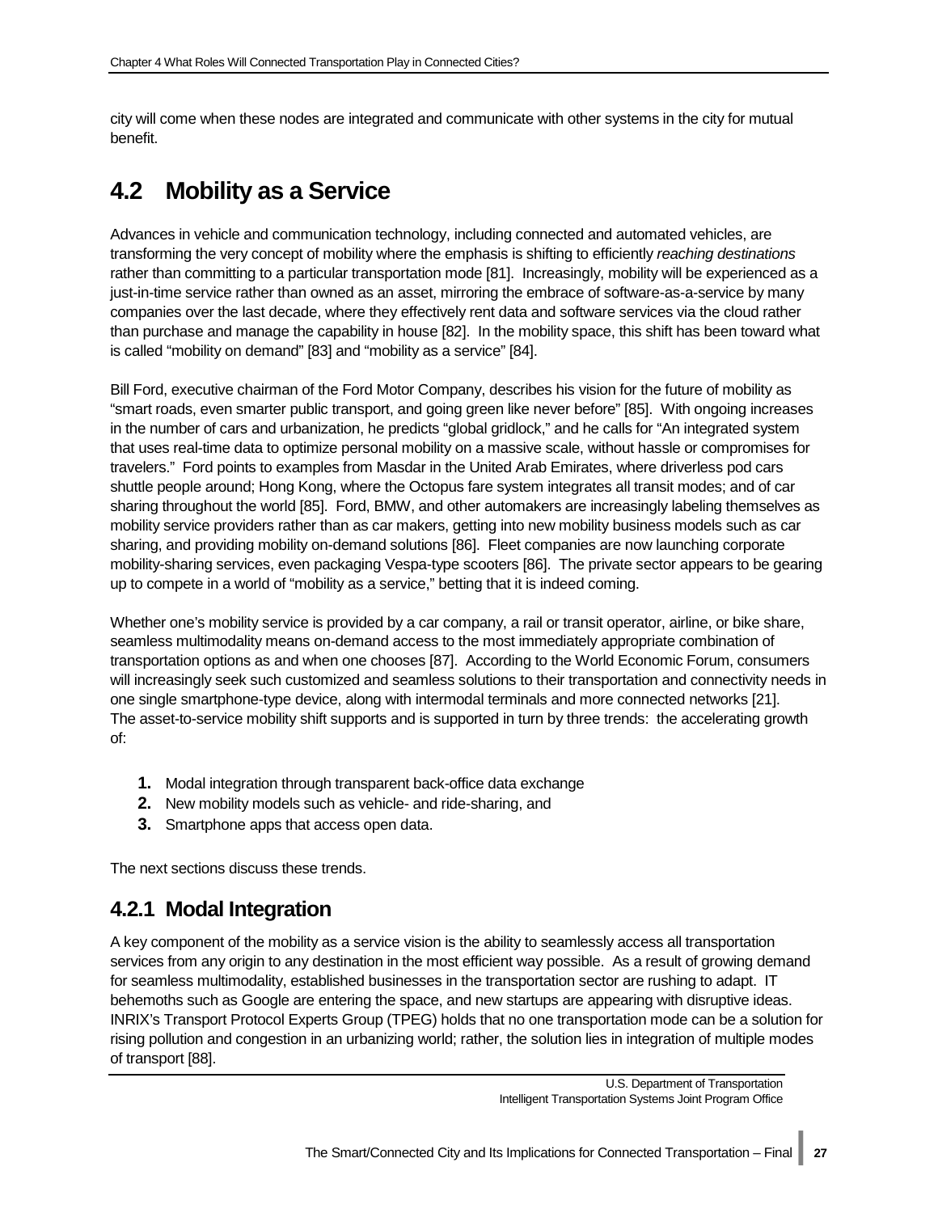city will come when these nodes are integrated and communicate with other systems in the city for mutual benefit.

## 4.2 Mobility as a Service

Advances in vehicle and communication technology, including connected and automated vehicles, are transforming the very concept of mobility where the emphasis is shifting to efficiently *reaching destinations* rather than committing to a particular transportation mode [81]. Increasingly, mobility will be experienced as a just-in-time service rather than owned as an asset, mirroring the embrace of software-as-a-service by many companies over the last decade, where they effectively rent data and software services via the cloud rather than purchase and manage the capability in house [82]. In the mobility space, this shift has been toward what is called "mobility on demand" [83] and "mobility as a service" [84].

Bill Ford, executive chairman of the Ford Motor Company, describes his vision for the future of mobility as "smart roads, even smarter public transport, and going green like never before" [85]. With ongoing increases in the number of cars and urbanization, he predicts "global gridlock," and he calls for "An integrated system that uses real-time data to optimize personal mobility on a massive scale, without hassle or compromises for travelers." Ford points to examples from Masdar in the United Arab Emirates, where driverless pod cars shuttle people around; Hong Kong, where the Octopus fare system integrates all transit modes; and of car sharing throughout the world [85]. Ford, BMW, and other automakers are increasingly labeling themselves as mobility service providers rather than as car makers, getting into new mobility business models such as car sharing, and providing mobility on-demand solutions [86]. Fleet companies are now launching corporate mobility-sharing services, even packaging Vespa-type scooters [86]. The private sector appears to be gearing up to compete in a world of "mobility as a service," betting that it is indeed coming.

Whether one's mobility service is provided by a car company, a rail or transit operator, airline, or bike share, seamless multimodality means on-demand access to the most immediately appropriate combination of transportation options as and when one chooses [87]. According to the World Economic Forum, consumers will increasingly seek such customized and seamless solutions to their transportation and connectivity needs in one single smartphone-type device, along with intermodal terminals and more connected networks [21]. The asset-to-service mobility shift supports and is supported in turn by three trends: the accelerating growth of:

1. Modal integration through transparent back-office data exchange
2. New mobility models such as vehicle- and ride-sharing, and
3. Smartphone apps that access open data.

The next sections discuss these trends.

### 4.2.1 Modal Integration

A key component of the mobility as a service vision is the ability to seamlessly access all transportation services from any origin to any destination in the most efficient way possible. As a result of growing demand for seamless multimodality, established businesses in the transportation sector are rushing to adapt. IT behemoths such as Google are entering the space, and new startups are appearing with disruptive ideas. INRIX's Transport Protocol Experts Group (TPEG) holds that no one transportation mode can be a solution for rising pollution and congestion in an urbanizing world; rather, the solution lies in integration of multiple modes of transport [88].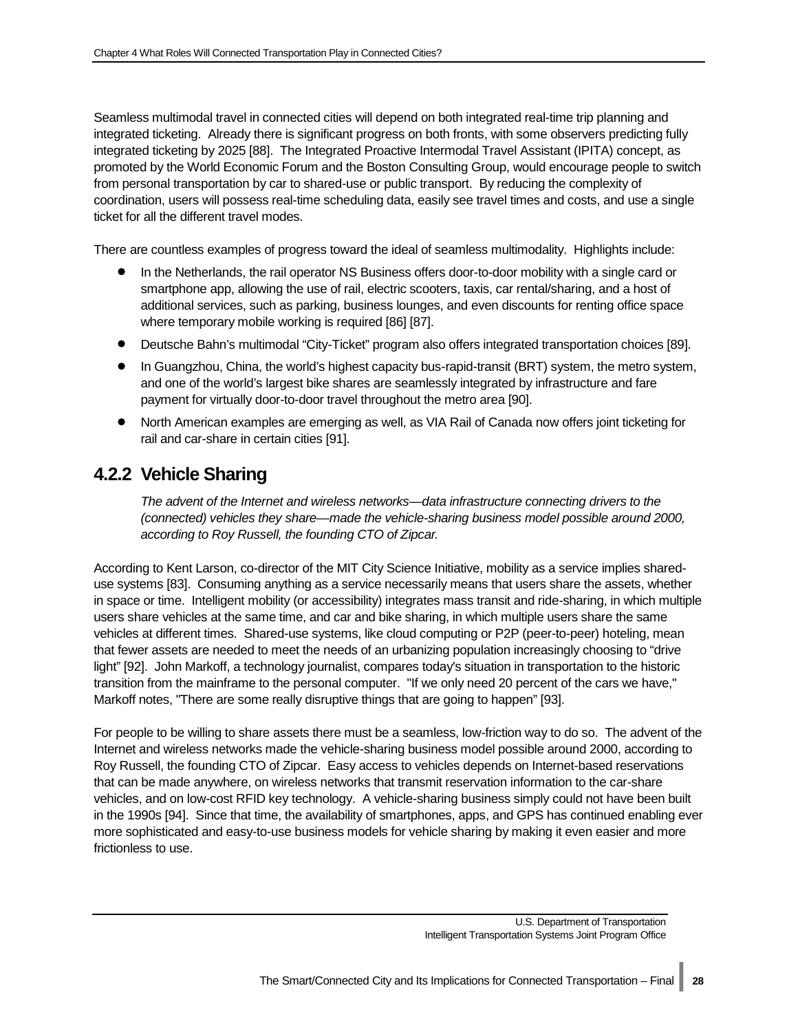Seamless multimodal travel in connected cities will depend on both integrated real-time trip planning and integrated ticketing. Already there is significant progress on both fronts, with some observers predicting fully integrated ticketing by 2025 [88]. The Integrated Proactive Intermodal Travel Assistant (IPITA) concept, as promoted by the World Economic Forum and the Boston Consulting Group, would encourage people to switch from personal transportation by car to shared-use or public transport. By reducing the complexity of coordination, users will possess real-time scheduling data, easily see travel times and costs, and use a single ticket for all the different travel modes.

There are countless examples of progress toward the ideal of seamless multimodality. Highlights include:

- In the Netherlands, the rail operator NS Business offers door-to-door mobility with a single card or smartphone app, allowing the use of rail, electric scooters, taxis, car rental/sharing, and a host of additional services, such as parking, business lounges, and even discounts for renting office space where temporary mobile working is required [86] [87].
- Deutsche Bahn's multimodal "City-Ticket" program also offers integrated transportation choices [89].
- In Guangzhou, China, the world's highest capacity bus-rapid-transit (BRT) system, the metro system, and one of the world's largest bike shares are seamlessly integrated by infrastructure and fare payment for virtually door-to-door travel throughout the metro area [90].
- North American examples are emerging as well, as VIA Rail of Canada now offers joint ticketing for rail and car-share in certain cities [91].

### 4.2.2 Vehicle Sharing

*The advent of the Internet and wireless networks—data infrastructure connecting drivers to the (connected) vehicles they share—made the vehicle-sharing business model possible around 2000, according to Roy Russell, the founding CTO of Zipcar.*

According to Kent Larson, co-director of the MIT City Science Initiative, mobility as a service implies shared-use systems [83]. Consuming anything as a service necessarily means that users share the assets, whether in space or time. Intelligent mobility (or accessibility) integrates mass transit and ride-sharing, in which multiple users share vehicles at the same time, and car and bike sharing, in which multiple users share the same vehicles at different times. Shared-use systems, like cloud computing or P2P (peer-to-peer) hoteling, mean that fewer assets are needed to meet the needs of an urbanizing population increasingly choosing to "drive light" [92]. John Markoff, a technology journalist, compares today's situation in transportation to the historic transition from the mainframe to the personal computer. "If we only need 20 percent of the cars we have," Markoff notes, "There are some really disruptive things that are going to happen" [93].

For people to be willing to share assets there must be a seamless, low-friction way to do so. The advent of the Internet and wireless networks made the vehicle-sharing business model possible around 2000, according to Roy Russell, the founding CTO of Zipcar. Easy access to vehicles depends on Internet-based reservations that can be made anywhere, on wireless networks that transmit reservation information to the car-share vehicles, and on low-cost RFID key technology. A vehicle-sharing business simply could not have been built in the 1990s [94]. Since that time, the availability of smartphones, apps, and GPS has continued enabling ever more sophisticated and easy-to-use business models for vehicle sharing by making it even easier and more frictionless to use.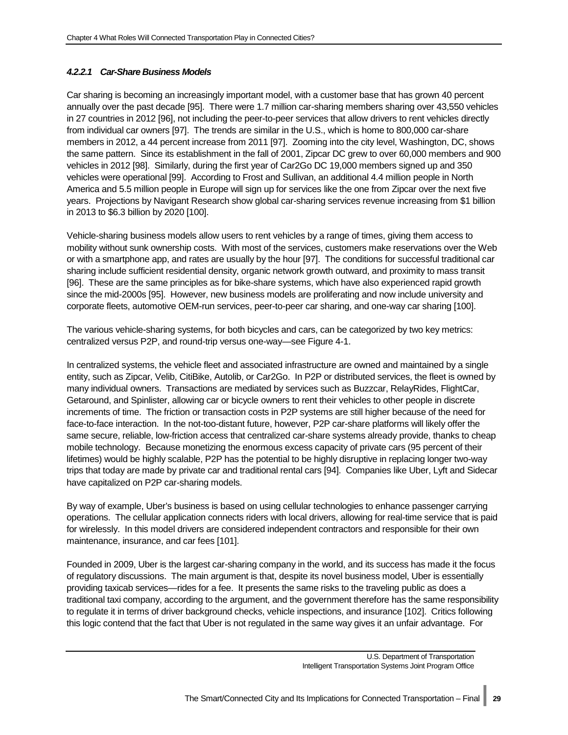#### *4.2.2.1 Car-Share Business Models*

Car sharing is becoming an increasingly important model, with a customer base that has grown 40 percent annually over the past decade [95]. There were 1.7 million car-sharing members sharing over 43,550 vehicles in 27 countries in 2012 [96], not including the peer-to-peer services that allow drivers to rent vehicles directly from individual car owners [97]. The trends are similar in the U.S., which is home to 800,000 car-share members in 2012, a 44 percent increase from 2011 [97]. Zooming into the city level, Washington, DC, shows the same pattern. Since its establishment in the fall of 2001, Zipcar DC grew to over 60,000 members and 900 vehicles in 2012 [98]. Similarly, during the first year of Car2Go DC 19,000 members signed up and 350 vehicles were operational [99]. According to Frost and Sullivan, an additional 4.4 million people in North America and 5.5 million people in Europe will sign up for services like the one from Zipcar over the next five years. Projections by Navigant Research show global car-sharing services revenue increasing from $1 billion in 2013 to $6.3 billion by 2020 [100].

Vehicle-sharing business models allow users to rent vehicles by a range of times, giving them access to mobility without sunk ownership costs. With most of the services, customers make reservations over the Web or with a smartphone app, and rates are usually by the hour [97]. The conditions for successful traditional car sharing include sufficient residential density, organic network growth outward, and proximity to mass transit [96]. These are the same principles as for bike-share systems, which have also experienced rapid growth since the mid-2000s [95]. However, new business models are proliferating and now include university and corporate fleets, automotive OEM-run services, peer-to-peer car sharing, and one-way car sharing [100].

The various vehicle-sharing systems, for both bicycles and cars, can be categorized by two key metrics: centralized versus P2P, and round-trip versus one-way—see Figure 4-1.

In centralized systems, the vehicle fleet and associated infrastructure are owned and maintained by a single entity, such as Zipcar, Velib, CitiBike, Autolib, or Car2Go. In P2P or distributed services, the fleet is owned by many individual owners. Transactions are mediated by services such as Buzzcar, RelayRides, FlightCar, Getaround, and Spinlister, allowing car or bicycle owners to rent their vehicles to other people in discrete increments of time. The friction or transaction costs in P2P systems are still higher because of the need for face-to-face interaction. In the not-too-distant future, however, P2P car-share platforms will likely offer the same secure, reliable, low-friction access that centralized car-share systems already provide, thanks to cheap mobile technology. Because monetizing the enormous excess capacity of private cars (95 percent of their lifetimes) would be highly scalable, P2P has the potential to be highly disruptive in replacing longer two-way trips that today are made by private car and traditional rental cars [94]. Companies like Uber, Lyft and Sidecar have capitalized on P2P car-sharing models.

By way of example, Uber's business is based on using cellular technologies to enhance passenger carrying operations. The cellular application connects riders with local drivers, allowing for real-time service that is paid for wirelessly. In this model drivers are considered independent contractors and responsible for their own maintenance, insurance, and car fees [101].

Founded in 2009, Uber is the largest car-sharing company in the world, and its success has made it the focus of regulatory discussions. The main argument is that, despite its novel business model, Uber is essentially providing taxicab services—rides for a fee. It presents the same risks to the traveling public as does a traditional taxi company, according to the argument, and the government therefore has the same responsibility to regulate it in terms of driver background checks, vehicle inspections, and insurance [102]. Critics following this logic contend that the fact that Uber is not regulated in the same way gives it an unfair advantage. For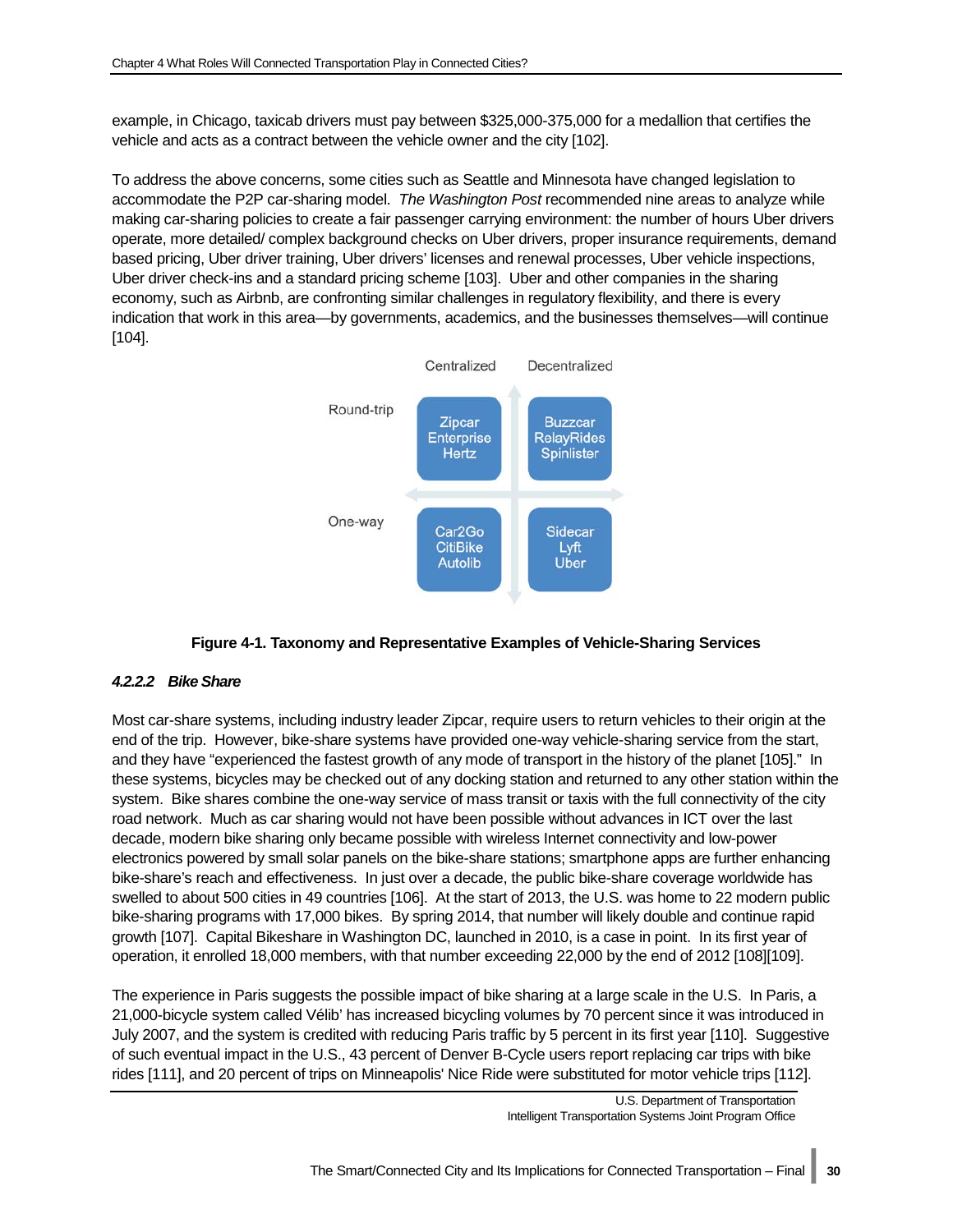example, in Chicago, taxicab drivers must pay between $325,000-375,000 for a medallion that certifies the vehicle and acts as a contract between the vehicle owner and the city [102].

To address the above concerns, some cities such as Seattle and Minnesota have changed legislation to accommodate the P2P car-sharing model. *The Washington Post* recommended nine areas to analyze while making car-sharing policies to create a fair passenger carrying environment: the number of hours Uber drivers operate, more detailed/ complex background checks on Uber drivers, proper insurance requirements, demand based pricing, Uber driver training, Uber drivers' licenses and renewal processes, Uber vehicle inspections, Uber driver check-ins and a standard pricing scheme [103]. Uber and other companies in the sharing economy, such as Airbnb, are confronting similar challenges in regulatory flexibility, and there is every indication that work in this area—by governments, academics, and the businesses themselves—will continue [104].

| | Centralized | Decentralized |
|---|---|---|
| Round-trip | Zipcar, Enterprise, Hertz | Buzzcar, RelayRides, Spinlister |
| One-way | Car2Go, CitiBike, Autolib | Sidecar, Lyft, Uber |

**Figure 4-1. Taxonomy and Representative Examples of Vehicle-Sharing Services**

#### *4.2.2.2 Bike Share*

Most car-share systems, including industry leader Zipcar, require users to return vehicles to their origin at the end of the trip. However, bike-share systems have provided one-way vehicle-sharing service from the start, and they have "experienced the fastest growth of any mode of transport in the history of the planet [105]." In these systems, bicycles may be checked out of any docking station and returned to any other station within the system. Bike shares combine the one-way service of mass transit or taxis with the full connectivity of the city road network. Much as car sharing would not have been possible without advances in ICT over the last decade, modern bike sharing only became possible with wireless Internet connectivity and low-power electronics powered by small solar panels on the bike-share stations; smartphone apps are further enhancing bike-share's reach and effectiveness. In just over a decade, the public bike-share coverage worldwide has swelled to about 500 cities in 49 countries [106]. At the start of 2013, the U.S. was home to 22 modern public bike-sharing programs with 17,000 bikes. By spring 2014, that number will likely double and continue rapid growth [107]. Capital Bikeshare in Washington DC, launched in 2010, is a case in point. In its first year of operation, it enrolled 18,000 members, with that number exceeding 22,000 by the end of 2012 [108][109].

The experience in Paris suggests the possible impact of bike sharing at a large scale in the U.S. In Paris, a 21,000-bicycle system called Vélib' has increased bicycling volumes by 70 percent since it was introduced in July 2007, and the system is credited with reducing Paris traffic by 5 percent in its first year [110]. Suggestive of such eventual impact in the U.S., 43 percent of Denver B-Cycle users report replacing car trips with bike rides [111], and 20 percent of trips on Minneapolis' Nice Ride were substituted for motor vehicle trips [112].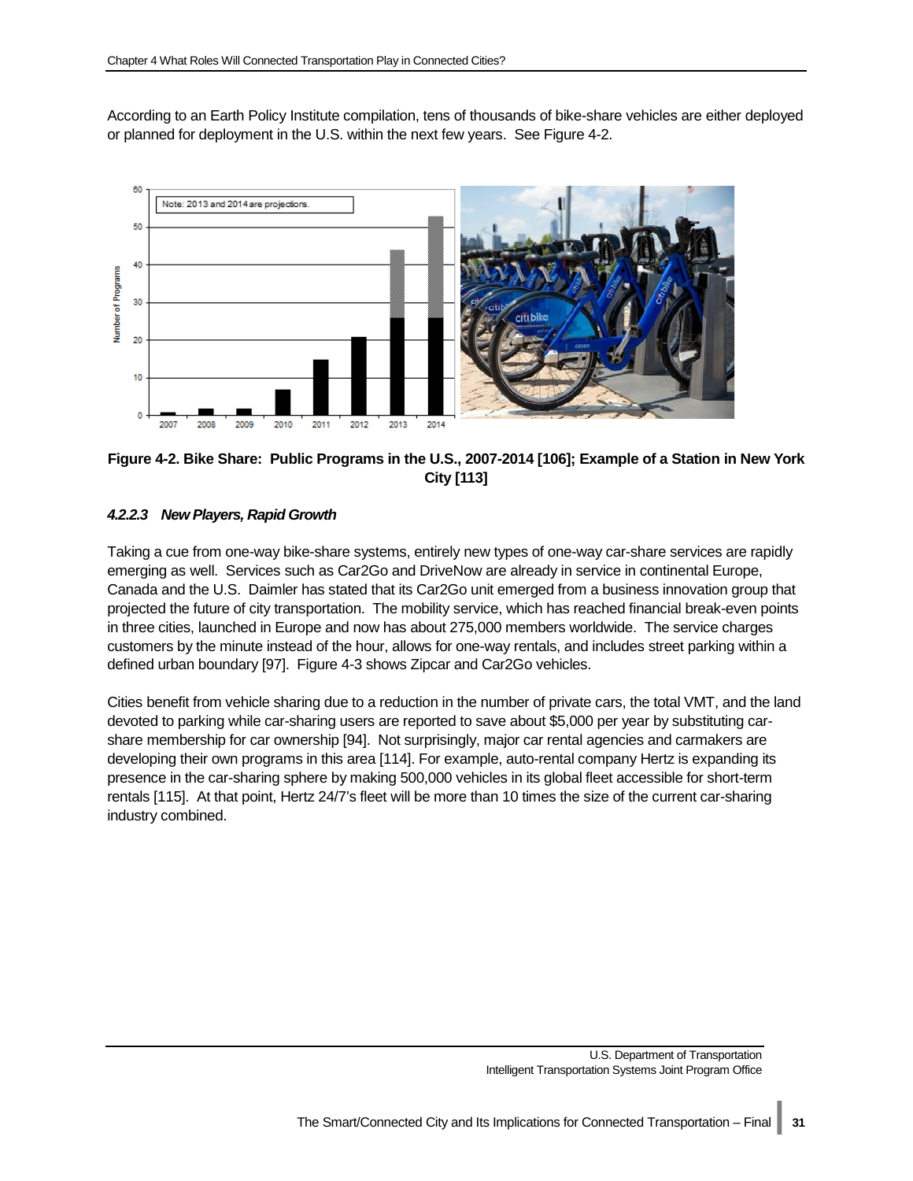According to an Earth Policy Institute compilation, tens of thousands of bike-share vehicles are either deployed or planned for deployment in the U.S. within the next few years. See Figure 4-2.

**Figure 4-2. Bike Share: Public Programs in the U.S., 2007-2014 [106]; Example of a Station in New York City [113]**

#### *4.2.2.3 New Players, Rapid Growth*

Taking a cue from one-way bike-share systems, entirely new types of one-way car-share services are rapidly emerging as well. Services such as Car2Go and DriveNow are already in service in continental Europe, Canada and the U.S. Daimler has stated that its Car2Go unit emerged from a business innovation group that projected the future of city transportation. The mobility service, which has reached financial break-even points in three cities, launched in Europe and now has about 275,000 members worldwide. The service charges customers by the minute instead of the hour, allows for one-way rentals, and includes street parking within a defined urban boundary [97]. Figure 4-3 shows Zipcar and Car2Go vehicles.

Cities benefit from vehicle sharing due to a reduction in the number of private cars, the total VMT, and the land devoted to parking while car-sharing users are reported to save about $5,000 per year by substituting car-share membership for car ownership [94]. Not surprisingly, major car rental agencies and carmakers are developing their own programs in this area [114]. For example, auto-rental company Hertz is expanding its presence in the car-sharing sphere by making 500,000 vehicles in its global fleet accessible for short-term rentals [115]. At that point, Hertz 24/7's fleet will be more than 10 times the size of the current car-sharing industry combined.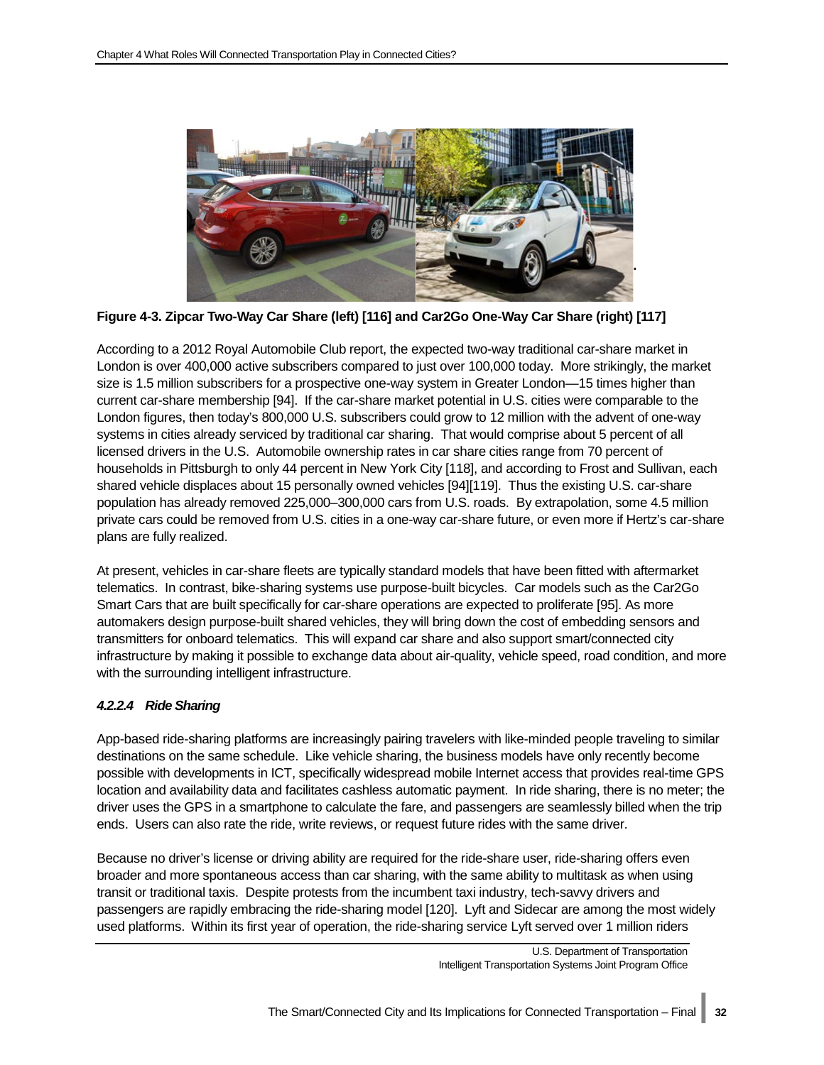**Figure 4-3. Zipcar Two-Way Car Share (left) [116] and Car2Go One-Way Car Share (right) [117]**

According to a 2012 Royal Automobile Club report, the expected two-way traditional car-share market in London is over 400,000 active subscribers compared to just over 100,000 today. More strikingly, the market size is 1.5 million subscribers for a prospective one-way system in Greater London—15 times higher than current car-share membership [94]. If the car-share market potential in U.S. cities were comparable to the London figures, then today's 800,000 U.S. subscribers could grow to 12 million with the advent of one-way systems in cities already serviced by traditional car sharing. That would comprise about 5 percent of all licensed drivers in the U.S. Automobile ownership rates in car share cities range from 70 percent of households in Pittsburgh to only 44 percent in New York City [118], and according to Frost and Sullivan, each shared vehicle displaces about 15 personally owned vehicles [94][119]. Thus the existing U.S. car-share population has already removed 225,000–300,000 cars from U.S. roads. By extrapolation, some 4.5 million private cars could be removed from U.S. cities in a one-way car-share future, or even more if Hertz's car-share plans are fully realized.

At present, vehicles in car-share fleets are typically standard models that have been fitted with aftermarket telematics. In contrast, bike-sharing systems use purpose-built bicycles. Car models such as the Car2Go Smart Cars that are built specifically for car-share operations are expected to proliferate [95]. As more automakers design purpose-built shared vehicles, they will bring down the cost of embedding sensors and transmitters for onboard telematics. This will expand car share and also support smart/connected city infrastructure by making it possible to exchange data about air-quality, vehicle speed, road condition, and more with the surrounding intelligent infrastructure.

#### *4.2.2.4 Ride Sharing*

App-based ride-sharing platforms are increasingly pairing travelers with like-minded people traveling to similar destinations on the same schedule. Like vehicle sharing, the business models have only recently become possible with developments in ICT, specifically widespread mobile Internet access that provides real-time GPS location and availability data and facilitates cashless automatic payment. In ride sharing, there is no meter; the driver uses the GPS in a smartphone to calculate the fare, and passengers are seamlessly billed when the trip ends. Users can also rate the ride, write reviews, or request future rides with the same driver.

Because no driver's license or driving ability are required for the ride-share user, ride-sharing offers even broader and more spontaneous access than car sharing, with the same ability to multitask as when using transit or traditional taxis. Despite protests from the incumbent taxi industry, tech-savvy drivers and passengers are rapidly embracing the ride-sharing model [120]. Lyft and Sidecar are among the most widely used platforms. Within its first year of operation, the ride-sharing service Lyft served over 1 million riders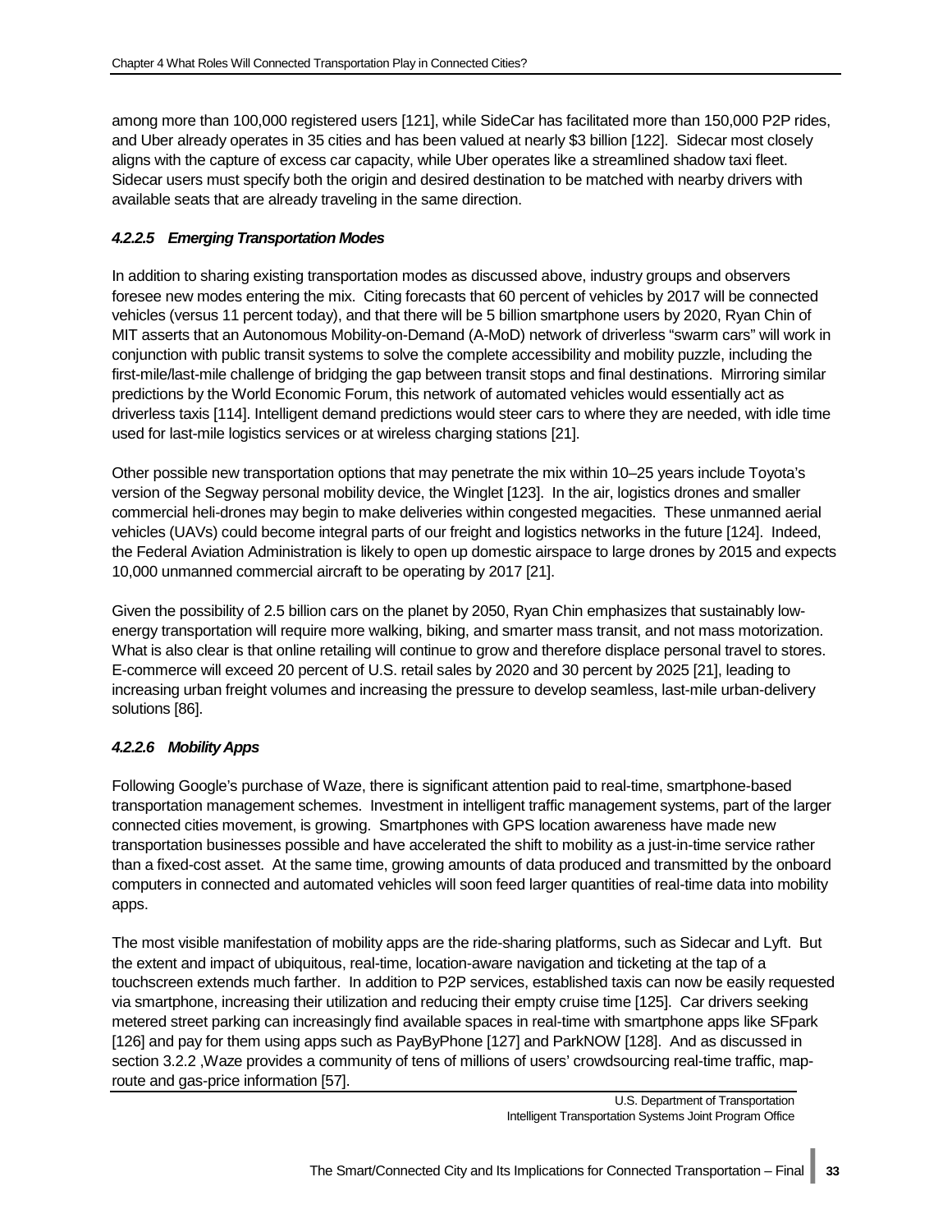among more than 100,000 registered users [121], while SideCar has facilitated more than 150,000 P2P rides, and Uber already operates in 35 cities and has been valued at nearly $3 billion [122]. Sidecar most closely aligns with the capture of excess car capacity, while Uber operates like a streamlined shadow taxi fleet. Sidecar users must specify both the origin and desired destination to be matched with nearby drivers with available seats that are already traveling in the same direction.

#### *4.2.2.5 Emerging Transportation Modes*

In addition to sharing existing transportation modes as discussed above, industry groups and observers foresee new modes entering the mix. Citing forecasts that 60 percent of vehicles by 2017 will be connected vehicles (versus 11 percent today), and that there will be 5 billion smartphone users by 2020, Ryan Chin of MIT asserts that an Autonomous Mobility-on-Demand (A-MoD) network of driverless "swarm cars" will work in conjunction with public transit systems to solve the complete accessibility and mobility puzzle, including the first-mile/last-mile challenge of bridging the gap between transit stops and final destinations. Mirroring similar predictions by the World Economic Forum, this network of automated vehicles would essentially act as driverless taxis [114]. Intelligent demand predictions would steer cars to where they are needed, with idle time used for last-mile logistics services or at wireless charging stations [21].

Other possible new transportation options that may penetrate the mix within 10–25 years include Toyota's version of the Segway personal mobility device, the Winglet [123]. In the air, logistics drones and smaller commercial heli-drones may begin to make deliveries within congested megacities. These unmanned aerial vehicles (UAVs) could become integral parts of our freight and logistics networks in the future [124]. Indeed, the Federal Aviation Administration is likely to open up domestic airspace to large drones by 2015 and expects 10,000 unmanned commercial aircraft to be operating by 2017 [21].

Given the possibility of 2.5 billion cars on the planet by 2050, Ryan Chin emphasizes that sustainably low-energy transportation will require more walking, biking, and smarter mass transit, and not mass motorization. What is also clear is that online retailing will continue to grow and therefore displace personal travel to stores. E-commerce will exceed 20 percent of U.S. retail sales by 2020 and 30 percent by 2025 [21], leading to increasing urban freight volumes and increasing the pressure to develop seamless, last-mile urban-delivery solutions [86].

#### *4.2.2.6 Mobility Apps*

Following Google's purchase of Waze, there is significant attention paid to real-time, smartphone-based transportation management schemes. Investment in intelligent traffic management systems, part of the larger connected cities movement, is growing. Smartphones with GPS location awareness have made new transportation businesses possible and have accelerated the shift to mobility as a just-in-time service rather than a fixed-cost asset. At the same time, growing amounts of data produced and transmitted by the onboard computers in connected and automated vehicles will soon feed larger quantities of real-time data into mobility apps.

The most visible manifestation of mobility apps are the ride-sharing platforms, such as Sidecar and Lyft. But the extent and impact of ubiquitous, real-time, location-aware navigation and ticketing at the tap of a touchscreen extends much farther. In addition to P2P services, established taxis can now be easily requested via smartphone, increasing their utilization and reducing their empty cruise time [125]. Car drivers seeking metered street parking can increasingly find available spaces in real-time with smartphone apps like SFpark [126] and pay for them using apps such as PayByPhone [127] and ParkNOW [128]. And as discussed in section 3.2.2 ,Waze provides a community of tens of millions of users' crowdsourcing real-time traffic, map-route and gas-price information [57].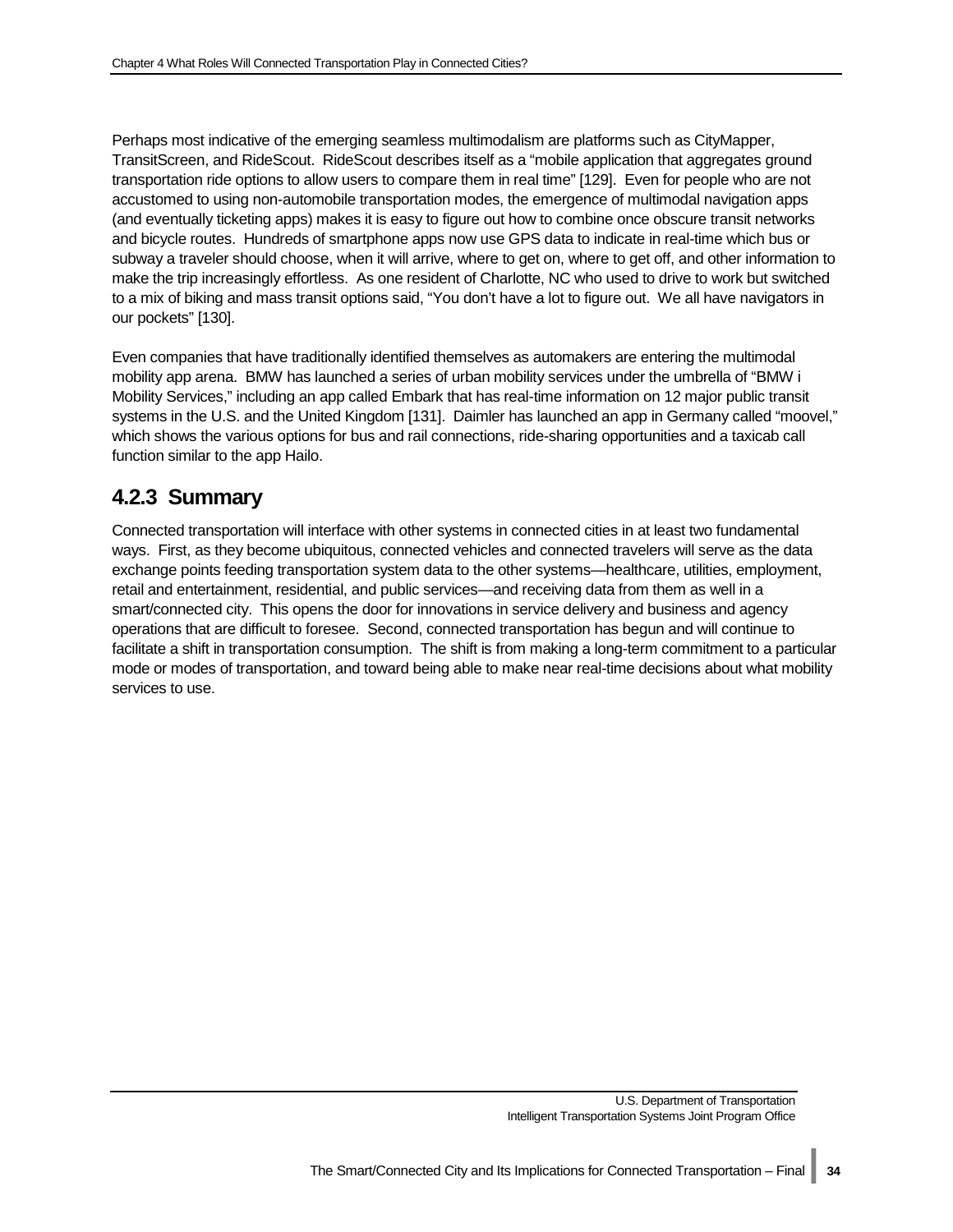Perhaps most indicative of the emerging seamless multimodalism are platforms such as CityMapper, TransitScreen, and RideScout. RideScout describes itself as a "mobile application that aggregates ground transportation ride options to allow users to compare them in real time" [129]. Even for people who are not accustomed to using non-automobile transportation modes, the emergence of multimodal navigation apps (and eventually ticketing apps) makes it is easy to figure out how to combine once obscure transit networks and bicycle routes. Hundreds of smartphone apps now use GPS data to indicate in real-time which bus or subway a traveler should choose, when it will arrive, where to get on, where to get off, and other information to make the trip increasingly effortless. As one resident of Charlotte, NC who used to drive to work but switched to a mix of biking and mass transit options said, "You don't have a lot to figure out. We all have navigators in our pockets" [130].

Even companies that have traditionally identified themselves as automakers are entering the multimodal mobility app arena. BMW has launched a series of urban mobility services under the umbrella of "BMW i Mobility Services," including an app called Embark that has real-time information on 12 major public transit systems in the U.S. and the United Kingdom [131]. Daimler has launched an app in Germany called "moovel," which shows the various options for bus and rail connections, ride-sharing opportunities and a taxicab call function similar to the app Hailo.

### 4.2.3 Summary

Connected transportation will interface with other systems in connected cities in at least two fundamental ways. First, as they become ubiquitous, connected vehicles and connected travelers will serve as the data exchange points feeding transportation system data to the other systems—healthcare, utilities, employment, retail and entertainment, residential, and public services—and receiving data from them as well in a smart/connected city. This opens the door for innovations in service delivery and business and agency operations that are difficult to foresee. Second, connected transportation has begun and will continue to facilitate a shift in transportation consumption. The shift is from making a long-term commitment to a particular mode or modes of transportation, and toward being able to make near real-time decisions about what mobility services to use.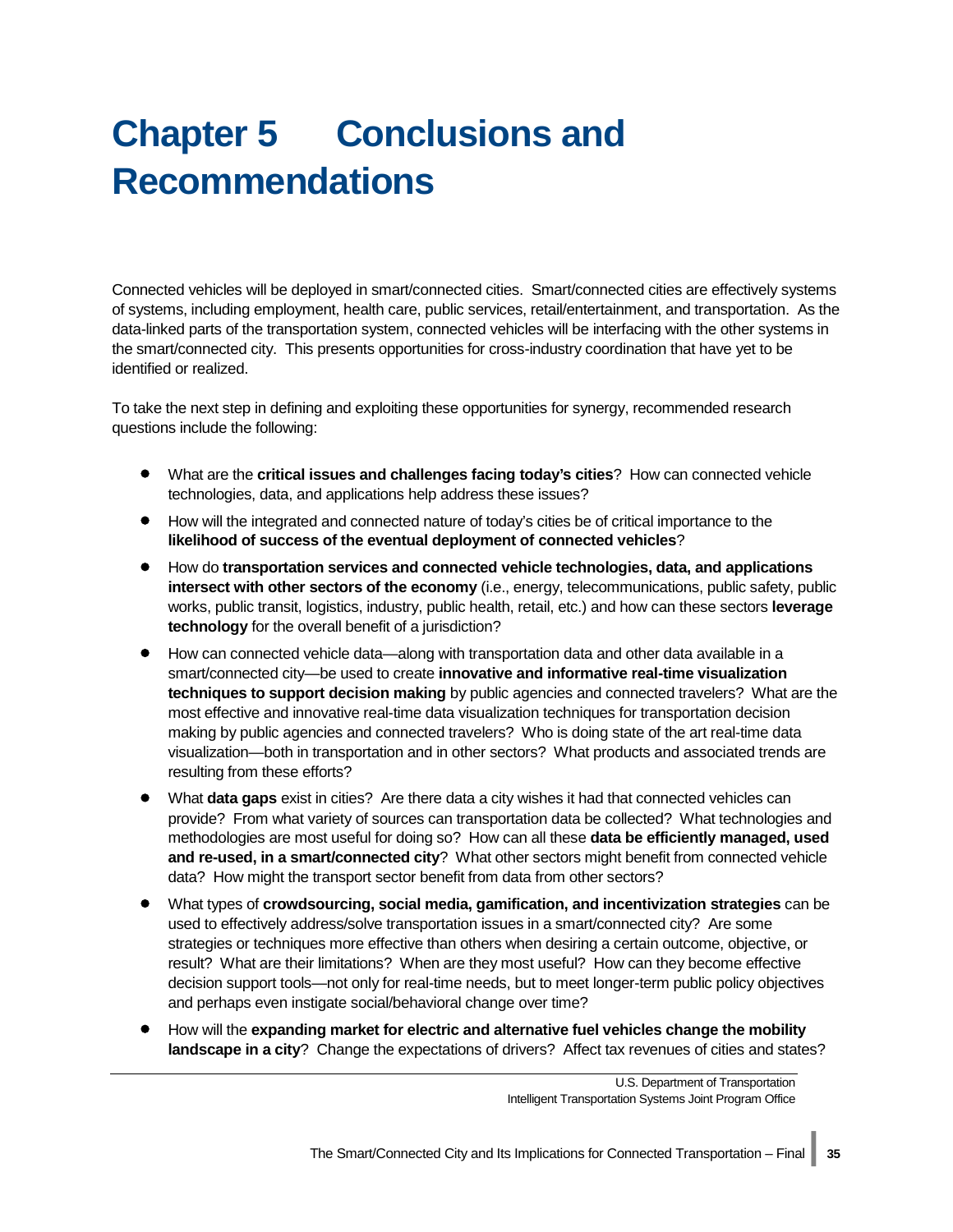# Chapter 5 Conclusions and Recommendations

Connected vehicles will be deployed in smart/connected cities. Smart/connected cities are effectively systems of systems, including employment, health care, public services, retail/entertainment, and transportation. As the data-linked parts of the transportation system, connected vehicles will be interfacing with the other systems in the smart/connected city. This presents opportunities for cross-industry coordination that have yet to be identified or realized.

To take the next step in defining and exploiting these opportunities for synergy, recommended research questions include the following:

- What are the **critical issues and challenges facing today's cities**? How can connected vehicle technologies, data, and applications help address these issues?
- How will the integrated and connected nature of today's cities be of critical importance to the **likelihood of success of the eventual deployment of connected vehicles**?
- How do **transportation services and connected vehicle technologies, data, and applications intersect with other sectors of the economy** (i.e., energy, telecommunications, public safety, public works, public transit, logistics, industry, public health, retail, etc.) and how can these sectors **leverage technology** for the overall benefit of a jurisdiction?
- How can connected vehicle data—along with transportation data and other data available in a smart/connected city—be used to create **innovative and informative real-time visualization techniques to support decision making** by public agencies and connected travelers? What are the most effective and innovative real-time data visualization techniques for transportation decision making by public agencies and connected travelers? Who is doing state of the art real-time data visualization—both in transportation and in other sectors? What products and associated trends are resulting from these efforts?
- What **data gaps** exist in cities? Are there data a city wishes it had that connected vehicles can provide? From what variety of sources can transportation data be collected? What technologies and methodologies are most useful for doing so? How can all these **data be efficiently managed, used and re-used, in a smart/connected city**? What other sectors might benefit from connected vehicle data? How might the transport sector benefit from data from other sectors?
- What types of **crowdsourcing, social media, gamification, and incentivization strategies** can be used to effectively address/solve transportation issues in a smart/connected city? Are some strategies or techniques more effective than others when desiring a certain outcome, objective, or result? What are their limitations? When are they most useful? How can they become effective decision support tools—not only for real-time needs, but to meet longer-term public policy objectives and perhaps even instigate social/behavioral change over time?
- How will the **expanding market for electric and alternative fuel vehicles change the mobility landscape in a city**? Change the expectations of drivers? Affect tax revenues of cities and states?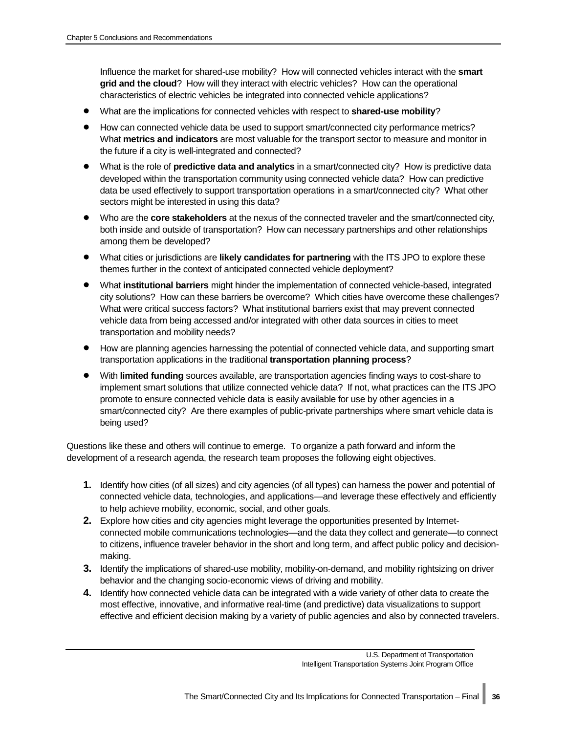influence the market for shared-use mobility? How will connected vehicles interact with the **smart grid and the cloud**? How will they interact with electric vehicles? How can the operational characteristics of electric vehicles be integrated into connected vehicle applications?

- What are the implications for connected vehicles with respect to **shared-use mobility**?
- How can connected vehicle data be used to support smart/connected city performance metrics? What **metrics and indicators** are most valuable for the transport sector to measure and monitor in the future if a city is well-integrated and connected?
- What is the role of **predictive data and analytics** in a smart/connected city? How is predictive data developed within the transportation community using connected vehicle data? How can predictive data be used effectively to support transportation operations in a smart/connected city? What other sectors might be interested in using this data?
- Who are the **core stakeholders** at the nexus of the connected traveler and the smart/connected city, both inside and outside of transportation? How can necessary partnerships and other relationships among them be developed?
- What cities or jurisdictions are **likely candidates for partnering** with the ITS JPO to explore these themes further in the context of anticipated connected vehicle deployment?
- What **institutional barriers** might hinder the implementation of connected vehicle-based, integrated city solutions? How can these barriers be overcome? Which cities have overcome these challenges? What were critical success factors? What institutional barriers exist that may prevent connected vehicle data from being accessed and/or integrated with other data sources in cities to meet transportation and mobility needs?
- How are planning agencies harnessing the potential of connected vehicle data, and supporting smart transportation applications in the traditional **transportation planning process**?
- With **limited funding** sources available, are transportation agencies finding ways to cost-share to implement smart solutions that utilize connected vehicle data? If not, what practices can the ITS JPO promote to ensure connected vehicle data is easily available for use by other agencies in a smart/connected city? Are there examples of public-private partnerships where smart vehicle data is being used?

Questions like these and others will continue to emerge. To organize a path forward and inform the development of a research agenda, the research team proposes the following eight objectives.

1. Identify how cities (of all sizes) and city agencies (of all types) can harness the power and potential of connected vehicle data, technologies, and applications—and leverage these effectively and efficiently to help achieve mobility, economic, social, and other goals.
2. Explore how cities and city agencies might leverage the opportunities presented by Internet-connected mobile communications technologies—and the data they collect and generate—to connect to citizens, influence traveler behavior in the short and long term, and affect public policy and decision-making.
3. Identify the implications of shared-use mobility, mobility-on-demand, and mobility rightsizing on driver behavior and the changing socio-economic views of driving and mobility.
4. Identify how connected vehicle data can be integrated with a wide variety of other data to create the most effective, innovative, and informative real-time (and predictive) data visualizations to support effective and efficient decision making by a variety of public agencies and also by connected travelers.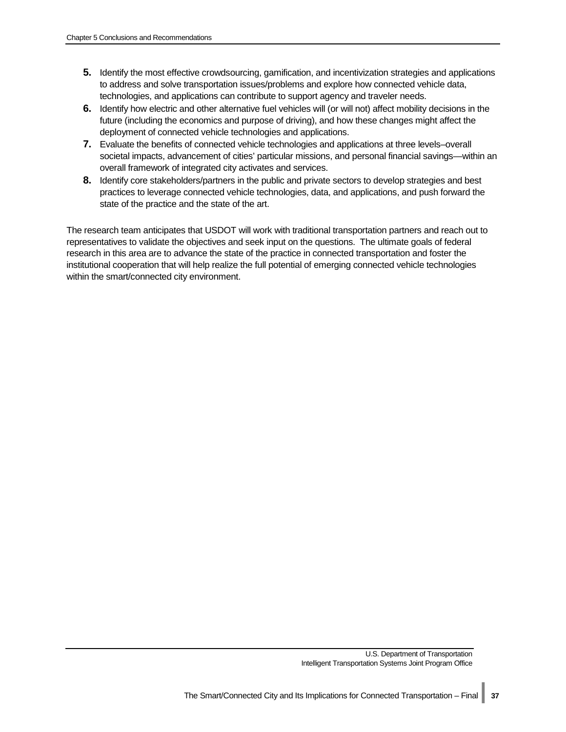5. Identify the most effective crowdsourcing, gamification, and incentivization strategies and applications to address and solve transportation issues/problems and explore how connected vehicle data, technologies, and applications can contribute to support agency and traveler needs.
6. Identify how electric and other alternative fuel vehicles will (or will not) affect mobility decisions in the future (including the economics and purpose of driving), and how these changes might affect the deployment of connected vehicle technologies and applications.
7. Evaluate the benefits of connected vehicle technologies and applications at three levels–overall societal impacts, advancement of cities' particular missions, and personal financial savings—within an overall framework of integrated city activates and services.
8. Identify core stakeholders/partners in the public and private sectors to develop strategies and best practices to leverage connected vehicle technologies, data, and applications, and push forward the state of the practice and the state of the art.

The research team anticipates that USDOT will work with traditional transportation partners and reach out to representatives to validate the objectives and seek input on the questions. The ultimate goals of federal research in this area are to advance the state of the practice in connected transportation and foster the institutional cooperation that will help realize the full potential of emerging connected vehicle technologies within the smart/connected city environment.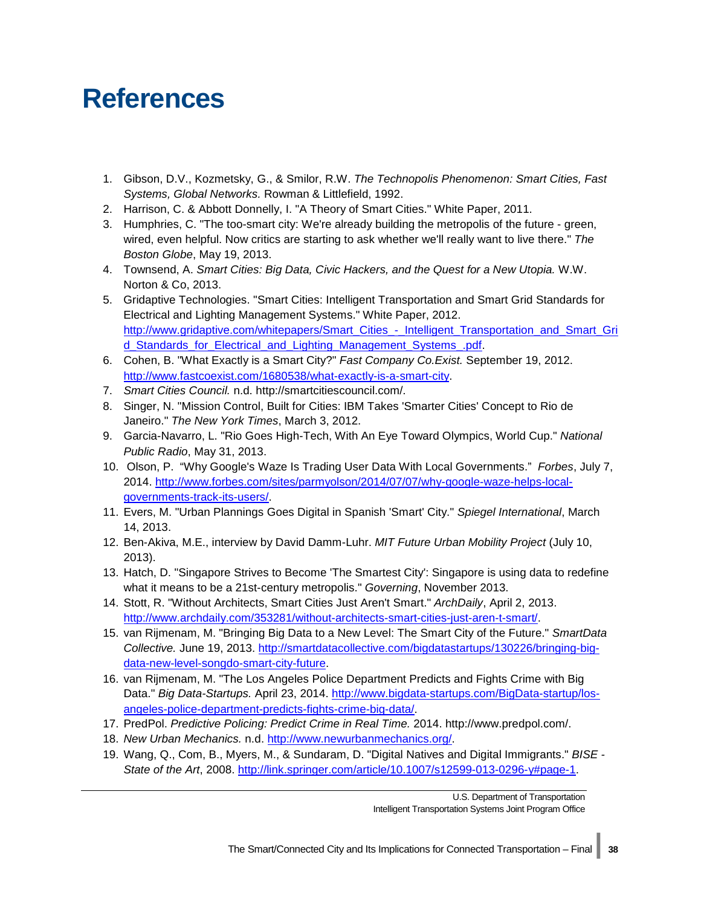# References

1. Gibson, D.V., Kozmetsky, G., & Smilor, R.W. *The Technopolis Phenomenon: Smart Cities, Fast Systems, Global Networks.* Rowman & Littlefield, 1992.
2. Harrison, C. & Abbott Donnelly, I. "A Theory of Smart Cities." White Paper, 2011.
3. Humphries, C. "The too-smart city: We're already building the metropolis of the future - green, wired, even helpful. Now critics are starting to ask whether we'll really want to live there." *The Boston Globe*, May 19, 2013.
4. Townsend, A. *Smart Cities: Big Data, Civic Hackers, and the Quest for a New Utopia.* W.W. Norton & Co, 2013.
5. Gridaptive Technologies. "Smart Cities: Intelligent Transportation and Smart Grid Standards for Electrical and Lighting Management Systems." White Paper, 2012. http://www.gridaptive.com/whitepapers/Smart_Cities_-_Intelligent_Transportation_and_Smart_Grid_Standards_for_Electrical_and_Lighting_Management_Systems_.pdf.
6. Cohen, B. "What Exactly is a Smart City?" *Fast Company Co.Exist.* September 19, 2012. http://www.fastcoexist.com/1680538/what-exactly-is-a-smart-city.
7. *Smart Cities Council.* n.d. http://smartcitiescouncil.com/.
8. Singer, N. "Mission Control, Built for Cities: IBM Takes 'Smarter Cities' Concept to Rio de Janeiro." *The New York Times*, March 3, 2012.
9. Garcia-Navarro, L. "Rio Goes High-Tech, With An Eye Toward Olympics, World Cup." *National Public Radio*, May 31, 2013.
10. Olson, P. "Why Google's Waze Is Trading User Data With Local Governments." *Forbes*, July 7, 2014. http://www.forbes.com/sites/parmyolson/2014/07/07/why-google-waze-helps-local-governments-track-its-users/.
11. Evers, M. "Urban Plannings Goes Digital in Spanish 'Smart' City." *Spiegel International*, March 14, 2013.
12. Ben-Akiva, M.E., interview by David Damm-Luhr. *MIT Future Urban Mobility Project* (July 10, 2013).
13. Hatch, D. "Singapore Strives to Become 'The Smartest City': Singapore is using data to redefine what it means to be a 21st-century metropolis." *Governing*, November 2013.
14. Stott, R. "Without Architects, Smart Cities Just Aren't Smart." *ArchDaily*, April 2, 2013. http://www.archdaily.com/353281/without-architects-smart-cities-just-aren-t-smart/.
15. van Rijmenam, M. "Bringing Big Data to a New Level: The Smart City of the Future." *SmartData Collective.* June 19, 2013. http://smartdatacollective.com/bigdatastartups/130226/bringing-big-data-new-level-songdo-smart-city-future.
16. van Rijmenam, M. "The Los Angeles Police Department Predicts and Fights Crime with Big Data." *Big Data-Startups.* April 23, 2014. http://www.bigdata-startups.com/BigData-startup/los-angeles-police-department-predicts-fights-crime-big-data/.
17. PredPol. *Predictive Policing: Predict Crime in Real Time.* 2014. http://www.predpol.com/.
18. *New Urban Mechanics.* n.d. http://www.newurbanmechanics.org/.
19. Wang, Q., Com, B., Myers, M., & Sundaram, D. "Digital Natives and Digital Immigrants." *BISE - State of the Art*, 2008. http://link.springer.com/article/10.1007/s12599-013-0296-y#page-1.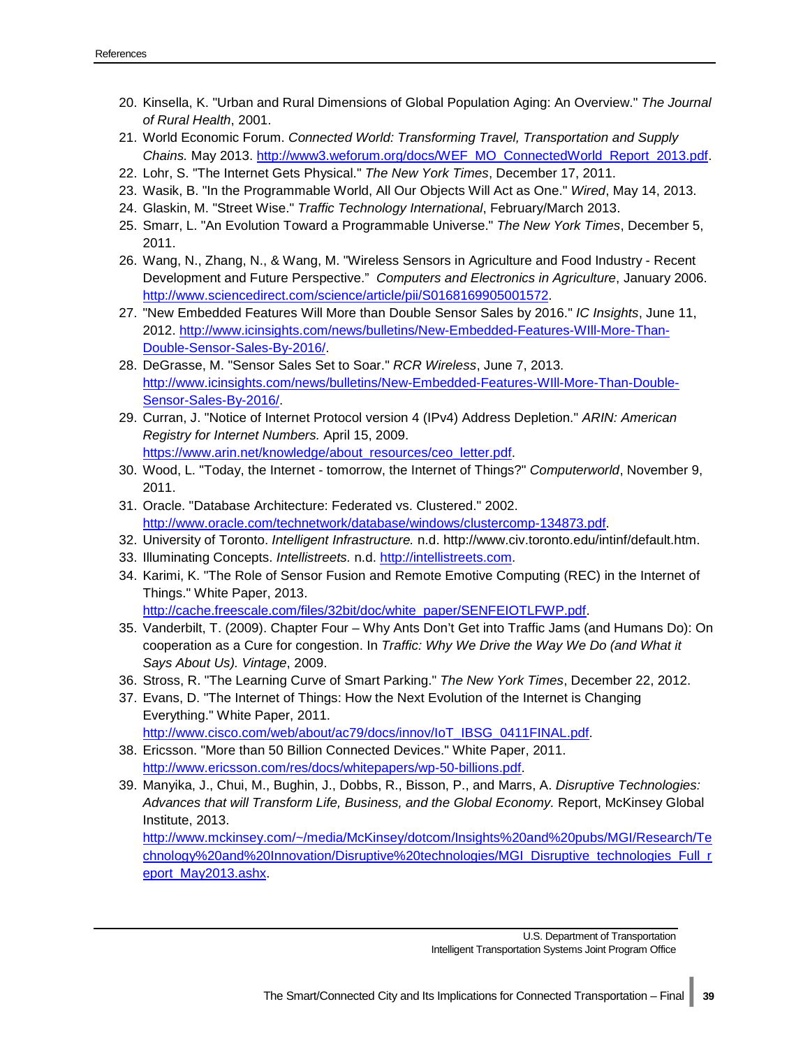20. Kinsella, K. "Urban and Rural Dimensions of Global Population Aging: An Overview." *The Journal of Rural Health*, 2001.
21. World Economic Forum. *Connected World: Transforming Travel, Transportation and Supply Chains.* May 2013. http://www3.weforum.org/docs/WEF_MO_ConnectedWorld_Report_2013.pdf.
22. Lohr, S. "The Internet Gets Physical." *The New York Times*, December 17, 2011.
23. Wasik, B. "In the Programmable World, All Our Objects Will Act as One." *Wired*, May 14, 2013.
24. Glaskin, M. "Street Wise." *Traffic Technology International*, February/March 2013.
25. Smarr, L. "An Evolution Toward a Programmable Universe." *The New York Times*, December 5, 2011.
26. Wang, N., Zhang, N., & Wang, M. "Wireless Sensors in Agriculture and Food Industry - Recent Development and Future Perspective." *Computers and Electronics in Agriculture*, January 2006. http://www.sciencedirect.com/science/article/pii/S0168169905001572.
27. "New Embedded Features Will More than Double Sensor Sales by 2016." *IC Insights*, June 11, 2012. http://www.icinsights.com/news/bulletins/New-Embedded-Features-WIll-More-Than-Double-Sensor-Sales-By-2016/.
28. DeGrasse, M. "Sensor Sales Set to Soar." *RCR Wireless*, June 7, 2013. http://www.icinsights.com/news/bulletins/New-Embedded-Features-WIll-More-Than-Double-Sensor-Sales-By-2016/.
29. Curran, J. "Notice of Internet Protocol version 4 (IPv4) Address Depletion." *ARIN: American Registry for Internet Numbers.* April 15, 2009. https://www.arin.net/knowledge/about_resources/ceo_letter.pdf.
30. Wood, L. "Today, the Internet - tomorrow, the Internet of Things?" *Computerworld*, November 9, 2011.
31. Oracle. "Database Architecture: Federated vs. Clustered." 2002. http://www.oracle.com/technetwork/database/windows/clustercomp-134873.pdf.
32. University of Toronto. *Intelligent Infrastructure.* n.d. http://www.civ.toronto.edu/intinf/default.htm.
33. Illuminating Concepts. *Intellistreets.* n.d. http://intellistreets.com.
34. Karimi, K. "The Role of Sensor Fusion and Remote Emotive Computing (REC) in the Internet of Things." White Paper, 2013. http://cache.freescale.com/files/32bit/doc/white_paper/SENFEIOTLFWP.pdf.
35. Vanderbilt, T. (2009). Chapter Four – Why Ants Don't Get into Traffic Jams (and Humans Do): On cooperation as a Cure for congestion. In *Traffic: Why We Drive the Way We Do (and What it Says About Us). Vintage*, 2009.
36. Stross, R. "The Learning Curve of Smart Parking." *The New York Times*, December 22, 2012.
37. Evans, D. "The Internet of Things: How the Next Evolution of the Internet is Changing Everything." White Paper, 2011. http://www.cisco.com/web/about/ac79/docs/innov/IoT_IBSG_0411FINAL.pdf.
38. Ericsson. "More than 50 Billion Connected Devices." White Paper, 2011. http://www.ericsson.com/res/docs/whitepapers/wp-50-billions.pdf.
39. Manyika, J., Chui, M., Bughin, J., Dobbs, R., Bisson, P., and Marrs, A. *Disruptive Technologies: Advances that will Transform Life, Business, and the Global Economy.* Report, McKinsey Global Institute, 2013. http://www.mckinsey.com/~/media/McKinsey/dotcom/Insights%20and%20pubs/MGI/Research/Technology%20and%20Innovation/Disruptive%20technologies/MGI_Disruptive_technologies_Full_report_May2013.ashx.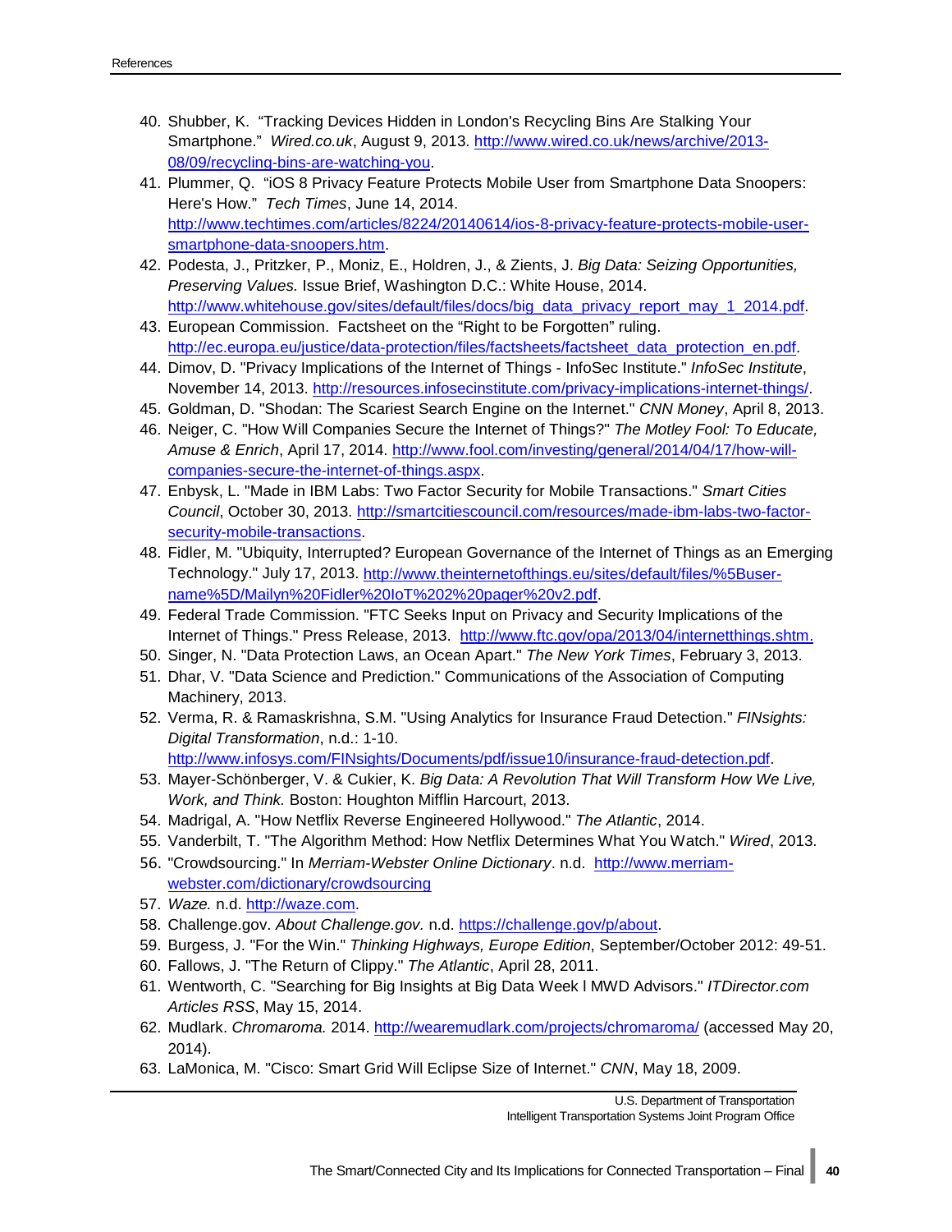40. Shubber, K. "Tracking Devices Hidden in London's Recycling Bins Are Stalking Your Smartphone." *Wired.co.uk*, August 9, 2013. http://www.wired.co.uk/news/archive/2013-08/09/recycling-bins-are-watching-you.
41. Plummer, Q. "iOS 8 Privacy Feature Protects Mobile User from Smartphone Data Snoopers: Here's How." *Tech Times*, June 14, 2014. http://www.techtimes.com/articles/8224/20140614/ios-8-privacy-feature-protects-mobile-user-smartphone-data-snoopers.htm.
42. Podesta, J., Pritzker, P., Moniz, E., Holdren, J., & Zients, J. *Big Data: Seizing Opportunities, Preserving Values.* Issue Brief, Washington D.C.: White House, 2014. http://www.whitehouse.gov/sites/default/files/docs/big_data_privacy_report_may_1_2014.pdf.
43. European Commission. Factsheet on the "Right to be Forgotten" ruling. http://ec.europa.eu/justice/data-protection/files/factsheets/factsheet_data_protection_en.pdf.
44. Dimov, D. "Privacy Implications of the Internet of Things - InfoSec Institute." *InfoSec Institute*, November 14, 2013. http://resources.infosecinstitute.com/privacy-implications-internet-things/.
45. Goldman, D. "Shodan: The Scariest Search Engine on the Internet." *CNN Money*, April 8, 2013.
46. Neiger, C. "How Will Companies Secure the Internet of Things?" *The Motley Fool: To Educate, Amuse & Enrich*, April 17, 2014. http://www.fool.com/investing/general/2014/04/17/how-will-companies-secure-the-internet-of-things.aspx.
47. Enbysk, L. "Made in IBM Labs: Two Factor Security for Mobile Transactions." *Smart Cities Council*, October 30, 2013. http://smartcitiescouncil.com/resources/made-ibm-labs-two-factor-security-mobile-transactions.
48. Fidler, M. "Ubiquity, Interrupted? European Governance of the Internet of Things as an Emerging Technology." July 17, 2013. http://www.theinternetofthings.eu/sites/default/files/%5Buser-name%5D/Mailyn%20Fidler%20IoT%202%20pager%20v2.pdf.
49. Federal Trade Commission. "FTC Seeks Input on Privacy and Security Implications of the Internet of Things." Press Release, 2013. http://www.ftc.gov/opa/2013/04/internetthings.shtm.
50. Singer, N. "Data Protection Laws, an Ocean Apart." *The New York Times*, February 3, 2013.
51. Dhar, V. "Data Science and Prediction." Communications of the Association of Computing Machinery, 2013.
52. Verma, R. & Ramaskrishna, S.M. "Using Analytics for Insurance Fraud Detection." *FINsights: Digital Transformation*, n.d.: 1-10. http://www.infosys.com/FINsights/Documents/pdf/issue10/insurance-fraud-detection.pdf.
53. Mayer-Schönberger, V. & Cukier, K. *Big Data: A Revolution That Will Transform How We Live, Work, and Think.* Boston: Houghton Mifflin Harcourt, 2013.
54. Madrigal, A. "How Netflix Reverse Engineered Hollywood." *The Atlantic*, 2014.
55. Vanderbilt, T. "The Algorithm Method: How Netflix Determines What You Watch." *Wired*, 2013.
56. "Crowdsourcing." In *Merriam-Webster Online Dictionary*. n.d. http://www.merriam-webster.com/dictionary/crowdsourcing
57. *Waze.* n.d. http://waze.com.
58. Challenge.gov. *About Challenge.gov.* n.d. https://challenge.gov/p/about.
59. Burgess, J. "For the Win." *Thinking Highways, Europe Edition*, September/October 2012: 49-51.
60. Fallows, J. "The Return of Clippy." *The Atlantic*, April 28, 2011.
61. Wentworth, C. "Searching for Big Insights at Big Data Week l MWD Advisors." *ITDirector.com Articles RSS*, May 15, 2014.
62. Mudlark. *Chromaroma.* 2014. http://wearemudlark.com/projects/chromaroma/ (accessed May 20, 2014).
63. LaMonica, M. "Cisco: Smart Grid Will Eclipse Size of Internet." *CNN*, May 18, 2009.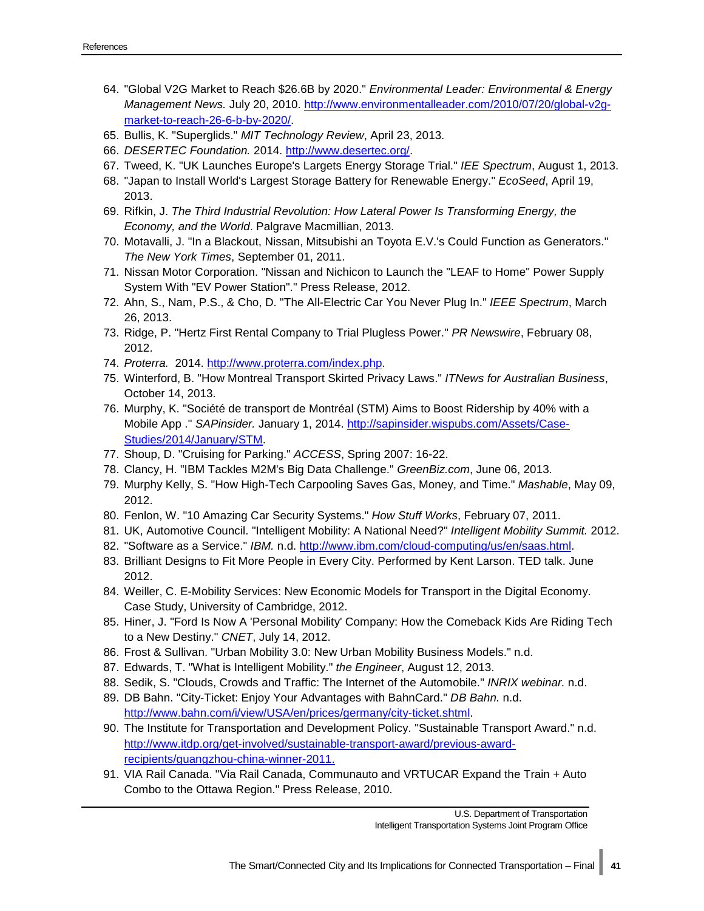64. "Global V2G Market to Reach $26.6B by 2020." *Environmental Leader: Environmental & Energy Management News.* July 20, 2010. http://www.environmentalleader.com/2010/07/20/global-v2g-market-to-reach-26-6-b-by-2020/.
65. Bullis, K. "Superglids." *MIT Technology Review*, April 23, 2013.
66. *DESERTEC Foundation.* 2014. http://www.desertec.org/.
67. Tweed, K. "UK Launches Europe's Largets Energy Storage Trial." *IEE Spectrum*, August 1, 2013.
68. "Japan to Install World's Largest Storage Battery for Renewable Energy." *EcoSeed*, April 19, 2013.
69. Rifkin, J. *The Third Industrial Revolution: How Lateral Power Is Transforming Energy, the Economy, and the World*. Palgrave Macmillian, 2013.
70. Motavalli, J. "In a Blackout, Nissan, Mitsubishi an Toyota E.V.'s Could Function as Generators." *The New York Times*, September 01, 2011.
71. Nissan Motor Corporation. "Nissan and Nichicon to Launch the "LEAF to Home" Power Supply System With "EV Power Station"." Press Release, 2012.
72. Ahn, S., Nam, P.S., & Cho, D. "The All-Electric Car You Never Plug In." *IEEE Spectrum*, March 26, 2013.
73. Ridge, P. "Hertz First Rental Company to Trial Plugless Power." *PR Newswire*, February 08, 2012.
74. *Proterra.* 2014. http://www.proterra.com/index.php.
75. Winterford, B. "How Montreal Transport Skirted Privacy Laws." *ITNews for Australian Business*, October 14, 2013.
76. Murphy, K. "Société de transport de Montréal (STM) Aims to Boost Ridership by 40% with a Mobile App ." *SAPinsider.* January 1, 2014. http://sapinsider.wispubs.com/Assets/Case-Studies/2014/January/STM.
77. Shoup, D. "Cruising for Parking." *ACCESS*, Spring 2007: 16-22.
78. Clancy, H. "IBM Tackles M2M's Big Data Challenge." *GreenBiz.com*, June 06, 2013.
79. Murphy Kelly, S. "How High-Tech Carpooling Saves Gas, Money, and Time." *Mashable*, May 09, 2012.
80. Fenlon, W. "10 Amazing Car Security Systems." *How Stuff Works*, February 07, 2011.
81. UK, Automotive Council. "Intelligent Mobility: A National Need?" *Intelligent Mobility Summit.* 2012.
82. "Software as a Service." *IBM.* n.d. http://www.ibm.com/cloud-computing/us/en/saas.html.
83. Brilliant Designs to Fit More People in Every City. Performed by Kent Larson. TED talk. June 2012.
84. Weiller, C. E-Mobility Services: New Economic Models for Transport in the Digital Economy. Case Study, University of Cambridge, 2012.
85. Hiner, J. "Ford Is Now A 'Personal Mobility' Company: How the Comeback Kids Are Riding Tech to a New Destiny." *CNET*, July 14, 2012.
86. Frost & Sullivan. "Urban Mobility 3.0: New Urban Mobility Business Models." n.d.
87. Edwards, T. "What is Intelligent Mobility." *the Engineer*, August 12, 2013.
88. Sedik, S. "Clouds, Crowds and Traffic: The Internet of the Automobile." *INRIX webinar.* n.d.
89. DB Bahn. "City-Ticket: Enjoy Your Advantages with BahnCard." *DB Bahn.* n.d. http://www.bahn.com/i/view/USA/en/prices/germany/city-ticket.shtml.
90. The Institute for Transportation and Development Policy. "Sustainable Transport Award." n.d. http://www.itdp.org/get-involved/sustainable-transport-award/previous-award-recipients/guangzhou-china-winner-2011.
91. VIA Rail Canada. "Via Rail Canada, Communauto and VRTUCAR Expand the Train + Auto Combo to the Ottawa Region." Press Release, 2010.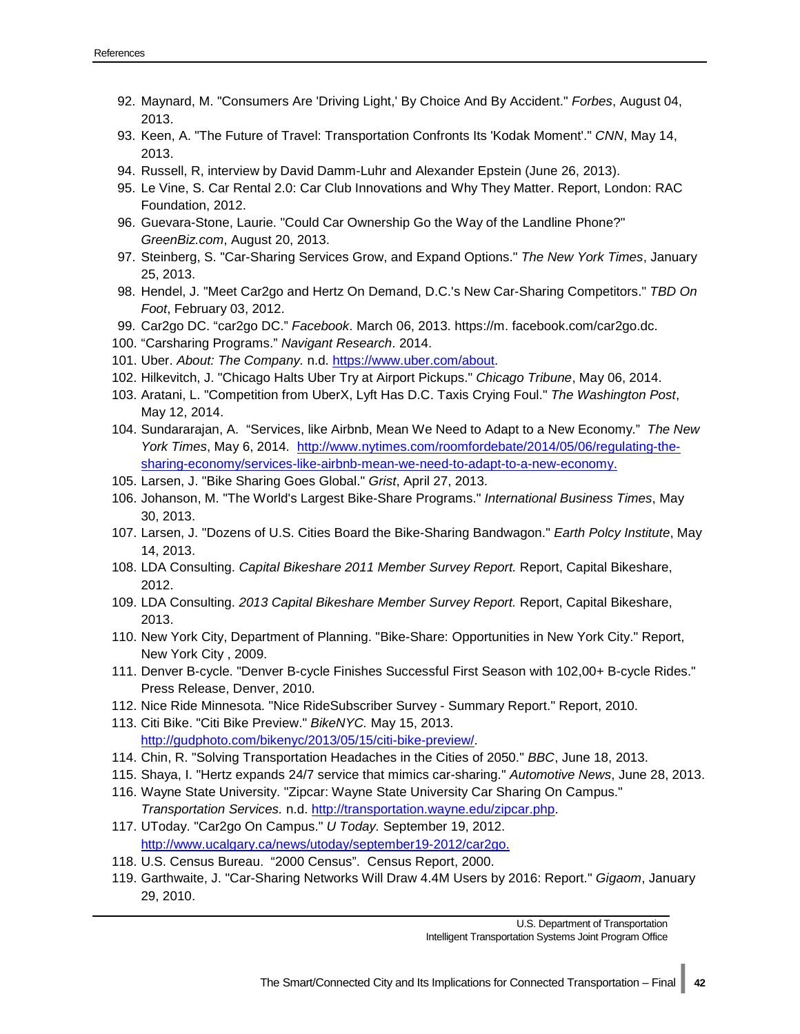92. Maynard, M. "Consumers Are 'Driving Light,' By Choice And By Accident." *Forbes*, August 04, 2013.
93. Keen, A. "The Future of Travel: Transportation Confronts Its 'Kodak Moment'." *CNN*, May 14, 2013.
94. Russell, R, interview by David Damm-Luhr and Alexander Epstein (June 26, 2013).
95. Le Vine, S. Car Rental 2.0: Car Club Innovations and Why They Matter. Report, London: RAC Foundation, 2012.
96. Guevara-Stone, Laurie. "Could Car Ownership Go the Way of the Landline Phone?" *GreenBiz.com*, August 20, 2013.
97. Steinberg, S. "Car-Sharing Services Grow, and Expand Options." *The New York Times*, January 25, 2013.
98. Hendel, J. "Meet Car2go and Hertz On Demand, D.C.'s New Car-Sharing Competitors." *TBD On Foot*, February 03, 2012.
99. Car2go DC. "car2go DC." *Facebook*. March 06, 2013. https://m. facebook.com/car2go.dc.
100. "Carsharing Programs." *Navigant Research*. 2014.
101. Uber. *About: The Company.* n.d. https://www.uber.com/about.
102. Hilkevitch, J. "Chicago Halts Uber Try at Airport Pickups." *Chicago Tribune*, May 06, 2014.
103. Aratani, L. "Competition from UberX, Lyft Has D.C. Taxis Crying Foul." *The Washington Post*, May 12, 2014.
104. Sundararajan, A. "Services, like Airbnb, Mean We Need to Adapt to a New Economy." *The New York Times*, May 6, 2014. http://www.nytimes.com/roomfordebate/2014/05/06/regulating-the-sharing-economy/services-like-airbnb-mean-we-need-to-adapt-to-a-new-economy.
105. Larsen, J. "Bike Sharing Goes Global." *Grist*, April 27, 2013.
106. Johanson, M. "The World's Largest Bike-Share Programs." *International Business Times*, May 30, 2013.
107. Larsen, J. "Dozens of U.S. Cities Board the Bike-Sharing Bandwagon." *Earth Polcy Institute*, May 14, 2013.
108. LDA Consulting. *Capital Bikeshare 2011 Member Survey Report.* Report, Capital Bikeshare, 2012.
109. LDA Consulting. *2013 Capital Bikeshare Member Survey Report.* Report, Capital Bikeshare, 2013.
110. New York City, Department of Planning. "Bike-Share: Opportunities in New York City." Report, New York City , 2009.
111. Denver B-cycle. "Denver B-cycle Finishes Successful First Season with 102,00+ B-cycle Rides." Press Release, Denver, 2010.
112. Nice Ride Minnesota. "Nice RideSubscriber Survey - Summary Report." Report, 2010.
113. Citi Bike. "Citi Bike Preview." *BikeNYC.* May 15, 2013. http://gudphoto.com/bikenyc/2013/05/15/citi-bike-preview/.
114. Chin, R. "Solving Transportation Headaches in the Cities of 2050." *BBC*, June 18, 2013.
115. Shaya, I. "Hertz expands 24/7 service that mimics car-sharing." *Automotive News*, June 28, 2013.
116. Wayne State University. "Zipcar: Wayne State University Car Sharing On Campus." *Transportation Services.* n.d. http://transportation.wayne.edu/zipcar.php.
117. UToday. "Car2go On Campus." *U Today.* September 19, 2012. http://www.ucalgary.ca/news/utoday/september19-2012/car2go.
118. U.S. Census Bureau. "2000 Census". Census Report, 2000.
119. Garthwaite, J. "Car-Sharing Networks Will Draw 4.4M Users by 2016: Report." *Gigaom*, January 29, 2010.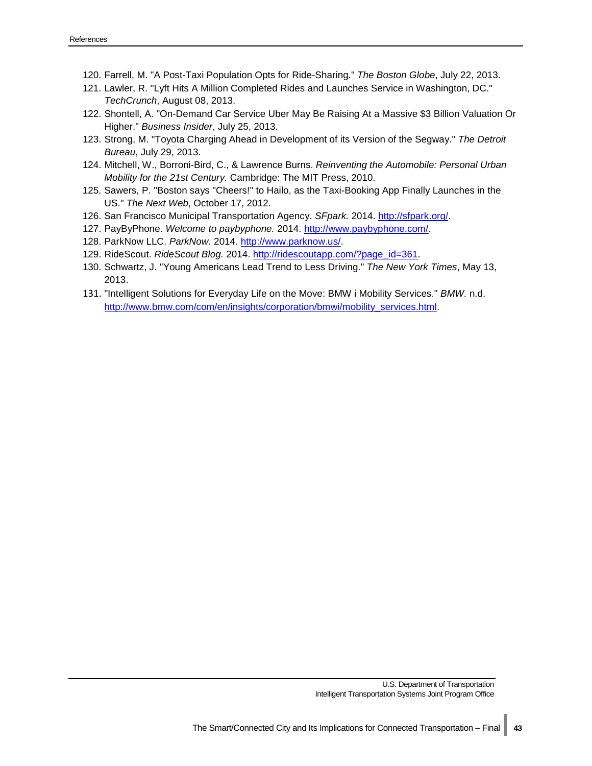120. Farrell, M. "A Post-Taxi Population Opts for Ride-Sharing." *The Boston Globe*, July 22, 2013.
121. Lawler, R. "Lyft Hits A Million Completed Rides and Launches Service in Washington, DC." *TechCrunch*, August 08, 2013.
122. Shontell, A. "On-Demand Car Service Uber May Be Raising At a Massive $3 Billion Valuation Or Higher." *Business Insider*, July 25, 2013.
123. Strong, M. "Toyota Charging Ahead in Development of its Version of the Segway." *The Detroit Bureau*, July 29, 2013.
124. Mitchell, W., Borroni-Bird, C., & Lawrence Burns. *Reinventing the Automobile: Personal Urban Mobility for the 21st Century.* Cambridge: The MIT Press, 2010.
125. Sawers, P. "Boston says "Cheers!" to Hailo, as the Taxi-Booking App Finally Launches in the US." *The Next Web*, October 17, 2012.
126. San Francisco Municipal Transportation Agency. *SFpark.* 2014. http://sfpark.org/.
127. PayByPhone. *Welcome to paybyphone.* 2014. http://www.paybyphone.com/.
128. ParkNow LLC. *ParkNow.* 2014. http://www.parknow.us/.
129. RideScout. *RideScout Blog.* 2014. http://ridescoutapp.com/?page_id=361.
130. Schwartz, J. "Young Americans Lead Trend to Less Driving." *The New York Times*, May 13, 2013.
131. "Intelligent Solutions for Everyday Life on the Move: BMW i Mobility Services." *BMW.* n.d. http://www.bmw.com/com/en/insights/corporation/bmwi/mobility_services.html.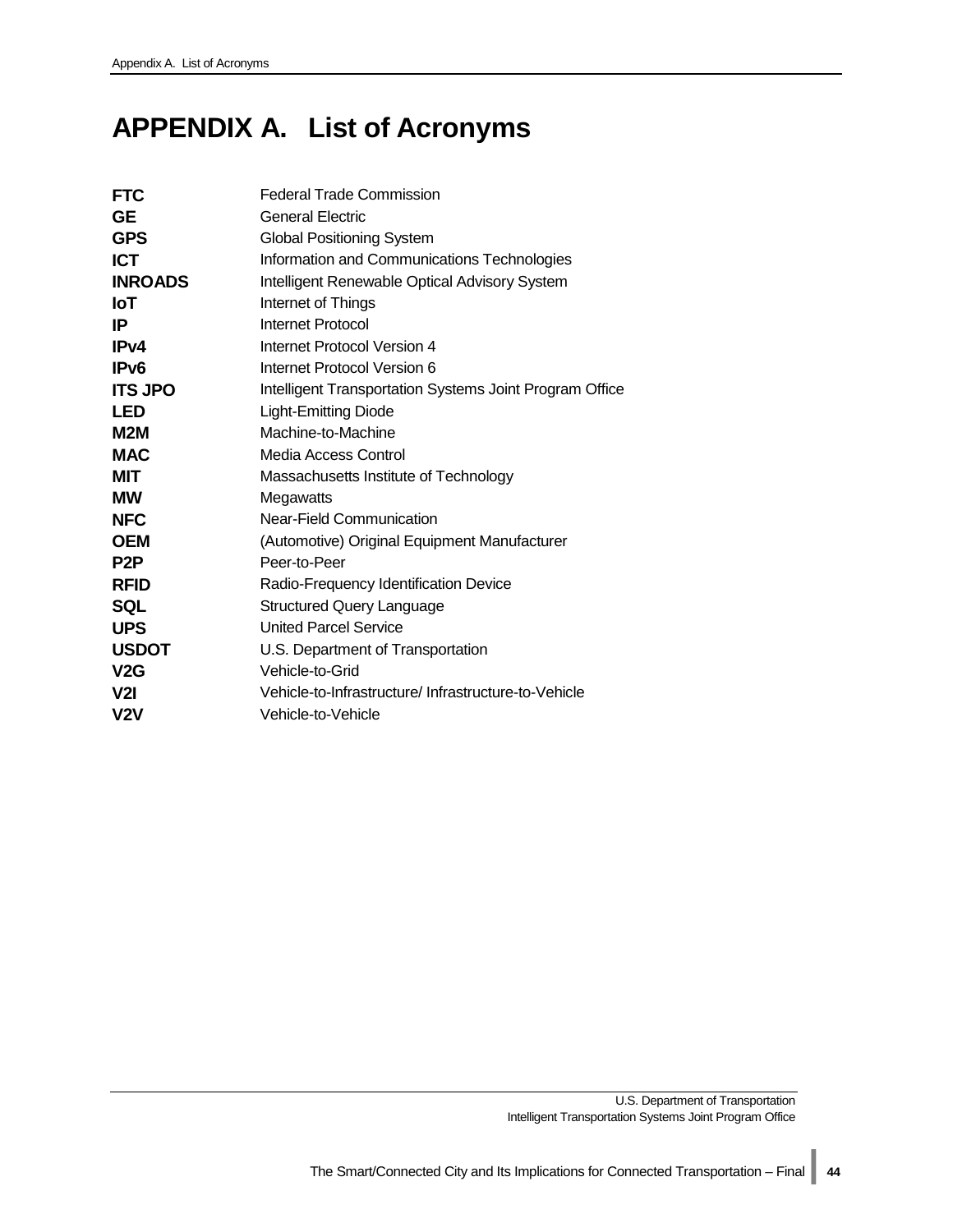# APPENDIX A. List of Acronyms

| | |
|---|---|
| **FTC** | Federal Trade Commission |
| **GE** | General Electric |
| **GPS** | Global Positioning System |
| **ICT** | Information and Communications Technologies |
| **INROADS** | Intelligent Renewable Optical Advisory System |
| **IoT** | Internet of Things |
| **IP** | Internet Protocol |
| **IPv4** | Internet Protocol Version 4 |
| **IPv6** | Internet Protocol Version 6 |
| **ITS JPO** | Intelligent Transportation Systems Joint Program Office |
| **LED** | Light-Emitting Diode |
| **M2M** | Machine-to-Machine |
| **MAC** | Media Access Control |
| **MIT** | Massachusetts Institute of Technology |
| **MW** | Megawatts |
| **NFC** | Near-Field Communication |
| **OEM** | (Automotive) Original Equipment Manufacturer |
| **P2P** | Peer-to-Peer |
| **RFID** | Radio-Frequency Identification Device |
| **SQL** | Structured Query Language |
| **UPS** | United Parcel Service |
| **USDOT** | U.S. Department of Transportation |
| **V2G** | Vehicle-to-Grid |
| **V2I** | Vehicle-to-Infrastructure/ Infrastructure-to-Vehicle |
| **V2V** | Vehicle-to-Vehicle |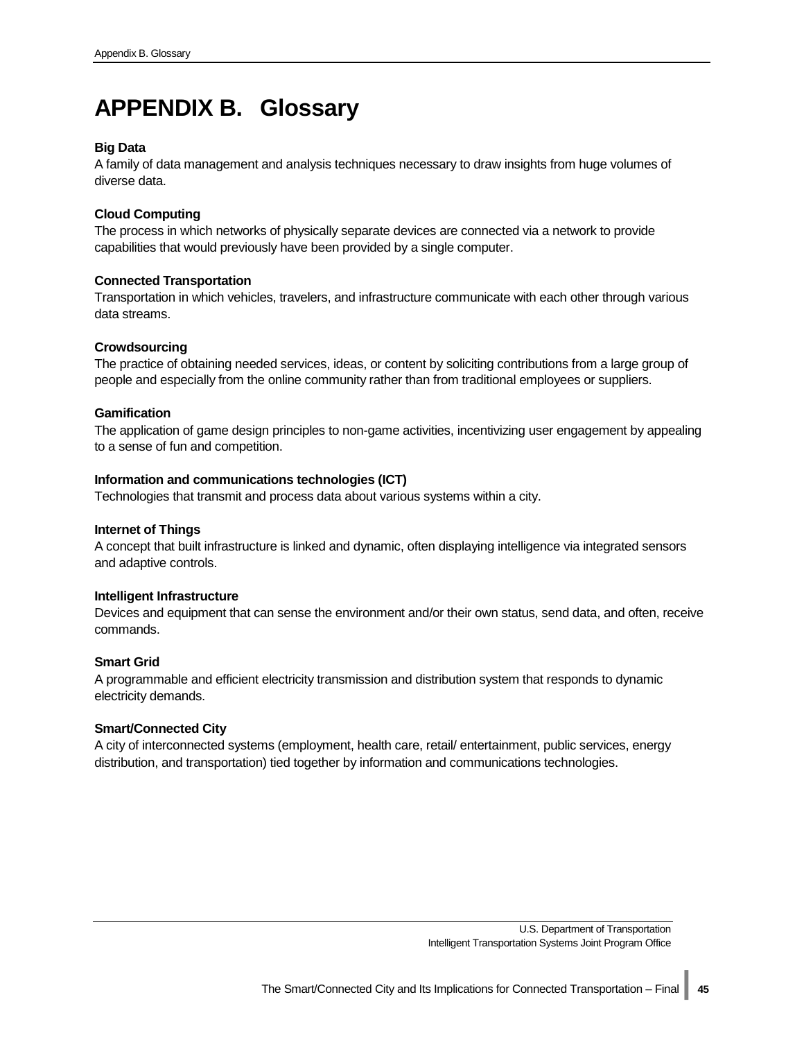# APPENDIX B. Glossary

**Big Data**
A family of data management and analysis techniques necessary to draw insights from huge volumes of diverse data.

**Cloud Computing**
The process in which networks of physically separate devices are connected via a network to provide capabilities that would previously have been provided by a single computer.

**Connected Transportation**
Transportation in which vehicles, travelers, and infrastructure communicate with each other through various data streams.

**Crowdsourcing**
The practice of obtaining needed services, ideas, or content by soliciting contributions from a large group of people and especially from the online community rather than from traditional employees or suppliers.

**Gamification**
The application of game design principles to non-game activities, incentivizing user engagement by appealing to a sense of fun and competition.

**Information and communications technologies (ICT)**
Technologies that transmit and process data about various systems within a city.

**Internet of Things**
A concept that built infrastructure is linked and dynamic, often displaying intelligence via integrated sensors and adaptive controls.

**Intelligent Infrastructure**
Devices and equipment that can sense the environment and/or their own status, send data, and often, receive commands.

**Smart Grid**
A programmable and efficient electricity transmission and distribution system that responds to dynamic electricity demands.

**Smart/Connected City**
A city of interconnected systems (employment, health care, retail/ entertainment, public services, energy distribution, and transportation) tied together by information and communications technologies.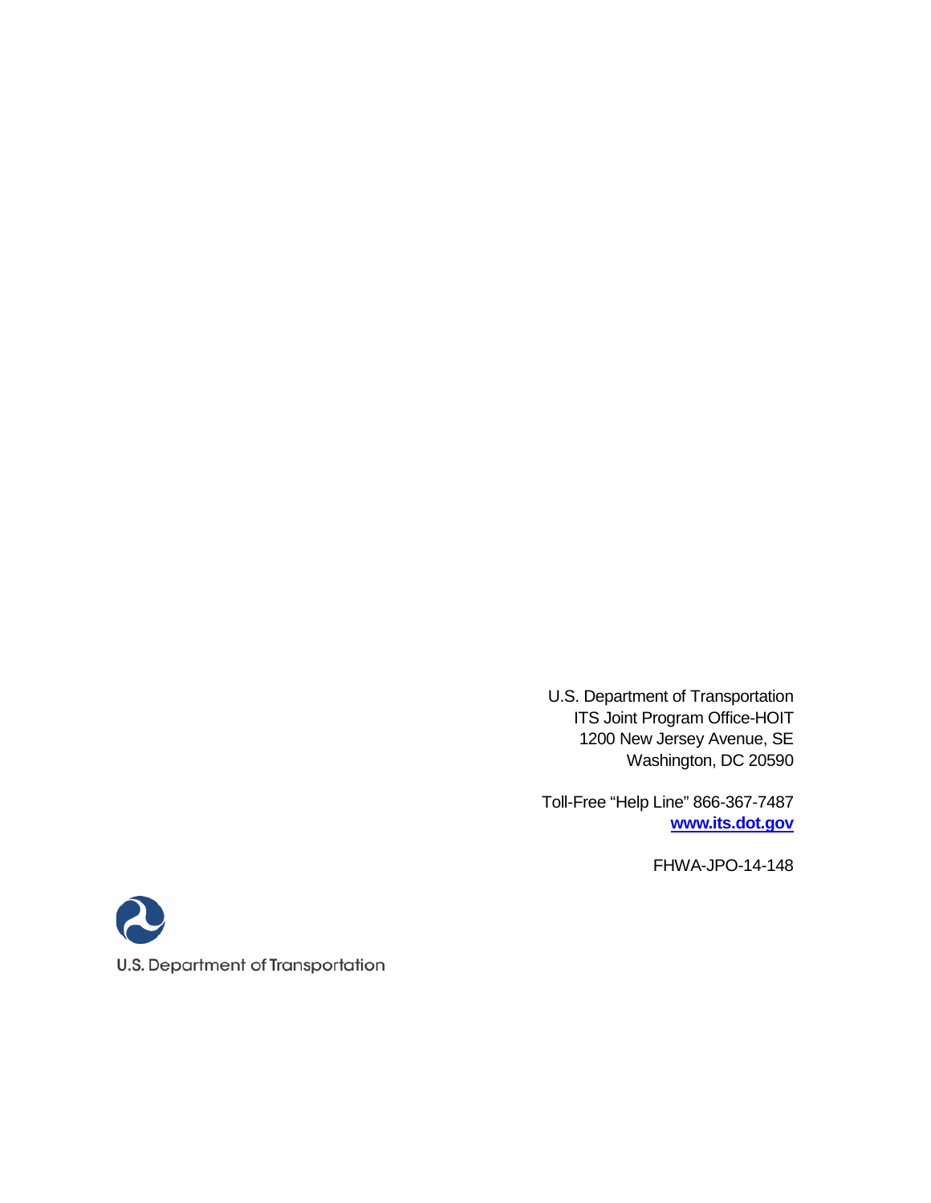U.S. Department of Transportation
ITS Joint Program Office-HOIT
1200 New Jersey Avenue, SE
Washington, DC 20590

Toll-Free "Help Line" 866-367-7487
**www.its.dot.gov**

FHWA-JPO-14-148

U.S. Department of Transportation